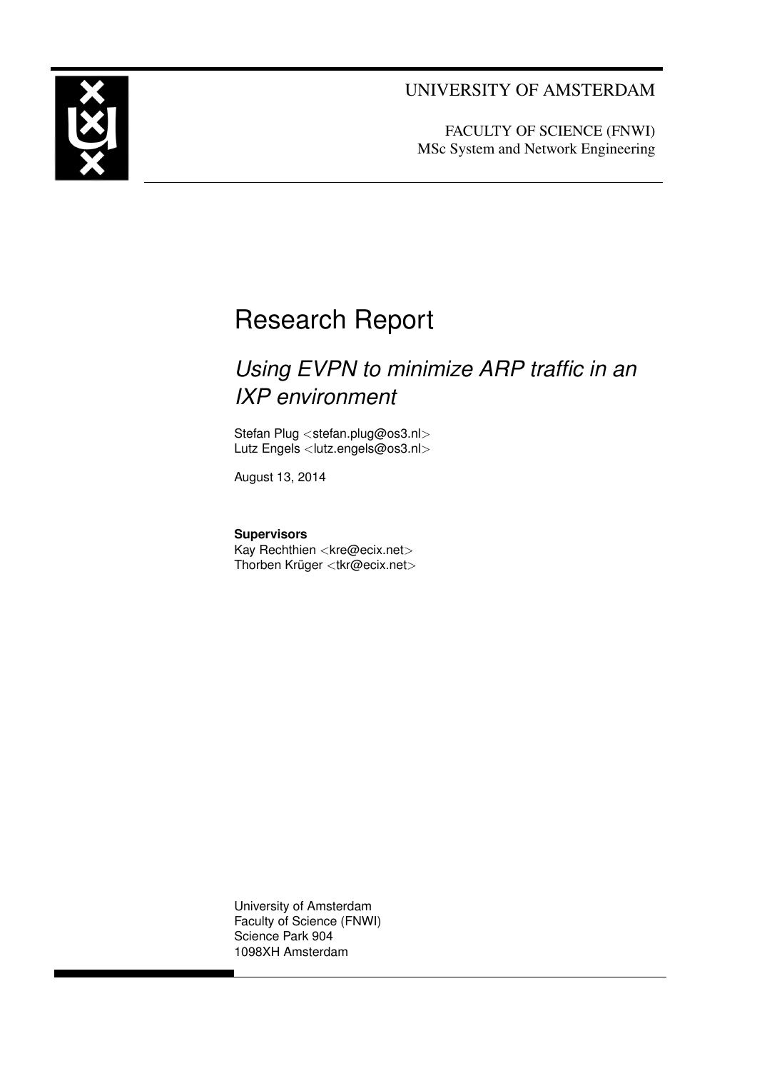UNIVERSITY OF AMSTERDAM

FACULTY OF SCIENCE (FNWI)
MSc System and Network Engineering

# Research Report

## *Using EVPN to minimize ARP traffic in an IXP environment*

Stefan Plug <stefan.plug@os3.nl>
Lutz Engels <lutz.engels@os3.nl>

August 13, 2014

**Supervisors**
Kay Rechthien <kre@ecix.net>
Thorben Krüger <tkr@ecix.net>

University of Amsterdam
Faculty of Science (FNWI)
Science Park 904
1098XH Amsterdam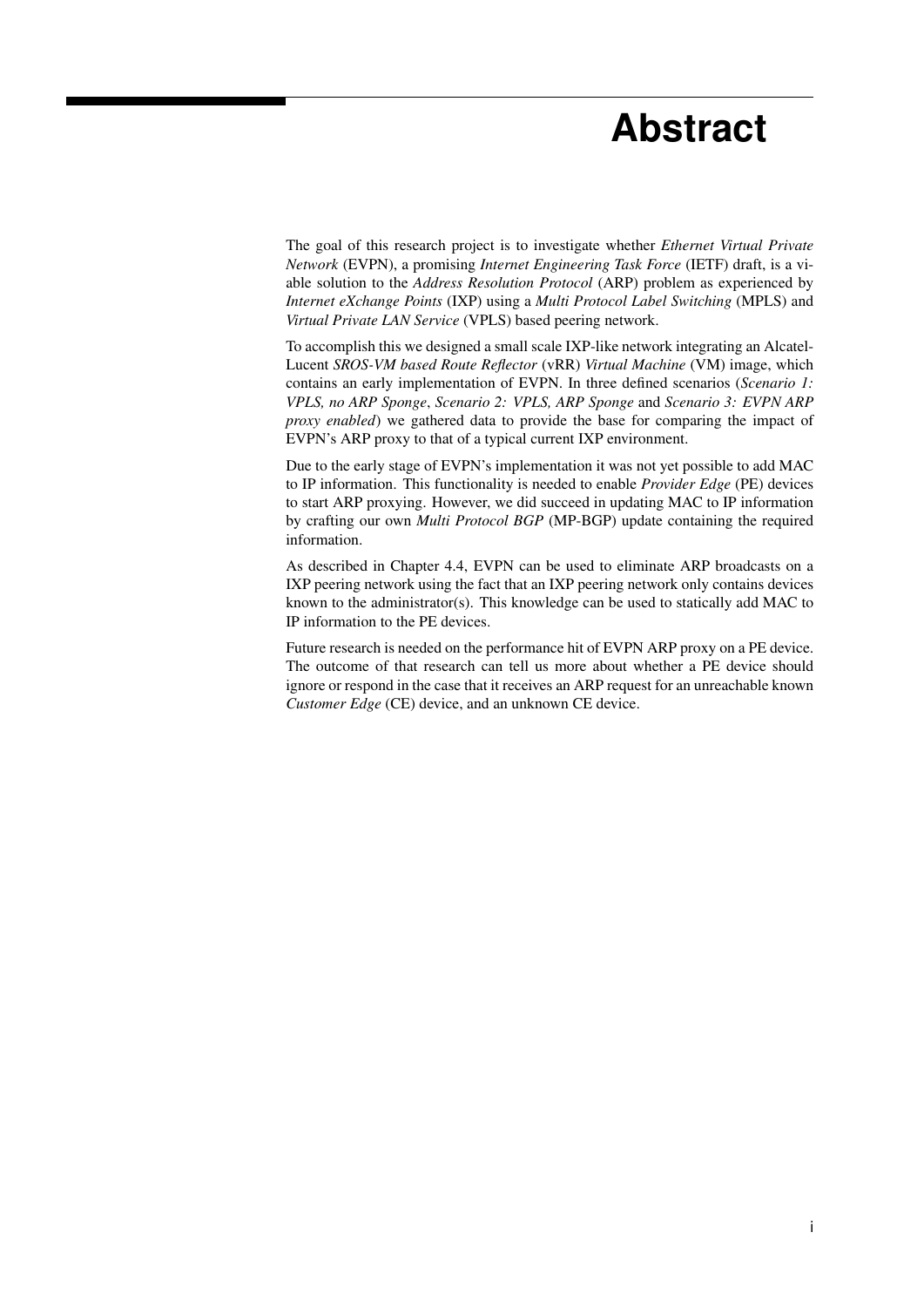# Abstract

The goal of this research project is to investigate whether *Ethernet Virtual Private Network* (EVPN), a promising *Internet Engineering Task Force* (IETF) draft, is a viable solution to the *Address Resolution Protocol* (ARP) problem as experienced by *Internet eXchange Points* (IXP) using a *Multi Protocol Label Switching* (MPLS) and *Virtual Private LAN Service* (VPLS) based peering network.

To accomplish this we designed a small scale IXP-like network integrating an Alcatel-Lucent *SROS-VM based Route Reflector* (vRR) *Virtual Machine* (VM) image, which contains an early implementation of EVPN. In three defined scenarios (*Scenario 1: VPLS, no ARP Sponge*, *Scenario 2: VPLS, ARP Sponge* and *Scenario 3: EVPN ARP proxy enabled*) we gathered data to provide the base for comparing the impact of EVPN's ARP proxy to that of a typical current IXP environment.

Due to the early stage of EVPN's implementation it was not yet possible to add MAC to IP information. This functionality is needed to enable *Provider Edge* (PE) devices to start ARP proxying. However, we did succeed in updating MAC to IP information by crafting our own *Multi Protocol BGP* (MP-BGP) update containing the required information.

As described in Chapter 4.4, EVPN can be used to eliminate ARP broadcasts on a IXP peering network using the fact that an IXP peering network only contains devices known to the administrator(s). This knowledge can be used to statically add MAC to IP information to the PE devices.

Future research is needed on the performance hit of EVPN ARP proxy on a PE device. The outcome of that research can tell us more about whether a PE device should ignore or respond in the case that it receives an ARP request for an unreachable known *Customer Edge* (CE) device, and an unknown CE device.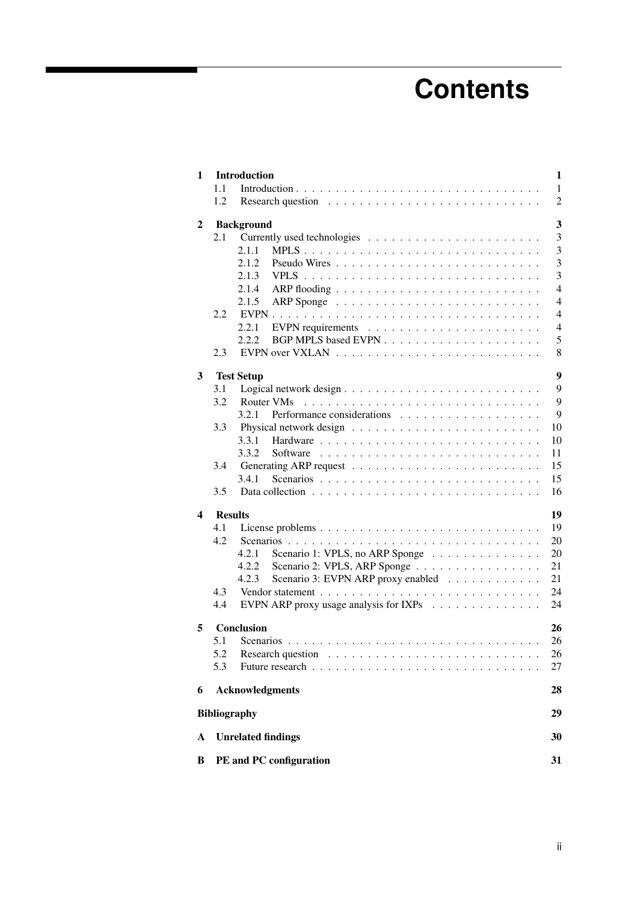# Contents

- **1 Introduction** — **1**
  - 1.1 Introduction — 1
  - 1.2 Research question — 2
- **2 Background** — **3**
  - 2.1 Currently used technologies — 3
    - 2.1.1 MPLS — 3
    - 2.1.2 Pseudo Wires — 3
    - 2.1.3 VPLS — 3
    - 2.1.4 ARP flooding — 4
    - 2.1.5 ARP Sponge — 4
  - 2.2 EVPN — 4
    - 2.2.1 EVPN requirements — 4
    - 2.2.2 BGP MPLS based EVPN — 5
  - 2.3 EVPN over VXLAN — 8
- **3 Test Setup** — **9**
  - 3.1 Logical network design — 9
  - 3.2 Router VMs — 9
    - 3.2.1 Performance considerations — 9
  - 3.3 Physical network design — 10
    - 3.3.1 Hardware — 10
    - 3.3.2 Software — 11
  - 3.4 Generating ARP request — 15
    - 3.4.1 Scenarios — 15
  - 3.5 Data collection — 16
- **4 Results** — **19**
  - 4.1 License problems — 19
  - 4.2 Scenarios — 20
    - 4.2.1 Scenario 1: VPLS, no ARP Sponge — 20
    - 4.2.2 Scenario 2: VPLS, ARP Sponge — 21
    - 4.2.3 Scenario 3: EVPN ARP proxy enabled — 21
  - 4.3 Vendor statement — 24
  - 4.4 EVPN ARP proxy usage analysis for IXPs — 24
- **5 Conclusion** — **26**
  - 5.1 Scenarios — 26
  - 5.2 Research question — 26
  - 5.3 Future research — 27
- **6 Acknowledgments** — **28**
- **Bibliography** — **29**
- **A Unrelated findings** — **30**
- **B PE and PC configuration** — **31**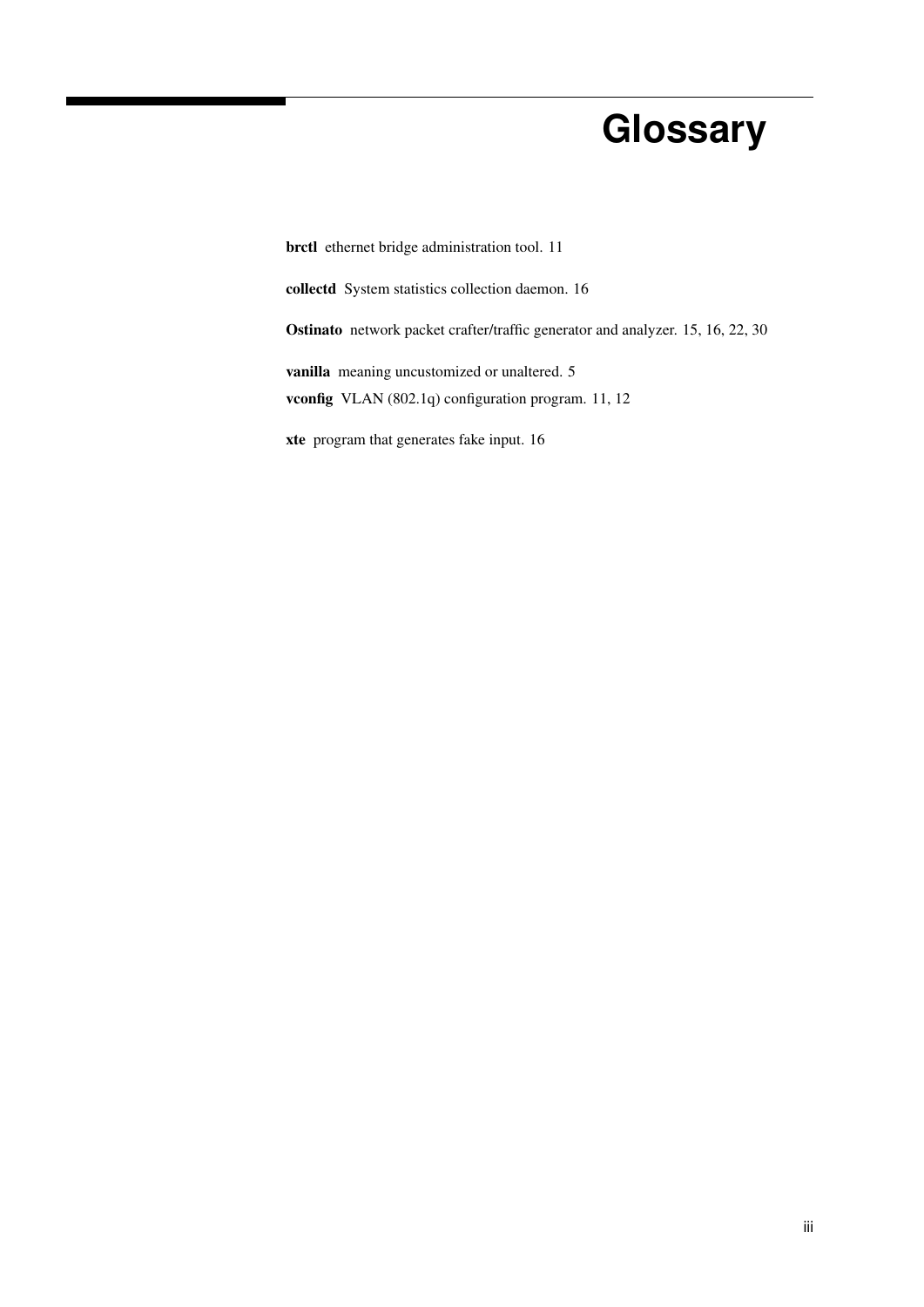# Glossary

**brctl** ethernet bridge administration tool. 11

**collectd** System statistics collection daemon. 16

**Ostinato** network packet crafter/traffic generator and analyzer. 15, 16, 22, 30

**vanilla** meaning uncustomized or unaltered. 5

**vconfig** VLAN (802.1q) configuration program. 11, 12

**xte** program that generates fake input. 16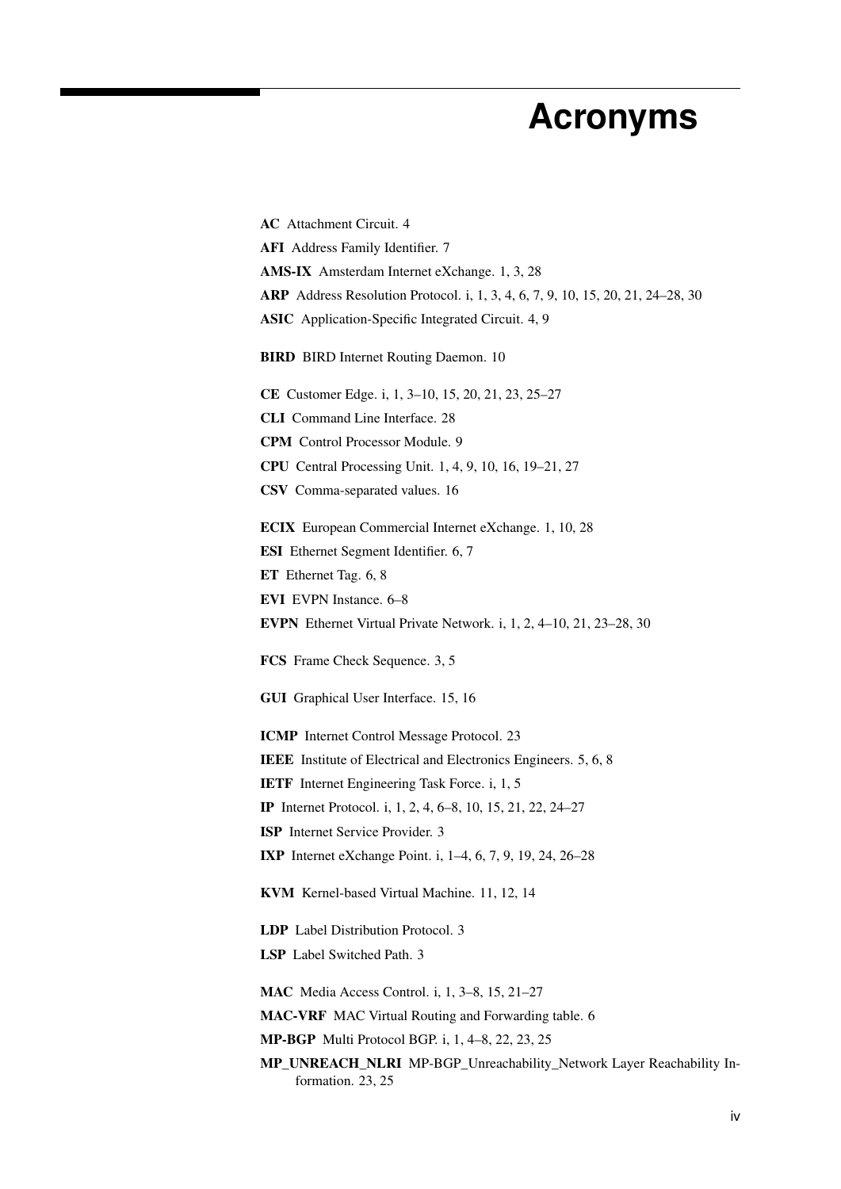# Acronyms

**AC** Attachment Circuit. 4

**AFI** Address Family Identifier. 7

**AMS-IX** Amsterdam Internet eXchange. 1, 3, 28

**ARP** Address Resolution Protocol. i, 1, 3, 4, 6, 7, 9, 10, 15, 20, 21, 24–28, 30

**ASIC** Application-Specific Integrated Circuit. 4, 9

**BIRD** BIRD Internet Routing Daemon. 10

**CE** Customer Edge. i, 1, 3–10, 15, 20, 21, 23, 25–27

**CLI** Command Line Interface. 28

**CPM** Control Processor Module. 9

**CPU** Central Processing Unit. 1, 4, 9, 10, 16, 19–21, 27

**CSV** Comma-separated values. 16

**ECIX** European Commercial Internet eXchange. 1, 10, 28

**ESI** Ethernet Segment Identifier. 6, 7

**ET** Ethernet Tag. 6, 8

**EVI** EVPN Instance. 6–8

**EVPN** Ethernet Virtual Private Network. i, 1, 2, 4–10, 21, 23–28, 30

**FCS** Frame Check Sequence. 3, 5

**GUI** Graphical User Interface. 15, 16

**ICMP** Internet Control Message Protocol. 23

**IEEE** Institute of Electrical and Electronics Engineers. 5, 6, 8

**IETF** Internet Engineering Task Force. i, 1, 5

**IP** Internet Protocol. i, 1, 2, 4, 6–8, 10, 15, 21, 22, 24–27

**ISP** Internet Service Provider. 3

**IXP** Internet eXchange Point. i, 1–4, 6, 7, 9, 19, 24, 26–28

**KVM** Kernel-based Virtual Machine. 11, 12, 14

**LDP** Label Distribution Protocol. 3

**LSP** Label Switched Path. 3

**MAC** Media Access Control. i, 1, 3–8, 15, 21–27

**MAC-VRF** MAC Virtual Routing and Forwarding table. 6

**MP-BGP** Multi Protocol BGP. i, 1, 4–8, 22, 23, 25

**MP_UNREACH_NLRI** MP-BGP_Unreachability_Network Layer Reachability Information. 23, 25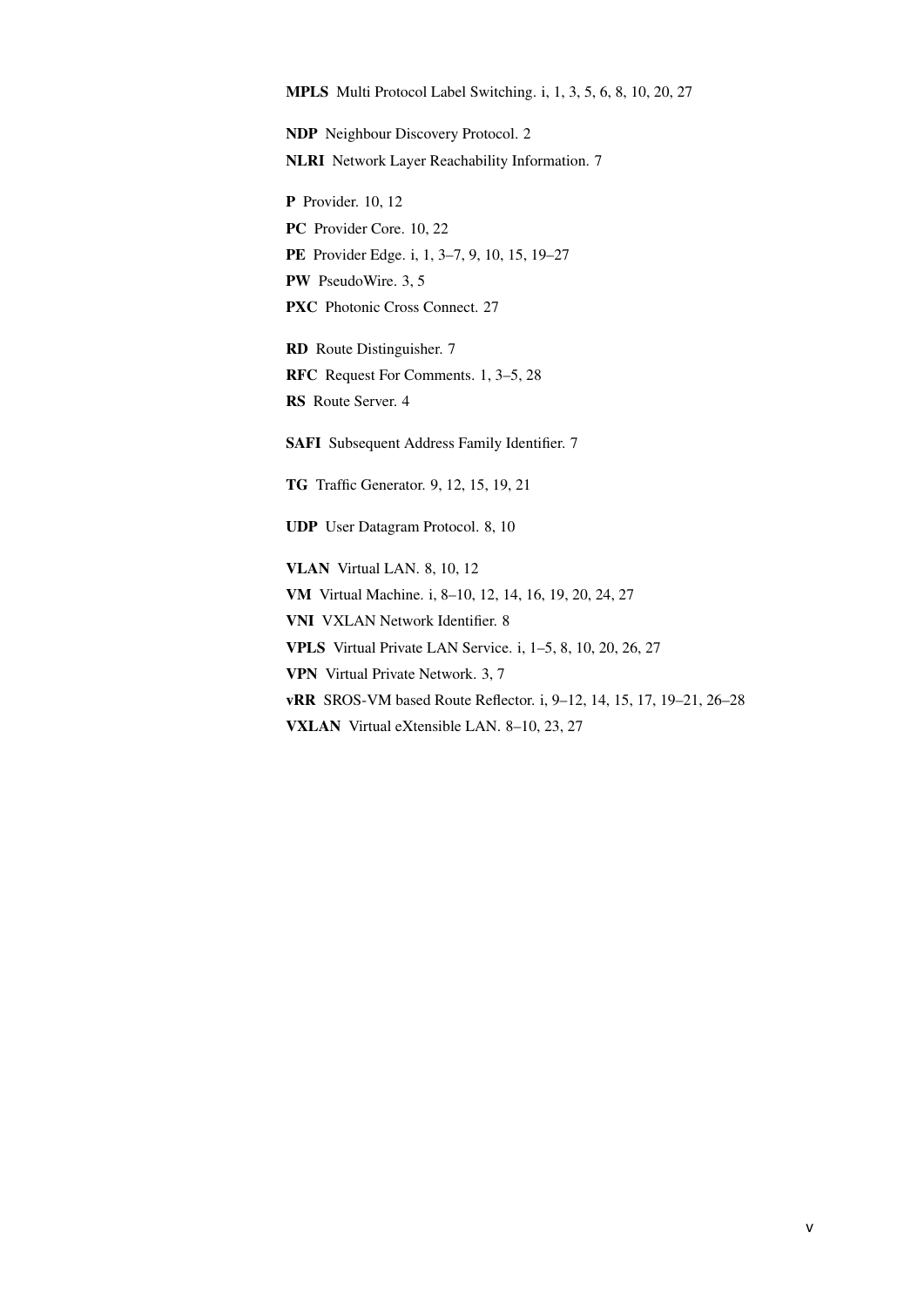**MPLS** Multi Protocol Label Switching. i, 1, 3, 5, 6, 8, 10, 20, 27

**NDP** Neighbour Discovery Protocol. 2

**NLRI** Network Layer Reachability Information. 7

**P** Provider. 10, 12

**PC** Provider Core. 10, 22

**PE** Provider Edge. i, 1, 3–7, 9, 10, 15, 19–27

**PW** PseudoWire. 3, 5

**PXC** Photonic Cross Connect. 27

**RD** Route Distinguisher. 7

**RFC** Request For Comments. 1, 3–5, 28

**RS** Route Server. 4

**SAFI** Subsequent Address Family Identifier. 7

**TG** Traffic Generator. 9, 12, 15, 19, 21

**UDP** User Datagram Protocol. 8, 10

**VLAN** Virtual LAN. 8, 10, 12

**VM** Virtual Machine. i, 8–10, 12, 14, 16, 19, 20, 24, 27

**VNI** VXLAN Network Identifier. 8

**VPLS** Virtual Private LAN Service. i, 1–5, 8, 10, 20, 26, 27

**VPN** Virtual Private Network. 3, 7

**vRR** SROS-VM based Route Reflector. i, 9–12, 14, 15, 17, 19–21, 26–28

**VXLAN** Virtual eXtensible LAN. 8–10, 23, 27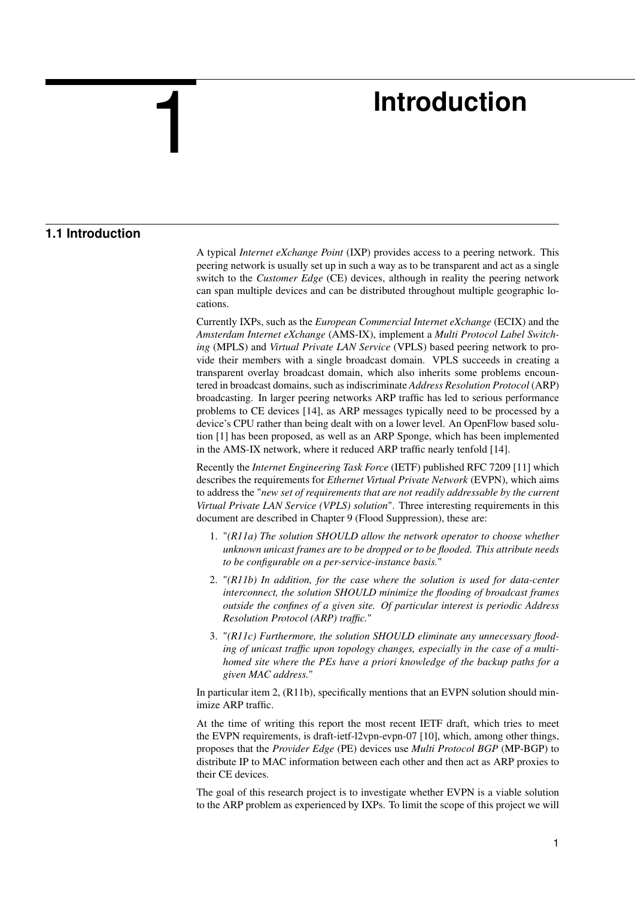# 1 Introduction

## 1.1 Introduction

A typical *Internet eXchange Point* (IXP) provides access to a peering network. This peering network is usually set up in such a way as to be transparent and act as a single switch to the *Customer Edge* (CE) devices, although in reality the peering network can span multiple devices and can be distributed throughout multiple geographic locations.

Currently IXPs, such as the *European Commercial Internet eXchange* (ECIX) and the *Amsterdam Internet eXchange* (AMS-IX), implement a *Multi Protocol Label Switching* (MPLS) and *Virtual Private LAN Service* (VPLS) based peering network to provide their members with a single broadcast domain. VPLS succeeds in creating a transparent overlay broadcast domain, which also inherits some problems encountered in broadcast domains, such as indiscriminate *Address Resolution Protocol* (ARP) broadcasting. In larger peering networks ARP traffic has led to serious performance problems to CE devices [14], as ARP messages typically need to be processed by a device's CPU rather than being dealt with on a lower level. An OpenFlow based solution [1] has been proposed, as well as an ARP Sponge, which has been implemented in the AMS-IX network, where it reduced ARP traffic nearly tenfold [14].

Recently the *Internet Engineering Task Force* (IETF) published RFC 7209 [11] which describes the requirements for *Ethernet Virtual Private Network* (EVPN), which aims to address the "*new set of requirements that are not readily addressable by the current Virtual Private LAN Service (VPLS) solution*". Three interesting requirements in this document are described in Chapter 9 (Flood Suppression), these are:

1. "*(R11a) The solution SHOULD allow the network operator to choose whether unknown unicast frames are to be dropped or to be flooded. This attribute needs to be configurable on a per-service-instance basis.*"
2. "*(R11b) In addition, for the case where the solution is used for data-center interconnect, the solution SHOULD minimize the flooding of broadcast frames outside the confines of a given site. Of particular interest is periodic Address Resolution Protocol (ARP) traffic.*"
3. "*(R11c) Furthermore, the solution SHOULD eliminate any unnecessary flooding of unicast traffic upon topology changes, especially in the case of a multi-homed site where the PEs have a priori knowledge of the backup paths for a given MAC address.*"

In particular item 2, (R11b), specifically mentions that an EVPN solution should minimize ARP traffic.

At the time of writing this report the most recent IETF draft, which tries to meet the EVPN requirements, is draft-ietf-l2vpn-evpn-07 [10], which, among other things, proposes that the *Provider Edge* (PE) devices use *Multi Protocol BGP* (MP-BGP) to distribute IP to MAC information between each other and then act as ARP proxies to their CE devices.

The goal of this research project is to investigate whether EVPN is a viable solution to the ARP problem as experienced by IXPs. To limit the scope of this project we will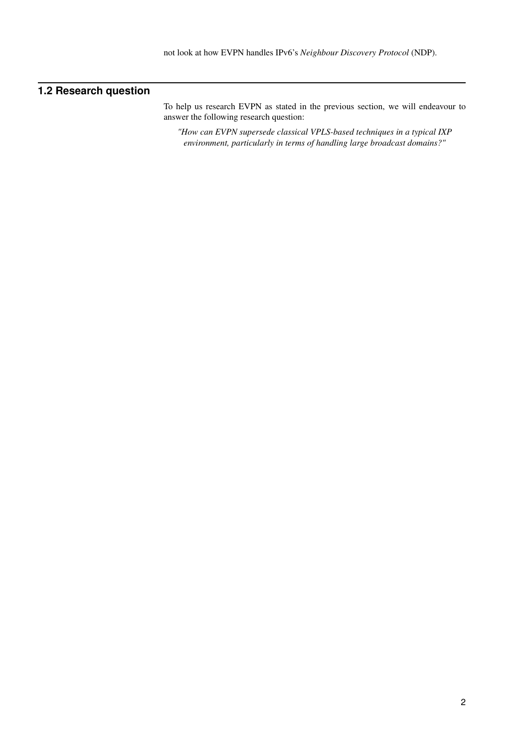not look at how EVPN handles IPv6's *Neighbour Discovery Protocol* (NDP).

## 1.2 Research question

To help us research EVPN as stated in the previous section, we will endeavour to answer the following research question:

> *"How can EVPN supersede classical VPLS-based techniques in a typical IXP environment, particularly in terms of handling large broadcast domains?"*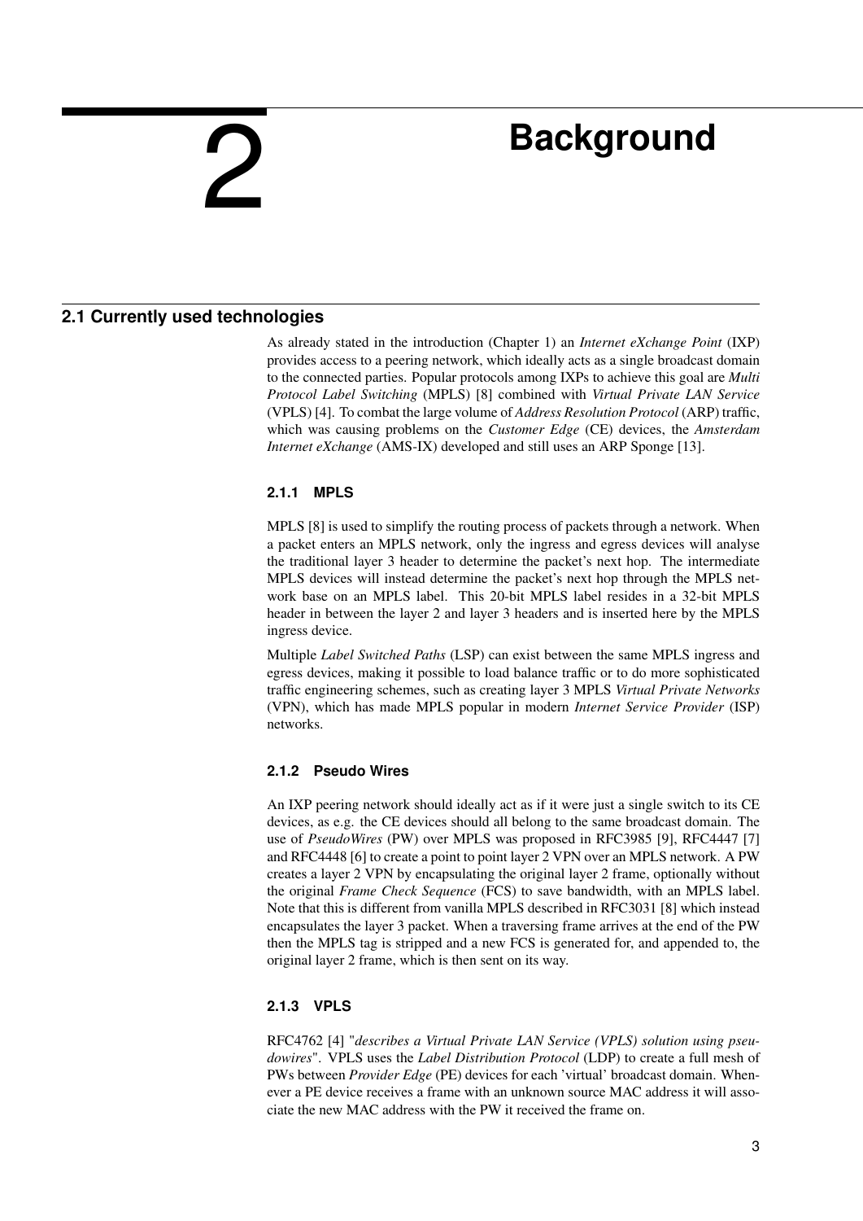# 2 Background

## 2.1 Currently used technologies

As already stated in the introduction (Chapter 1) an *Internet eXchange Point* (IXP) provides access to a peering network, which ideally acts as a single broadcast domain to the connected parties. Popular protocols among IXPs to achieve this goal are *Multi Protocol Label Switching* (MPLS) [8] combined with *Virtual Private LAN Service* (VPLS) [4]. To combat the large volume of *Address Resolution Protocol* (ARP) traffic, which was causing problems on the *Customer Edge* (CE) devices, the *Amsterdam Internet eXchange* (AMS-IX) developed and still uses an ARP Sponge [13].

### 2.1.1 MPLS

MPLS [8] is used to simplify the routing process of packets through a network. When a packet enters an MPLS network, only the ingress and egress devices will analyse the traditional layer 3 header to determine the packet's next hop. The intermediate MPLS devices will instead determine the packet's next hop through the MPLS network base on an MPLS label. This 20-bit MPLS label resides in a 32-bit MPLS header in between the layer 2 and layer 3 headers and is inserted here by the MPLS ingress device.

Multiple *Label Switched Paths* (LSP) can exist between the same MPLS ingress and egress devices, making it possible to load balance traffic or to do more sophisticated traffic engineering schemes, such as creating layer 3 MPLS *Virtual Private Networks* (VPN), which has made MPLS popular in modern *Internet Service Provider* (ISP) networks.

### 2.1.2 Pseudo Wires

An IXP peering network should ideally act as if it were just a single switch to its CE devices, as e.g. the CE devices should all belong to the same broadcast domain. The use of *PseudoWires* (PW) over MPLS was proposed in RFC3985 [9], RFC4447 [7] and RFC4448 [6] to create a point to point layer 2 VPN over an MPLS network. A PW creates a layer 2 VPN by encapsulating the original layer 2 frame, optionally without the original *Frame Check Sequence* (FCS) to save bandwidth, with an MPLS label. Note that this is different from vanilla MPLS described in RFC3031 [8] which instead encapsulates the layer 3 packet. When a traversing frame arrives at the end of the PW then the MPLS tag is stripped and a new FCS is generated for, and appended to, the original layer 2 frame, which is then sent on its way.

### 2.1.3 VPLS

RFC4762 [4] "*describes a Virtual Private LAN Service (VPLS) solution using pseudowires*". VPLS uses the *Label Distribution Protocol* (LDP) to create a full mesh of PWs between *Provider Edge* (PE) devices for each 'virtual' broadcast domain. Whenever a PE device receives a frame with an unknown source MAC address it will associate the new MAC address with the PW it received the frame on.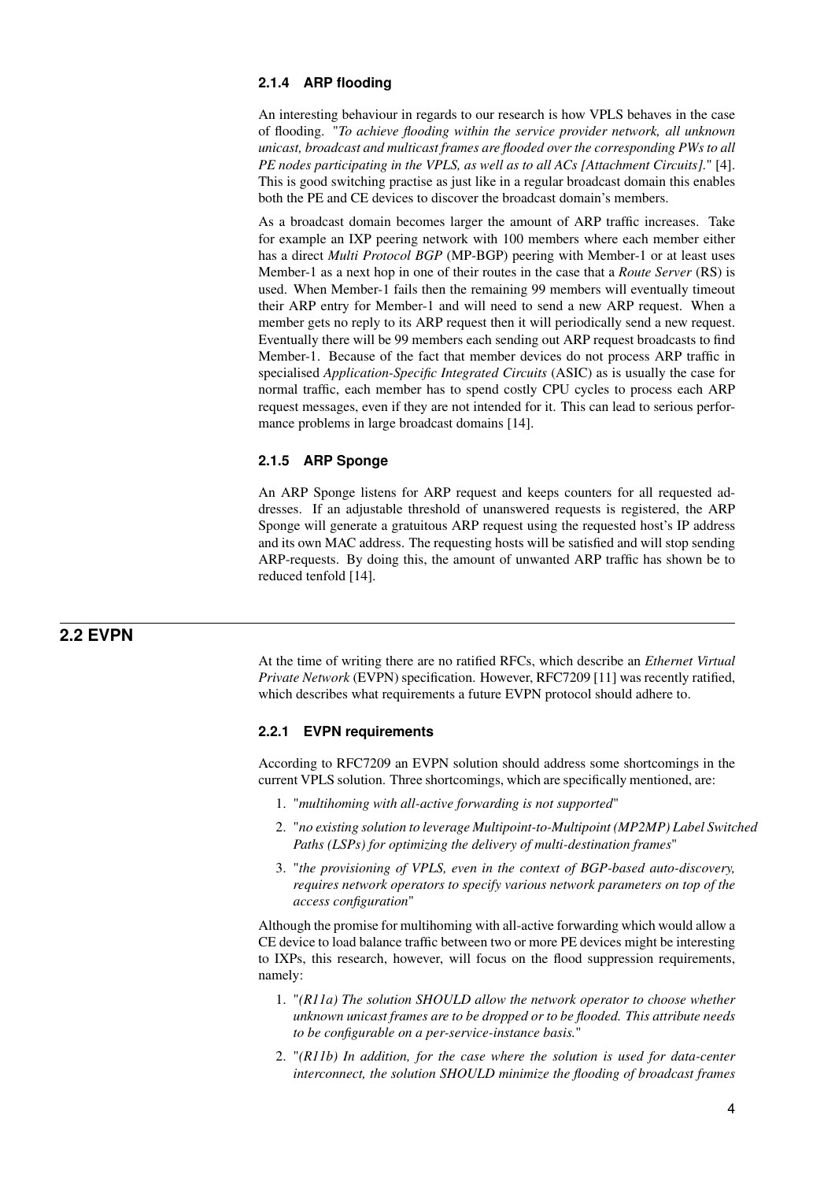### 2.1.4 ARP flooding

An interesting behaviour in regards to our research is how VPLS behaves in the case of flooding. "*To achieve flooding within the service provider network, all unknown unicast, broadcast and multicast frames are flooded over the corresponding PWs to all PE nodes participating in the VPLS, as well as to all ACs [Attachment Circuits].*" [4]. This is good switching practise as just like in a regular broadcast domain this enables both the PE and CE devices to discover the broadcast domain's members.

As a broadcast domain becomes larger the amount of ARP traffic increases. Take for example an IXP peering network with 100 members where each member either has a direct *Multi Protocol BGP* (MP-BGP) peering with Member-1 or at least uses Member-1 as a next hop in one of their routes in the case that a *Route Server* (RS) is used. When Member-1 fails then the remaining 99 members will eventually timeout their ARP entry for Member-1 and will need to send a new ARP request. When a member gets no reply to its ARP request then it will periodically send a new request. Eventually there will be 99 members each sending out ARP request broadcasts to find Member-1. Because of the fact that member devices do not process ARP traffic in specialised *Application-Specific Integrated Circuits* (ASIC) as is usually the case for normal traffic, each member has to spend costly CPU cycles to process each ARP request messages, even if they are not intended for it. This can lead to serious performance problems in large broadcast domains [14].

### 2.1.5 ARP Sponge

An ARP Sponge listens for ARP request and keeps counters for all requested addresses. If an adjustable threshold of unanswered requests is registered, the ARP Sponge will generate a gratuitous ARP request using the requested host's IP address and its own MAC address. The requesting hosts will be satisfied and will stop sending ARP-requests. By doing this, the amount of unwanted ARP traffic has shown be to reduced tenfold [14].

## 2.2 EVPN

At the time of writing there are no ratified RFCs, which describe an *Ethernet Virtual Private Network* (EVPN) specification. However, RFC7209 [11] was recently ratified, which describes what requirements a future EVPN protocol should adhere to.

### 2.2.1 EVPN requirements

According to RFC7209 an EVPN solution should address some shortcomings in the current VPLS solution. Three shortcomings, which are specifically mentioned, are:

1. "*multihoming with all-active forwarding is not supported*"
2. "*no existing solution to leverage Multipoint-to-Multipoint (MP2MP) Label Switched Paths (LSPs) for optimizing the delivery of multi-destination frames*"
3. "*the provisioning of VPLS, even in the context of BGP-based auto-discovery, requires network operators to specify various network parameters on top of the access configuration*"

Although the promise for multihoming with all-active forwarding which would allow a CE device to load balance traffic between two or more PE devices might be interesting to IXPs, this research, however, will focus on the flood suppression requirements, namely:

1. "*(R11a) The solution SHOULD allow the network operator to choose whether unknown unicast frames are to be dropped or to be flooded. This attribute needs to be configurable on a per-service-instance basis.*"
2. "*(R11b) In addition, for the case where the solution is used for data-center interconnect, the solution SHOULD minimize the flooding of broadcast frames*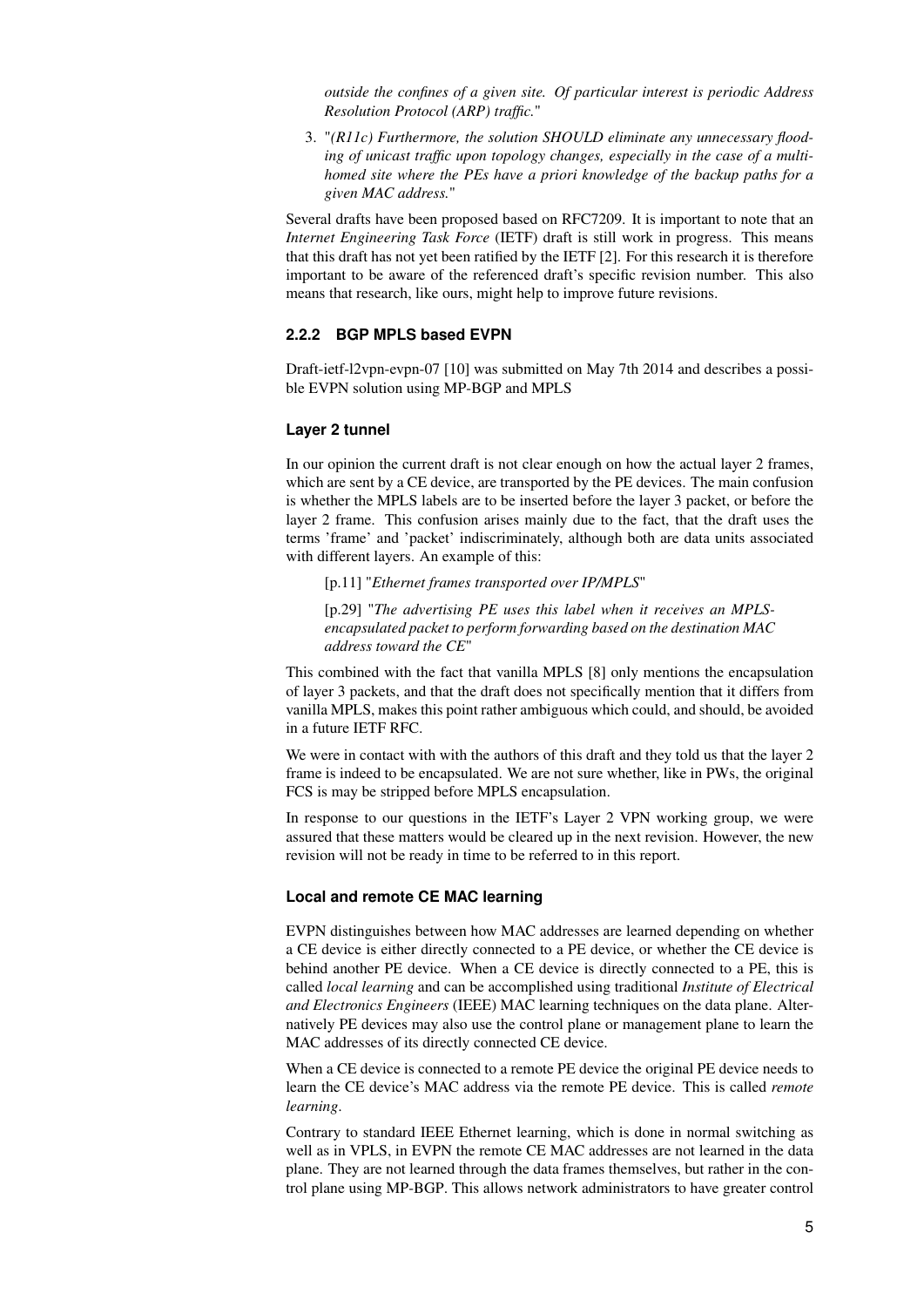*outside the confines of a given site. Of particular interest is periodic Address Resolution Protocol (ARP) traffic.*"

3. "*(R11c) Furthermore, the solution SHOULD eliminate any unnecessary flooding of unicast traffic upon topology changes, especially in the case of a multi-homed site where the PEs have a priori knowledge of the backup paths for a given MAC address.*"

Several drafts have been proposed based on RFC7209. It is important to note that an *Internet Engineering Task Force* (IETF) draft is still work in progress. This means that this draft has not yet been ratified by the IETF [2]. For this research it is therefore important to be aware of the referenced draft's specific revision number. This also means that research, like ours, might help to improve future revisions.

### 2.2.2 BGP MPLS based EVPN

Draft-ietf-l2vpn-evpn-07 [10] was submitted on May 7th 2014 and describes a possible EVPN solution using MP-BGP and MPLS

#### Layer 2 tunnel

In our opinion the current draft is not clear enough on how the actual layer 2 frames, which are sent by a CE device, are transported by the PE devices. The main confusion is whether the MPLS labels are to be inserted before the layer 3 packet, or before the layer 2 frame. This confusion arises mainly due to the fact, that the draft uses the terms 'frame' and 'packet' indiscriminately, although both are data units associated with different layers. An example of this:

> [p.11] "*Ethernet frames transported over IP/MPLS*"
>
> [p.29] "*The advertising PE uses this label when it receives an MPLS-encapsulated packet to perform forwarding based on the destination MAC address toward the CE*"

This combined with the fact that vanilla MPLS [8] only mentions the encapsulation of layer 3 packets, and that the draft does not specifically mention that it differs from vanilla MPLS, makes this point rather ambiguous which could, and should, be avoided in a future IETF RFC.

We were in contact with with the authors of this draft and they told us that the layer 2 frame is indeed to be encapsulated. We are not sure whether, like in PWs, the original FCS is may be stripped before MPLS encapsulation.

In response to our questions in the IETF's Layer 2 VPN working group, we were assured that these matters would be cleared up in the next revision. However, the new revision will not be ready in time to be referred to in this report.

#### Local and remote CE MAC learning

EVPN distinguishes between how MAC addresses are learned depending on whether a CE device is either directly connected to a PE device, or whether the CE device is behind another PE device. When a CE device is directly connected to a PE, this is called *local learning* and can be accomplished using traditional *Institute of Electrical and Electronics Engineers* (IEEE) MAC learning techniques on the data plane. Alternatively PE devices may also use the control plane or management plane to learn the MAC addresses of its directly connected CE device.

When a CE device is connected to a remote PE device the original PE device needs to learn the CE device's MAC address via the remote PE device. This is called *remote learning*.

Contrary to standard IEEE Ethernet learning, which is done in normal switching as well as in VPLS, in EVPN the remote CE MAC addresses are not learned in the data plane. They are not learned through the data frames themselves, but rather in the control plane using MP-BGP. This allows network administrators to have greater control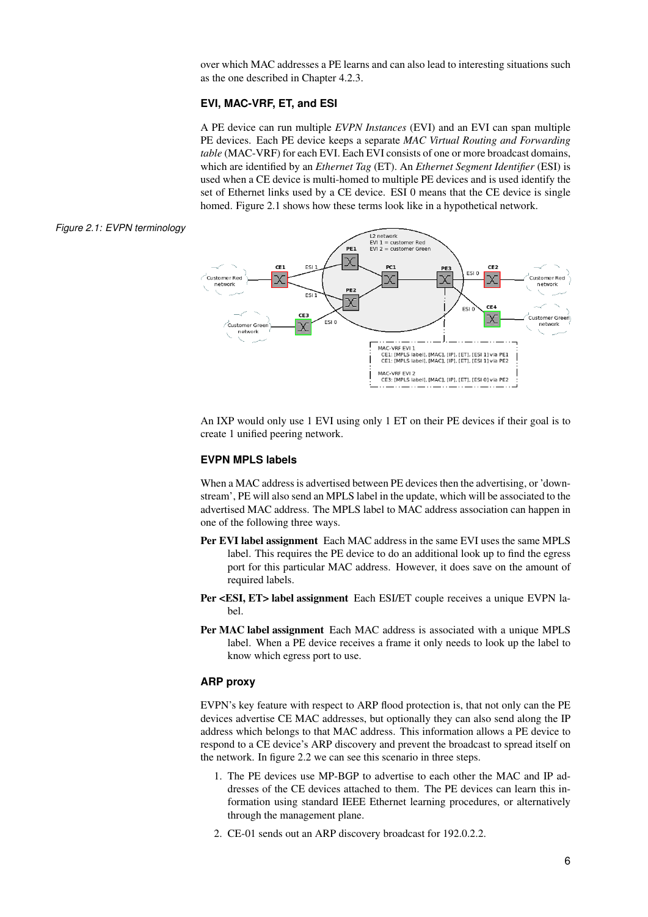over which MAC addresses a PE learns and can also lead to interesting situations such as the one described in Chapter 4.2.3.

### EVI, MAC-VRF, ET, and ESI

A PE device can run multiple *EVPN Instances* (EVI) and an EVI can span multiple PE devices. Each PE device keeps a separate *MAC Virtual Routing and Forwarding table* (MAC-VRF) for each EVI. Each EVI consists of one or more broadcast domains, which are identified by an *Ethernet Tag* (ET). An *Ethernet Segment Identifier* (ESI) is used when a CE device is multi-homed to multiple PE devices and is used identify the set of Ethernet links used by a CE device. ESI 0 means that the CE device is single homed. Figure 2.1 shows how these terms look like in a hypothetical network.

*Figure 2.1: EVPN terminology*

An IXP would only use 1 EVI using only 1 ET on their PE devices if their goal is to create 1 unified peering network.

### EVPN MPLS labels

When a MAC address is advertised between PE devices then the advertising, or 'downstream', PE will also send an MPLS label in the update, which will be associated to the advertised MAC address. The MPLS label to MAC address association can happen in one of the following three ways.

**Per EVI label assignment** Each MAC address in the same EVI uses the same MPLS label. This requires the PE device to do an additional look up to find the egress port for this particular MAC address. However, it does save on the amount of required labels.

**Per <ESI, ET> label assignment** Each ESI/ET couple receives a unique EVPN label.

**Per MAC label assignment** Each MAC address is associated with a unique MPLS label. When a PE device receives a frame it only needs to look up the label to know which egress port to use.

### ARP proxy

EVPN's key feature with respect to ARP flood protection is, that not only can the PE devices advertise CE MAC addresses, but optionally they can also send along the IP address which belongs to that MAC address. This information allows a PE device to respond to a CE device's ARP discovery and prevent the broadcast to spread itself on the network. In figure 2.2 we can see this scenario in three steps.

1. The PE devices use MP-BGP to advertise to each other the MAC and IP addresses of the CE devices attached to them. The PE devices can learn this information using standard IEEE Ethernet learning procedures, or alternatively through the management plane.
2. CE-01 sends out an ARP discovery broadcast for 192.0.2.2.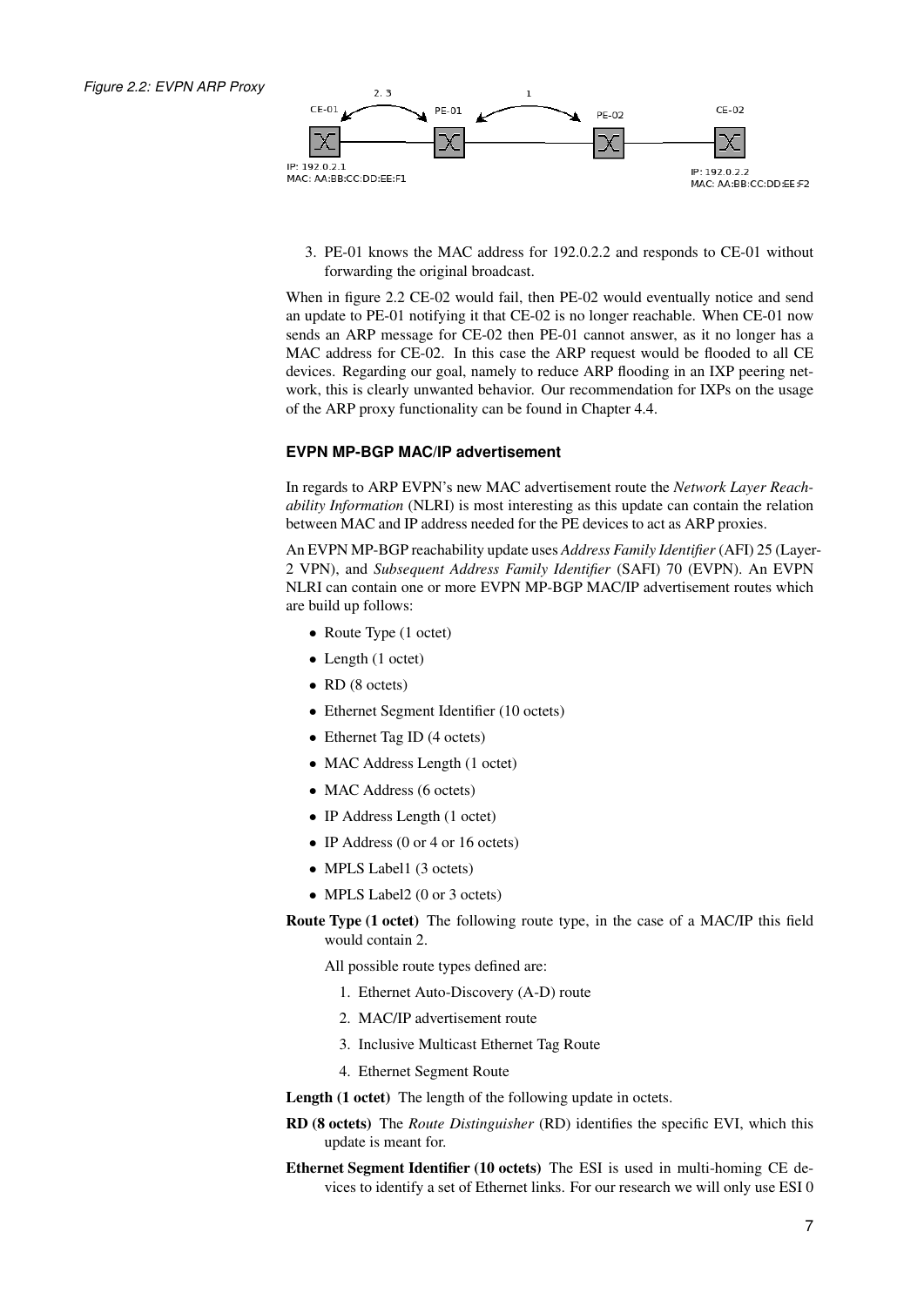Figure 2.2: EVPN ARP Proxy

3. PE-01 knows the MAC address for 192.0.2.2 and responds to CE-01 without forwarding the original broadcast.

When in figure 2.2 CE-02 would fail, then PE-02 would eventually notice and send an update to PE-01 notifying it that CE-02 is no longer reachable. When CE-01 now sends an ARP message for CE-02 then PE-01 cannot answer, as it no longer has a MAC address for CE-02. In this case the ARP request would be flooded to all CE devices. Regarding our goal, namely to reduce ARP flooding in an IXP peering network, this is clearly unwanted behavior. Our recommendation for IXPs on the usage of the ARP proxy functionality can be found in Chapter 4.4.

### EVPN MP-BGP MAC/IP advertisement

In regards to ARP EVPN's new MAC advertisement route the *Network Layer Reachability Information* (NLRI) is most interesting as this update can contain the relation between MAC and IP address needed for the PE devices to act as ARP proxies.

An EVPN MP-BGP reachability update uses *Address Family Identifier* (AFI) 25 (Layer-2 VPN), and *Subsequent Address Family Identifier* (SAFI) 70 (EVPN). An EVPN NLRI can contain one or more EVPN MP-BGP MAC/IP advertisement routes which are build up follows:

- Route Type (1 octet)
- Length (1 octet)
- RD (8 octets)
- Ethernet Segment Identifier (10 octets)
- Ethernet Tag ID (4 octets)
- MAC Address Length (1 octet)
- MAC Address (6 octets)
- IP Address Length (1 octet)
- IP Address (0 or 4 or 16 octets)
- MPLS Label1 (3 octets)
- MPLS Label2 (0 or 3 octets)

**Route Type (1 octet)** The following route type, in the case of a MAC/IP this field would contain 2.

All possible route types defined are:

1. Ethernet Auto-Discovery (A-D) route
2. MAC/IP advertisement route
3. Inclusive Multicast Ethernet Tag Route
4. Ethernet Segment Route

**Length (1 octet)** The length of the following update in octets.

**RD (8 octets)** The *Route Distinguisher* (RD) identifies the specific EVI, which this update is meant for.

**Ethernet Segment Identifier (10 octets)** The ESI is used in multi-homing CE devices to identify a set of Ethernet links. For our research we will only use ESI 0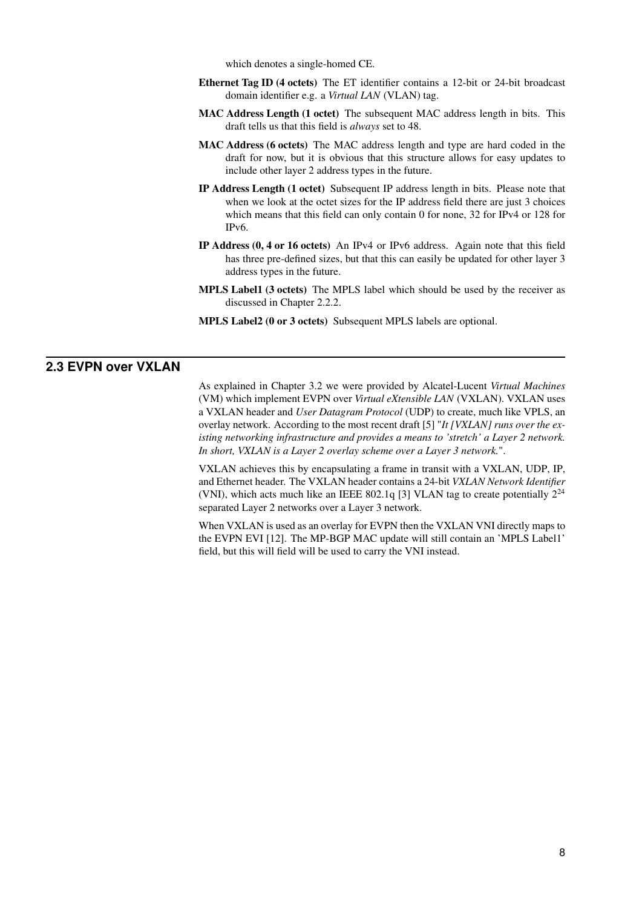which denotes a single-homed CE.

**Ethernet Tag ID (4 octets)** The ET identifier contains a 12-bit or 24-bit broadcast domain identifier e.g. a *Virtual LAN* (VLAN) tag.

**MAC Address Length (1 octet)** The subsequent MAC address length in bits. This draft tells us that this field is *always* set to 48.

**MAC Address (6 octets)** The MAC address length and type are hard coded in the draft for now, but it is obvious that this structure allows for easy updates to include other layer 2 address types in the future.

**IP Address Length (1 octet)** Subsequent IP address length in bits. Please note that when we look at the octet sizes for the IP address field there are just 3 choices which means that this field can only contain 0 for none, 32 for IPv4 or 128 for IPv6.

**IP Address (0, 4 or 16 octets)** An IPv4 or IPv6 address. Again note that this field has three pre-defined sizes, but that this can easily be updated for other layer 3 address types in the future.

**MPLS Label1 (3 octets)** The MPLS label which should be used by the receiver as discussed in Chapter 2.2.2.

**MPLS Label2 (0 or 3 octets)** Subsequent MPLS labels are optional.

## 2.3 EVPN over VXLAN

As explained in Chapter 3.2 we were provided by Alcatel-Lucent *Virtual Machines* (VM) which implement EVPN over *Virtual eXtensible LAN* (VXLAN). VXLAN uses a VXLAN header and *User Datagram Protocol* (UDP) to create, much like VPLS, an overlay network. According to the most recent draft [5] "*It [VXLAN] runs over the existing networking infrastructure and provides a means to 'stretch' a Layer 2 network. In short, VXLAN is a Layer 2 overlay scheme over a Layer 3 network.*".

VXLAN achieves this by encapsulating a frame in transit with a VXLAN, UDP, IP, and Ethernet header. The VXLAN header contains a 24-bit *VXLAN Network Identifier* (VNI), which acts much like an IEEE 802.1q [3] VLAN tag to create potentially $2^{24}$ separated Layer 2 networks over a Layer 3 network.

When VXLAN is used as an overlay for EVPN then the VXLAN VNI directly maps to the EVPN EVI [12]. The MP-BGP MAC update will still contain an 'MPLS Label1' field, but this will field will be used to carry the VNI instead.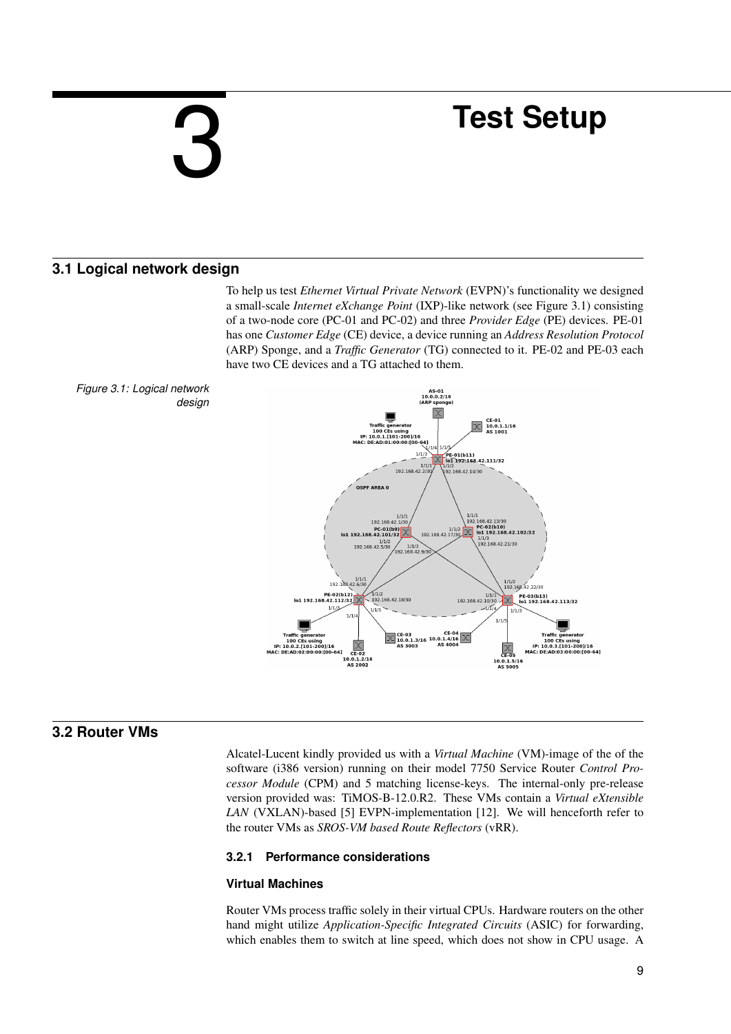# 3 Test Setup

## 3.1 Logical network design

To help us test *Ethernet Virtual Private Network* (EVPN)'s functionality we designed a small-scale *Internet eXchange Point* (IXP)-like network (see Figure 3.1) consisting of a two-node core (PC-01 and PC-02) and three *Provider Edge* (PE) devices. PE-01 has one *Customer Edge* (CE) device, a device running an *Address Resolution Protocol* (ARP) Sponge, and a *Traffic Generator* (TG) connected to it. PE-02 and PE-03 each have two CE devices and a TG attached to them.

*Figure 3.1: Logical network design*

## 3.2 Router VMs

Alcatel-Lucent kindly provided us with a *Virtual Machine* (VM)-image of the of the software (i386 version) running on their model 7750 Service Router *Control Processor Module* (CPM) and 5 matching license-keys. The internal-only pre-release version provided was: TiMOS-B-12.0.R2. These VMs contain a *Virtual eXtensible LAN* (VXLAN)-based [5] EVPN-implementation [12]. We will henceforth refer to the router VMs as *SROS-VM based Route Reflectors* (vRR).

### 3.2.1 Performance considerations

#### Virtual Machines

Router VMs process traffic solely in their virtual CPUs. Hardware routers on the other hand might utilize *Application-Specific Integrated Circuits* (ASIC) for forwarding, which enables them to switch at line speed, which does not show in CPU usage. A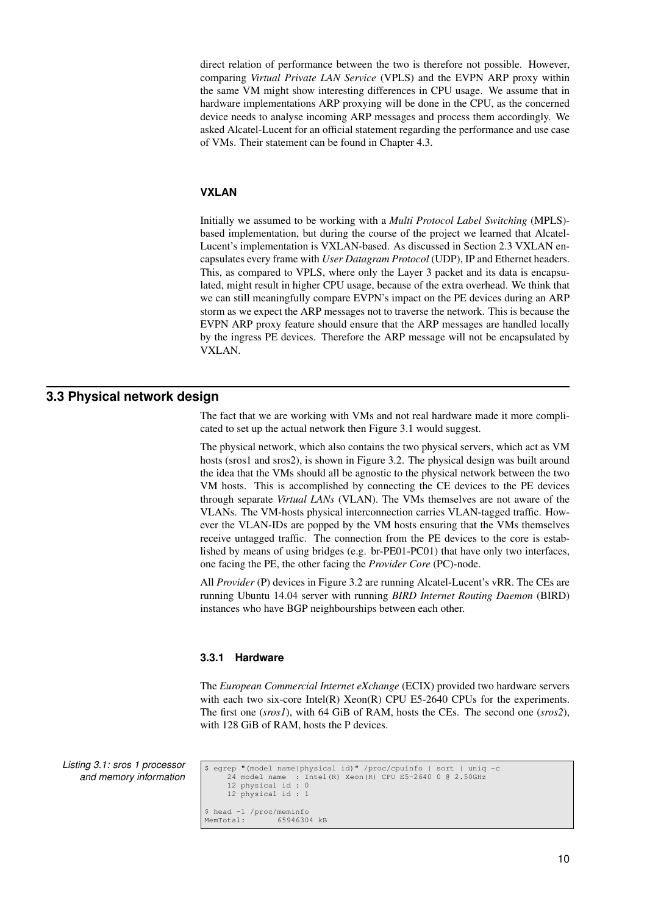direct relation of performance between the two is therefore not possible. However, comparing *Virtual Private LAN Service* (VPLS) and the EVPN ARP proxy within the same VM might show interesting differences in CPU usage. We assume that in hardware implementations ARP proxying will be done in the CPU, as the concerned device needs to analyse incoming ARP messages and process them accordingly. We asked Alcatel-Lucent for an official statement regarding the performance and use case of VMs. Their statement can be found in Chapter 4.3.

#### VXLAN

Initially we assumed to be working with a *Multi Protocol Label Switching* (MPLS)-based implementation, but during the course of the project we learned that Alcatel-Lucent's implementation is VXLAN-based. As discussed in Section 2.3 VXLAN encapsulates every frame with *User Datagram Protocol* (UDP), IP and Ethernet headers. This, as compared to VPLS, where only the Layer 3 packet and its data is encapsulated, might result in higher CPU usage, because of the extra overhead. We think that we can still meaningfully compare EVPN's impact on the PE devices during an ARP storm as we expect the ARP messages not to traverse the network. This is because the EVPN ARP proxy feature should ensure that the ARP messages are handled locally by the ingress PE devices. Therefore the ARP message will not be encapsulated by VXLAN.

## 3.3 Physical network design

The fact that we are working with VMs and not real hardware made it more complicated to set up the actual network then Figure 3.1 would suggest.

The physical network, which also contains the two physical servers, which act as VM hosts (sros1 and sros2), is shown in Figure 3.2. The physical design was built around the idea that the VMs should all be agnostic to the physical network between the two VM hosts. This is accomplished by connecting the CE devices to the PE devices through separate *Virtual LANs* (VLAN). The VMs themselves are not aware of the VLANs. The VM-hosts physical interconnection carries VLAN-tagged traffic. However the VLAN-IDs are popped by the VM hosts ensuring that the VMs themselves receive untagged traffic. The connection from the PE devices to the core is established by means of using bridges (e.g. br-PE01-PC01) that have only two interfaces, one facing the PE, the other facing the *Provider Core* (PC)-node.

All *Provider* (P) devices in Figure 3.2 are running Alcatel-Lucent's vRR. The CEs are running Ubuntu 14.04 server with running *BIRD Internet Routing Daemon* (BIRD) instances who have BGP neighbourships between each other.

### 3.3.1 Hardware

The *European Commercial Internet eXchange* (ECIX) provided two hardware servers with each two six-core Intel(R) Xeon(R) CPU E5-2640 CPUs for the experiments. The first one (*sros1*), with 64 GiB of RAM, hosts the CEs. The second one (*sros2*), with 128 GiB of RAM, hosts the P devices.

*Listing 3.1: sros 1 processor and memory information*

```
$ egrep "(model name|physical id)" /proc/cpuinfo | sort | uniq -c
     24 model name  : Intel(R) Xeon(R) CPU E5-2640 0 @ 2.50GHz
     12 physical id : 0
     12 physical id : 1

$ head -1 /proc/meminfo
MemTotal:       65946304 kB
```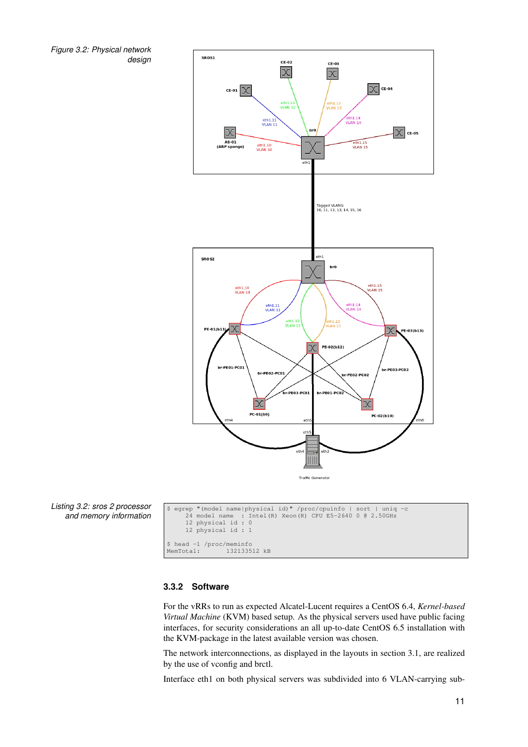Figure 3.2: Physical network design

Listing 3.2: sros 2 processor and memory information

```
$ egrep "(model name|physical id)" /proc/cpuinfo | sort | uniq -c
     24 model name  : Intel(R) Xeon(R) CPU E5-2640 0 @ 2.50GHz
     12 physical id : 0
     12 physical id : 1

$ head -1 /proc/meminfo
MemTotal:       132133512 kB
```

### 3.3.2 Software

For the vRRs to run as expected Alcatel-Lucent requires a CentOS 6.4, *Kernel-based Virtual Machine* (KVM) based setup. As the physical servers used have public facing interfaces, for security considerations an all up-to-date CentOS 6.5 installation with the KVM-package in the latest available version was chosen.

The network interconnections, as displayed in the layouts in section 3.1, are realized by the use of vconfig and brctl.

Interface eth1 on both physical servers was subdivided into 6 VLAN-carrying sub-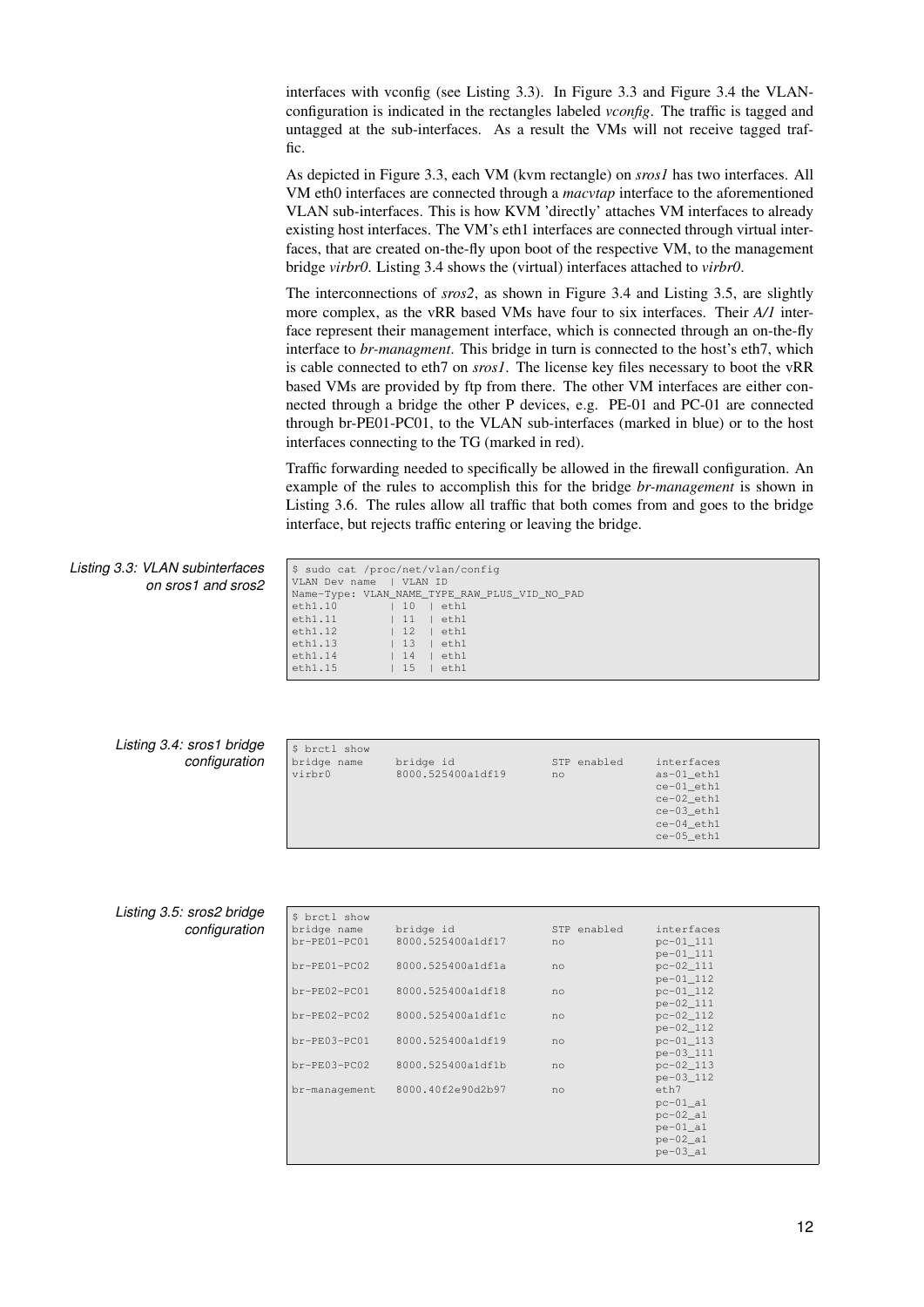interfaces with vconfig (see Listing 3.3). In Figure 3.3 and Figure 3.4 the VLAN-configuration is indicated in the rectangles labeled *vconfig*. The traffic is tagged and untagged at the sub-interfaces. As a result the VMs will not receive tagged traffic.

As depicted in Figure 3.3, each VM (kvm rectangle) on *sros1* has two interfaces. All VM eth0 interfaces are connected through a *macvtap* interface to the aforementioned VLAN sub-interfaces. This is how KVM 'directly' attaches VM interfaces to already existing host interfaces. The VM's eth1 interfaces are connected through virtual interfaces, that are created on-the-fly upon boot of the respective VM, to the management bridge *virbr0*. Listing 3.4 shows the (virtual) interfaces attached to *virbr0*.

The interconnections of *sros2*, as shown in Figure 3.4 and Listing 3.5, are slightly more complex, as the vRR based VMs have four to six interfaces. Their *A/1* interface represent their management interface, which is connected through an on-the-fly interface to *br-managment*. This bridge in turn is connected to the host's eth7, which is cable connected to eth7 on *sros1*. The license key files necessary to boot the vRR based VMs are provided by ftp from there. The other VM interfaces are either connected through a bridge the other P devices, e.g. PE-01 and PC-01 are connected through br-PE01-PC01, to the VLAN sub-interfaces (marked in blue) or to the host interfaces connecting to the TG (marked in red).

Traffic forwarding needed to specifically be allowed in the firewall configuration. An example of the rules to accomplish this for the bridge *br-management* is shown in Listing 3.6. The rules allow all traffic that both comes from and goes to the bridge interface, but rejects traffic entering or leaving the bridge.

*Listing 3.3: VLAN subinterfaces on sros1 and sros2*

```
$ sudo cat /proc/net/vlan/config
VLAN Dev name  | VLAN ID
Name-Type: VLAN_NAME_TYPE_RAW_PLUS_VID_NO_PAD
eth1.10        | 10  | eth1
eth1.11        | 11  | eth1
eth1.12        | 12  | eth1
eth1.13        | 13  | eth1
eth1.14        | 14  | eth1
eth1.15        | 15  | eth1
```

*Listing 3.4: sros1 bridge configuration*

```
$ brctl show
bridge name     bridge id               STP enabled     interfaces
virbr0          8000.525400a1df19       no              as-01_eth1
                                                        ce-01_eth1
                                                        ce-02_eth1
                                                        ce-03_eth1
                                                        ce-04_eth1
                                                        ce-05_eth1
```

*Listing 3.5: sros2 bridge configuration*

```
$ brctl show
bridge name     bridge id               STP enabled     interfaces
br-PE01-PC01    8000.525400a1df17       no              pc-01_111
                                                        pe-01_111
br-PE01-PC02    8000.525400a1df1a       no              pc-02_111
                                                        pe-01_112
br-PE02-PC01    8000.525400a1df18       no              pc-01_112
                                                        pe-02_111
br-PE02-PC02    8000.525400a1df1c       no              pc-02_112
                                                        pe-02_112
br-PE03-PC01    8000.525400a1df19       no              pc-01_113
                                                        pe-03_111
br-PE03-PC02    8000.525400a1df1b       no              pc-02_113
                                                        pe-03_112
br-management   8000.40f2e90d2b97       no              eth7
                                                        pc-01_a1
                                                        pc-02_a1
                                                        pe-01_a1
                                                        pe-02_a1
                                                        pe-03_a1
```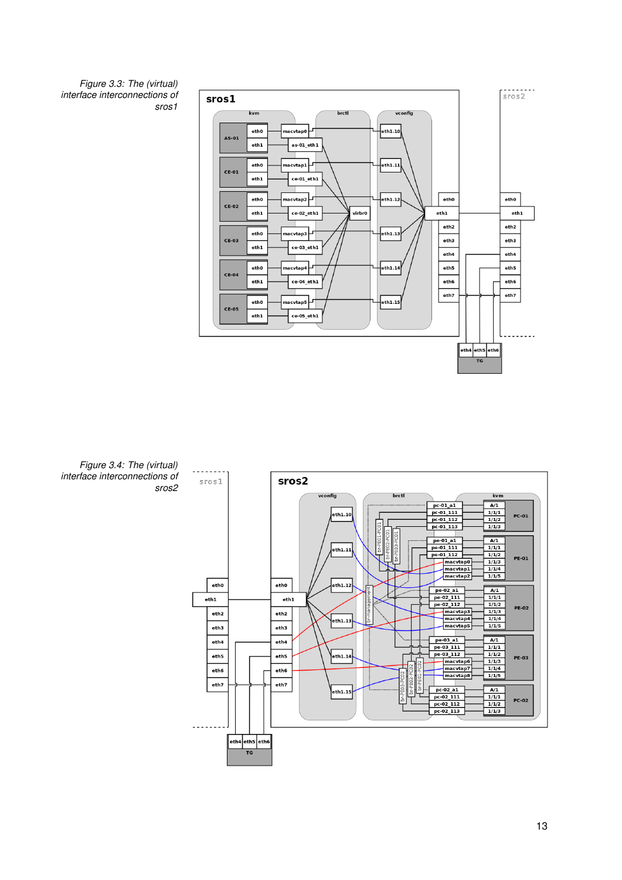Figure 3.3: The (virtual) interface interconnections of sros1

Figure 3.4: The (virtual) interface interconnections of sros2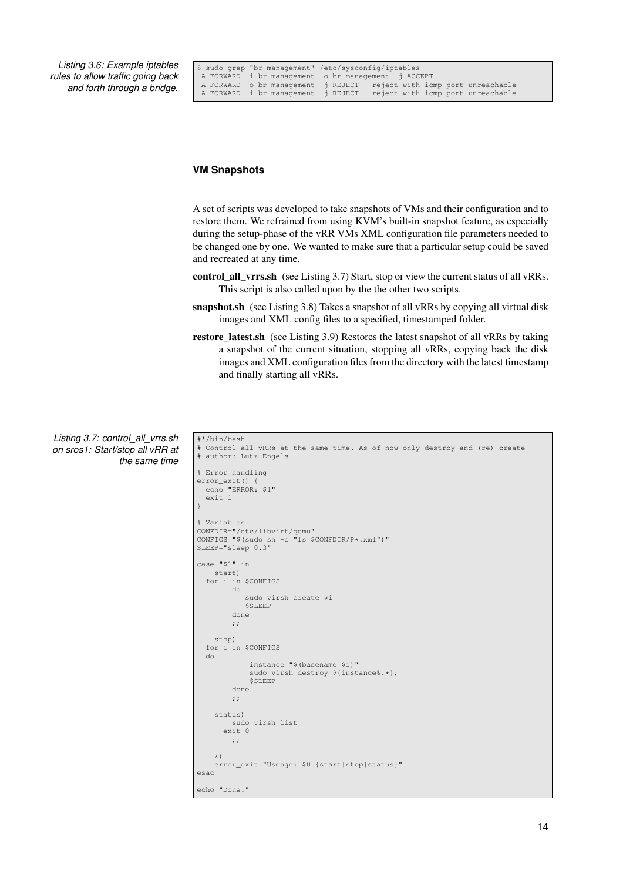Listing 3.6: Example iptables rules to allow traffic going back and forth through a bridge.

```
$ sudo grep "br-management" /etc/sysconfig/iptables
-A FORWARD -i br-management -o br-management -j ACCEPT
-A FORWARD -o br-management -j REJECT --reject-with icmp-port-unreachable
-A FORWARD -i br-management -j REJECT --reject-with icmp-port-unreachable
```

### VM Snapshots

A set of scripts was developed to take snapshots of VMs and their configuration and to restore them. We refrained from using KVM's built-in snapshot feature, as especially during the setup-phase of the vRR VMs XML configuration file parameters needed to be changed one by one. We wanted to make sure that a particular setup could be saved and recreated at any time.

**control_all_vrrs.sh** (see Listing 3.7) Start, stop or view the current status of all vRRs. This script is also called upon by the the other two scripts.

**snapshot.sh** (see Listing 3.8) Takes a snapshot of all vRRs by copying all virtual disk images and XML config files to a specified, timestamped folder.

**restore_latest.sh** (see Listing 3.9) Restores the latest snapshot of all vRRs by taking a snapshot of the current situation, stopping all vRRs, copying back the disk images and XML configuration files from the directory with the latest timestamp and finally starting all vRRs.

Listing 3.7: control_all_vrrs.sh on sros1: Start/stop all vRR at the same time

```
#!/bin/bash
# Control all vRRs at the same time. As of now only destroy and (re)-create
# author: Lutz Engels

# Error handling
error_exit() {
  echo "ERROR: $1"
  exit 1
}

# Variables
CONFDIR="/etc/libvirt/qemu"
CONFIGS="$(sudo sh -c "ls $CONFDIR/P*.xml")"
SLEEP="sleep 0.3"

case "$1" in
    start)
  for i in $CONFIGS
        do
          sudo virsh create $i
          $SLEEP
        done
        ;;

    stop)
  for i in $CONFIGS
  do
           instance="$(basename $i)"
           sudo virsh destroy ${instance%.*};
           $SLEEP
        done
        ;;

    status)
        sudo virsh list
      exit 0
        ;;

    *)
    error_exit "Useage: $0 {start|stop|status}"
esac

echo "Done."
```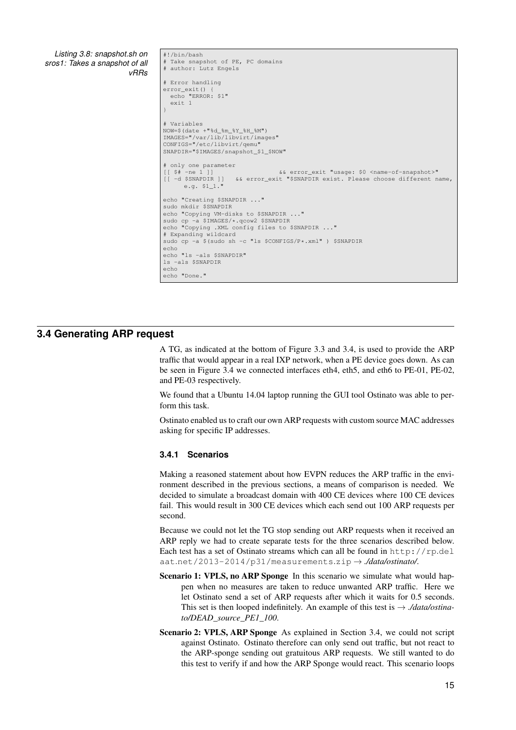Listing 3.8: snapshot.sh on sros1: Takes a snapshot of all vRRs

```
#!/bin/bash
# Take snapshot of PE, PC domains
# author: Lutz Engels

# Error handling
error_exit() {
  echo "ERROR: $1"
  exit 1
}

# Variables
NOW=$(date +"%d_%m_%Y_%H_%M")
IMAGES="/var/lib/libvirt/images"
CONFIGS="/etc/libvirt/qemu"
SNAPDIR="$IMAGES/snapshot_$1_$NOW"

# only one parameter
[[ $# -ne 1 ]]                  && error_exit "usage: $0 <name-of-snapshot>"
[[ -d $SNAPDIR ]]   && error_exit "$SNAPDIR exist. Please choose different name,
      e.g. $1_1."

echo "Creating $SNAPDIR ..."
sudo mkdir $SNAPDIR
echo "Copying VM-disks to $SNAPDIR ..."
sudo cp -a $IMAGES/*.qcow2 $SNAPDIR
echo "Copying .XML config files to $SNAPDIR ..."
# Expanding wildcard
sudo cp -a $(sudo sh -c "ls $CONFIGS/P*.xml" ) $SNAPDIR
echo
echo "ls -als $SNAPDIR"
ls -als $SNAPDIR
echo
echo "Done."
```

## 3.4 Generating ARP request

A TG, as indicated at the bottom of Figure 3.3 and 3.4, is used to provide the ARP traffic that would appear in a real IXP network, when a PE device goes down. As can be seen in Figure 3.4 we connected interfaces eth4, eth5, and eth6 to PE-01, PE-02, and PE-03 respectively.

We found that a Ubuntu 14.04 laptop running the GUI tool Ostinato was able to perform this task.

Ostinato enabled us to craft our own ARP requests with custom source MAC addresses asking for specific IP addresses.

### 3.4.1 Scenarios

Making a reasoned statement about how EVPN reduces the ARP traffic in the environment described in the previous sections, a means of comparison is needed. We decided to simulate a broadcast domain with 400 CE devices where 100 CE devices fail. This would result in 300 CE devices which each send out 100 ARP requests per second.

Because we could not let the TG stop sending out ARP requests when it received an ARP reply we had to create separate tests for the three scenarios described below. Each test has a set of Ostinato streams which can all be found in http://rp.delaat.net/2013-2014/p31/measurements.zip → *./data/ostinato/*.

**Scenario 1: VPLS, no ARP Sponge** In this scenario we simulate what would happen when no measures are taken to reduce unwanted ARP traffic. Here we let Ostinato send a set of ARP requests after which it waits for 0.5 seconds. This set is then looped indefinitely. An example of this test is → *./data/ostinato/DEAD_source_PE1_100*.

**Scenario 2: VPLS, ARP Sponge** As explained in Section 3.4, we could not script against Ostinato. Ostinato therefore can only send out traffic, but not react to the ARP-sponge sending out gratuitous ARP requests. We still wanted to do this test to verify if and how the ARP Sponge would react. This scenario loops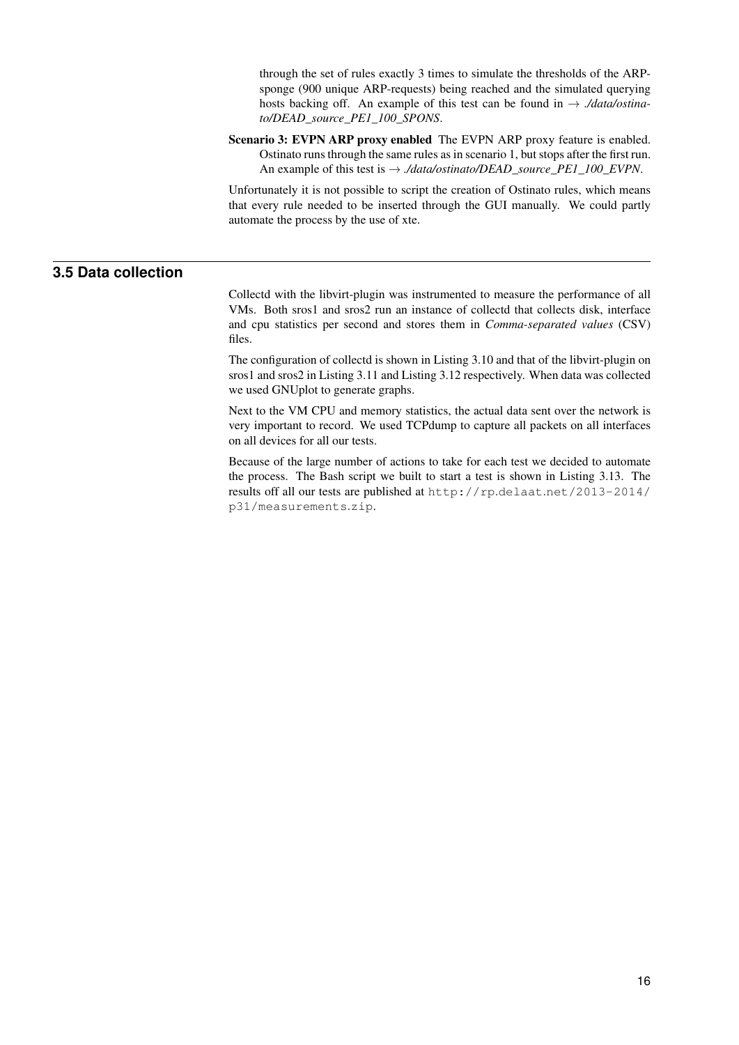through the set of rules exactly 3 times to simulate the thresholds of the ARP-sponge (900 unique ARP-requests) being reached and the simulated querying hosts backing off. An example of this test can be found in → *./data/ostinato/DEAD_source_PE1_100_SPONS*.

**Scenario 3: EVPN ARP proxy enabled** The EVPN ARP proxy feature is enabled. Ostinato runs through the same rules as in scenario 1, but stops after the first run. An example of this test is → *./data/ostinato/DEAD_source_PE1_100_EVPN*.

Unfortunately it is not possible to script the creation of Ostinato rules, which means that every rule needed to be inserted through the GUI manually. We could partly automate the process by the use of xte.

## 3.5 Data collection

Collectd with the libvirt-plugin was instrumented to measure the performance of all VMs. Both sros1 and sros2 run an instance of collectd that collects disk, interface and cpu statistics per second and stores them in *Comma-separated values* (CSV) files.

The configuration of collectd is shown in Listing 3.10 and that of the libvirt-plugin on sros1 and sros2 in Listing 3.11 and Listing 3.12 respectively. When data was collected we used GNUplot to generate graphs.

Next to the VM CPU and memory statistics, the actual data sent over the network is very important to record. We used TCPdump to capture all packets on all interfaces on all devices for all our tests.

Because of the large number of actions to take for each test we decided to automate the process. The Bash script we built to start a test is shown in Listing 3.13. The results off all our tests are published at `http://rp.delaat.net/2013-2014/p31/measurements.zip`.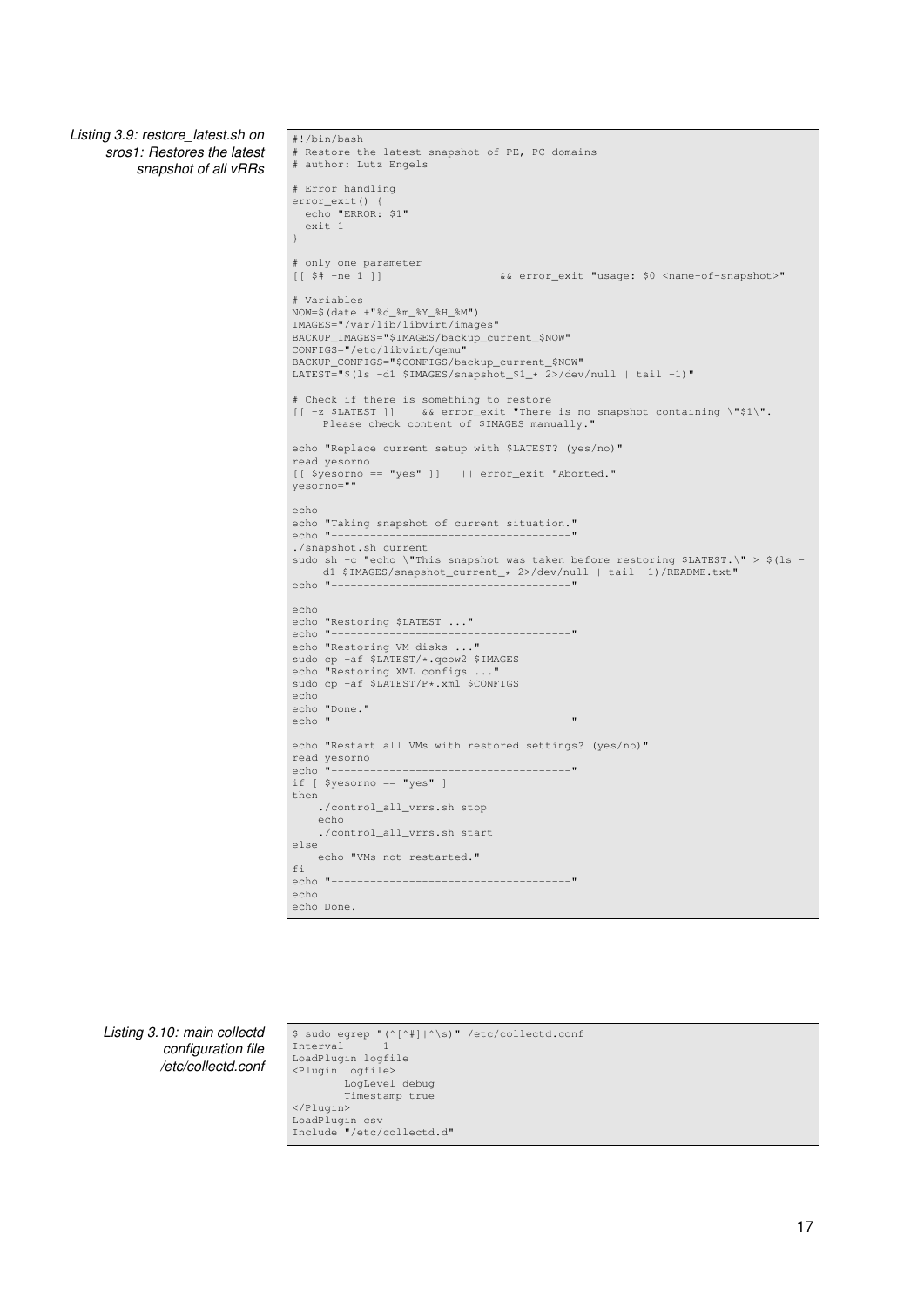Listing 3.9: restore_latest.sh on sros1: Restores the latest snapshot of all vRRs

```
#!/bin/bash
# Restore the latest snapshot of PE, PC domains
# author: Lutz Engels

# Error handling
error_exit() {
  echo "ERROR: $1"
  exit 1
}

# only one parameter
[[ $# -ne 1 ]]                  && error_exit "usage: $0 <name-of-snapshot>"

# Variables
NOW=$(date +"%d_%m_%Y_%H_%M")
IMAGES="/var/lib/libvirt/images"
BACKUP_IMAGES="$IMAGES/backup_current_$NOW"
CONFIGS="/etc/libvirt/qemu"
BACKUP_CONFIGS="$CONFIGS/backup_current_$NOW"
LATEST="$(ls -d1 $IMAGES/snapshot_$1_* 2>/dev/null | tail -1)"

# Check if there is something to restore
[[ -z $LATEST ]]    && error_exit "There is no snapshot containing \"$1\".
     Please check content of $IMAGES manually."

echo "Replace current setup with $LATEST? (yes/no)"
read yesorno
[[ $yesorno == "yes" ]]   || error_exit "Aborted."
yesorno=""

echo
echo "Taking snapshot of current situation."
echo "-------------------------------------"
./snapshot.sh current
sudo sh -c "echo \"This snapshot was taken before restoring $LATEST.\" > $(ls -
     d1 $IMAGES/snapshot_current_* 2>/dev/null | tail -1)/README.txt"
echo "-------------------------------------"

echo
echo "Restoring $LATEST ..."
echo "-------------------------------------"
echo "Restoring VM-disks ..."
sudo cp -af $LATEST/*.qcow2 $IMAGES
echo "Restoring XML configs ..."
sudo cp -af $LATEST/P*.xml $CONFIGS
echo
echo "Done."
echo "-------------------------------------"

echo "Restart all VMs with restored settings? (yes/no)"
read yesorno
echo "-------------------------------------"
if [ $yesorno == "yes" ]
then
    ./control_all_vrrs.sh stop
    echo
    ./control_all_vrrs.sh start
else
    echo "VMs not restarted."
fi
echo "-------------------------------------"
echo
echo Done.
```

Listing 3.10: main collectd configuration file /etc/collectd.conf

```
$ sudo egrep "(^[^#]|^\s)" /etc/collectd.conf
Interval      1
LoadPlugin logfile
<Plugin logfile>
        LogLevel debug
        Timestamp true
</Plugin>
LoadPlugin csv
Include "/etc/collectd.d"
```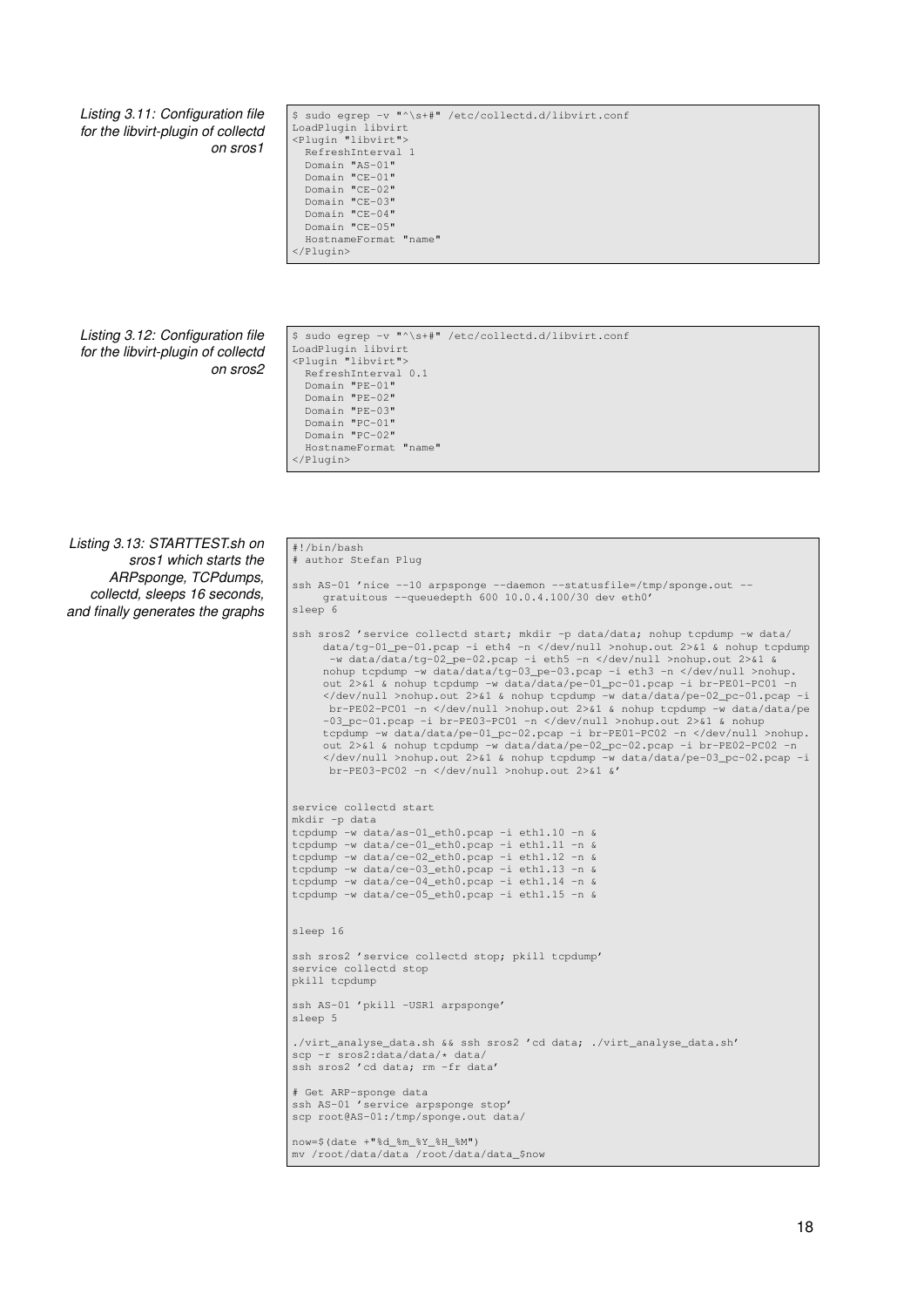Listing 3.11: Configuration file for the libvirt-plugin of collectd on sros1

```
$ sudo egrep -v "^\s+#" /etc/collectd.d/libvirt.conf
LoadPlugin libvirt
<Plugin "libvirt">
  RefreshInterval 1
  Domain "AS-01"
  Domain "CE-01"
  Domain "CE-02"
  Domain "CE-03"
  Domain "CE-04"
  Domain "CE-05"
  HostnameFormat "name"
</Plugin>
```

Listing 3.12: Configuration file for the libvirt-plugin of collectd on sros2

```
$ sudo egrep -v "^\s+#" /etc/collectd.d/libvirt.conf
LoadPlugin libvirt
<Plugin "libvirt">
  RefreshInterval 0.1
  Domain "PE-01"
  Domain "PE-02"
  Domain "PE-03"
  Domain "PC-01"
  Domain "PC-02"
  HostnameFormat "name"
</Plugin>
```

Listing 3.13: STARTTEST.sh on sros1 which starts the ARPsponge, TCPdumps, collectd, sleeps 16 seconds, and finally generates the graphs

```
#!/bin/bash
# author Stefan Plug

ssh AS-01 'nice --10 arpsponge --daemon --statusfile=/tmp/sponge.out --
     gratuitous --queuedepth 600 10.0.4.100/30 dev eth0'
sleep 6

ssh sros2 'service collectd start; mkdir -p data/data; nohup tcpdump -w data/
     data/tg-01_pe-01.pcap -i eth4 -n </dev/null >nohup.out 2>&1 & nohup tcpdump
      -w data/data/tg-02_pe-02.pcap -i eth5 -n </dev/null >nohup.out 2>&1 &
     nohup tcpdump -w data/data/tg-03_pe-03.pcap -i eth3 -n </dev/null >nohup.
     out 2>&1 & nohup tcpdump -w data/data/pe-01_pc-01.pcap -i br-PE01-PC01 -n
     </dev/null >nohup.out 2>&1 & nohup tcpdump -w data/data/pe-02_pc-01.pcap -i
      br-PE02-PC01 -n </dev/null >nohup.out 2>&1 & nohup tcpdump -w data/data/pe
     -03_pc-01.pcap -i br-PE03-PC01 -n </dev/null >nohup.out 2>&1 & nohup
     tcpdump -w data/data/pe-01_pc-02.pcap -i br-PE01-PC02 -n </dev/null >nohup.
     out 2>&1 & nohup tcpdump -w data/data/pe-02_pc-02.pcap -i br-PE02-PC02 -n
     </dev/null >nohup.out 2>&1 & nohup tcpdump -w data/data/pe-03_pc-02.pcap -i
      br-PE03-PC02 -n </dev/null >nohup.out 2>&1 &'


service collectd start
mkdir -p data
tcpdump -w data/as-01_eth0.pcap -i eth1.10 -n &
tcpdump -w data/ce-01_eth0.pcap -i eth1.11 -n &
tcpdump -w data/ce-02_eth0.pcap -i eth1.12 -n &
tcpdump -w data/ce-03_eth0.pcap -i eth1.13 -n &
tcpdump -w data/ce-04_eth0.pcap -i eth1.14 -n &
tcpdump -w data/ce-05_eth0.pcap -i eth1.15 -n &


sleep 16

ssh sros2 'service collectd stop; pkill tcpdump'
service collectd stop
pkill tcpdump

ssh AS-01 'pkill -USR1 arpsponge'
sleep 5

./virt_analyse_data.sh && ssh sros2 'cd data; ./virt_analyse_data.sh'
scp -r sros2:data/data/* data/
ssh sros2 'cd data; rm -fr data'

# Get ARP-sponge data
ssh AS-01 'service arpsponge stop'
scp root@AS-01:/tmp/sponge.out data/

now=$(date +"%d_%m_%Y_%H_%M")
mv /root/data/data /root/data/data_$now
```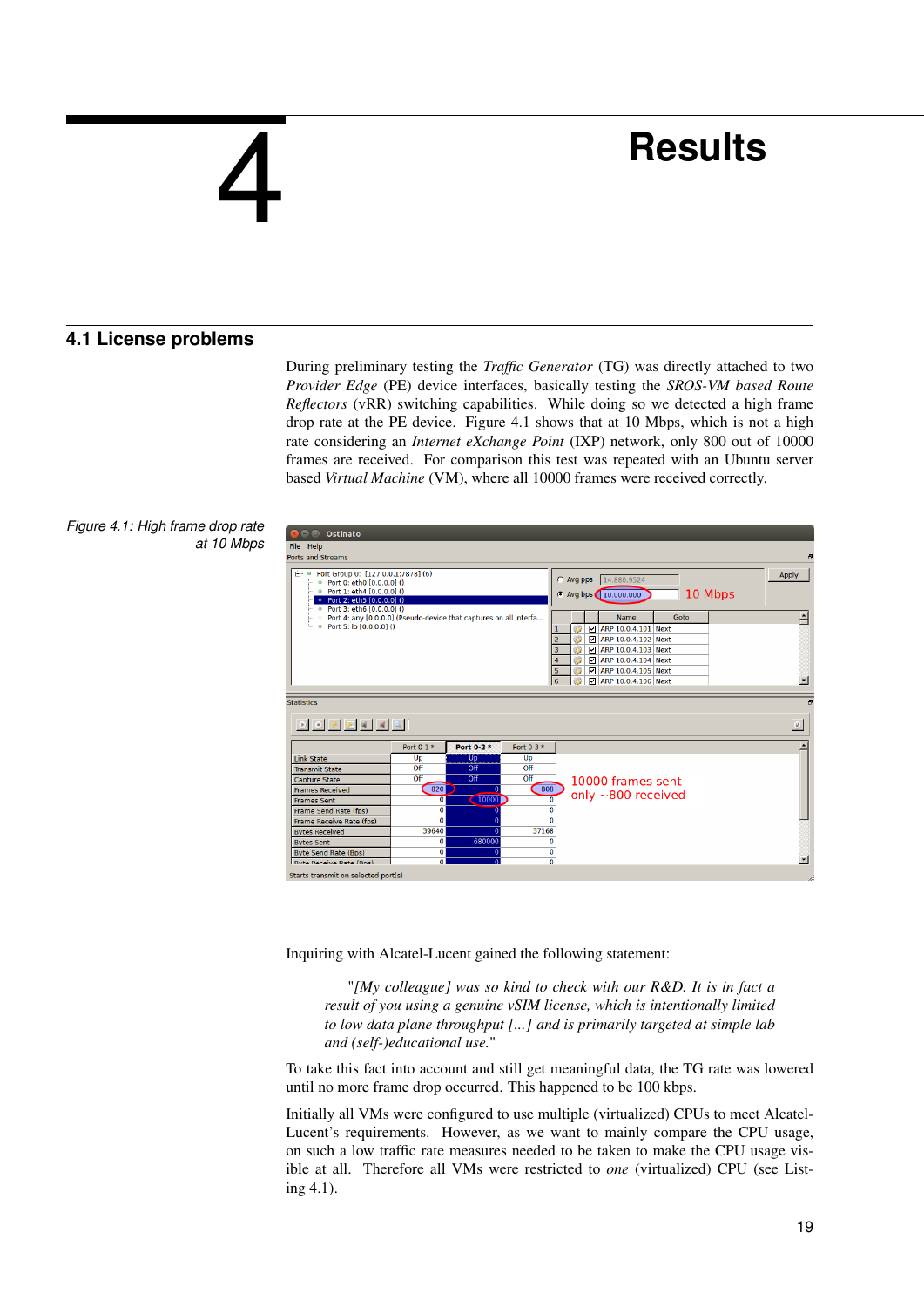# 4 Results

## 4.1 License problems

During preliminary testing the *Traffic Generator* (TG) was directly attached to two *Provider Edge* (PE) device interfaces, basically testing the *SROS-VM based Route Reflectors* (vRR) switching capabilities. While doing so we detected a high frame drop rate at the PE device. Figure 4.1 shows that at 10 Mbps, which is not a high rate considering an *Internet eXchange Point* (IXP) network, only 800 out of 10000 frames are received. For comparison this test was repeated with an Ubuntu server based *Virtual Machine* (VM), where all 10000 frames were received correctly.

Figure 4.1: High frame drop rate at 10 Mbps

Inquiring with Alcatel-Lucent gained the following statement:

> "*[My colleague] was so kind to check with our R&D. It is in fact a result of you using a genuine vSIM license, which is intentionally limited to low data plane throughput [...] and is primarily targeted at simple lab and (self-)educational use.*"

To take this fact into account and still get meaningful data, the TG rate was lowered until no more frame drop occurred. This happened to be 100 kbps.

Initially all VMs were configured to use multiple (virtualized) CPUs to meet Alcatel-Lucent's requirements. However, as we want to mainly compare the CPU usage, on such a low traffic rate measures needed to be taken to make the CPU usage visible at all. Therefore all VMs were restricted to *one* (virtualized) CPU (see Listing 4.1).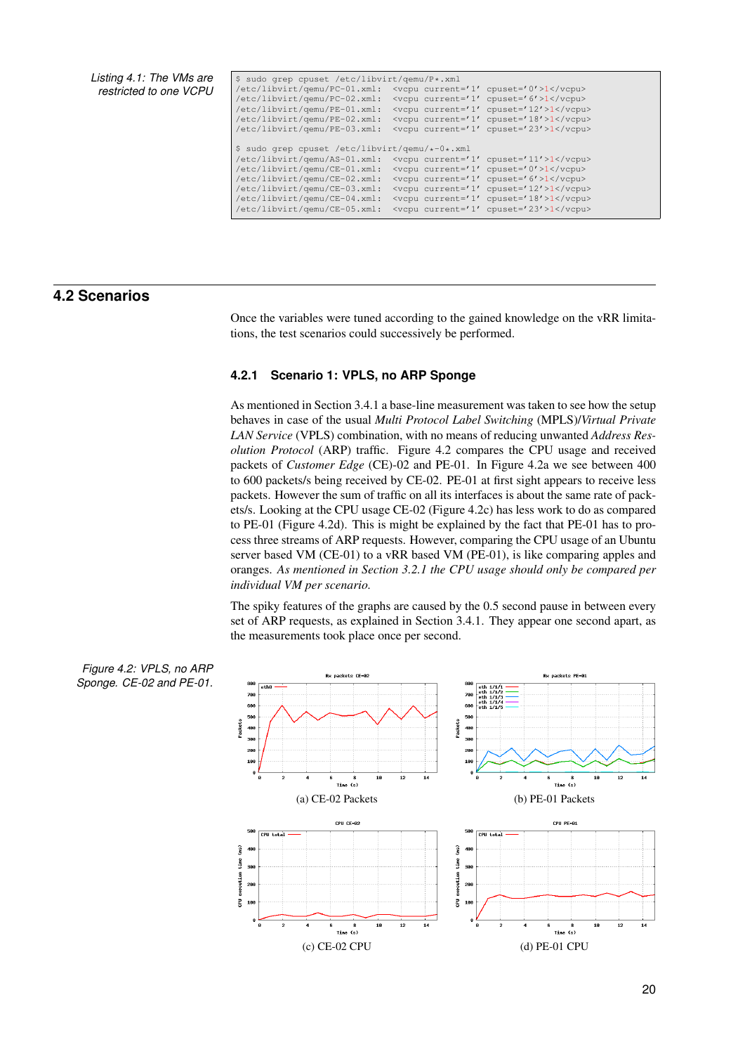Listing 4.1: The VMs are restricted to one VCPU

```
$ sudo grep cpuset /etc/libvirt/qemu/P*.xml
/etc/libvirt/qemu/PC-01.xml:  <vcpu current='1' cpuset='0'>1</vcpu>
/etc/libvirt/qemu/PC-02.xml:  <vcpu current='1' cpuset='6'>1</vcpu>
/etc/libvirt/qemu/PE-01.xml:  <vcpu current='1' cpuset='12'>1</vcpu>
/etc/libvirt/qemu/PE-02.xml:  <vcpu current='1' cpuset='18'>1</vcpu>
/etc/libvirt/qemu/PE-03.xml:  <vcpu current='1' cpuset='23'>1</vcpu>

$ sudo grep cpuset /etc/libvirt/qemu/*-0*.xml
/etc/libvirt/qemu/AS-01.xml:  <vcpu current='1' cpuset='11'>1</vcpu>
/etc/libvirt/qemu/CE-01.xml:  <vcpu current='1' cpuset='0'>1</vcpu>
/etc/libvirt/qemu/CE-02.xml:  <vcpu current='1' cpuset='6'>1</vcpu>
/etc/libvirt/qemu/CE-03.xml:  <vcpu current='1' cpuset='12'>1</vcpu>
/etc/libvirt/qemu/CE-04.xml:  <vcpu current='1' cpuset='18'>1</vcpu>
/etc/libvirt/qemu/CE-05.xml:  <vcpu current='1' cpuset='23'>1</vcpu>
```

## 4.2 Scenarios

Once the variables were tuned according to the gained knowledge on the vRR limitations, the test scenarios could successively be performed.

### 4.2.1 Scenario 1: VPLS, no ARP Sponge

As mentioned in Section 3.4.1 a base-line measurement was taken to see how the setup behaves in case of the usual *Multi Protocol Label Switching* (MPLS)/*Virtual Private LAN Service* (VPLS) combination, with no means of reducing unwanted *Address Resolution Protocol* (ARP) traffic. Figure 4.2 compares the CPU usage and received packets of *Customer Edge* (CE)-02 and PE-01. In Figure 4.2a we see between 400 to 600 packets/s being received by CE-02. PE-01 at first sight appears to receive less packets. However the sum of traffic on all its interfaces is about the same rate of packets/s. Looking at the CPU usage CE-02 (Figure 4.2c) has less work to do as compared to PE-01 (Figure 4.2d). This is might be explained by the fact that PE-01 has to process three streams of ARP requests. However, comparing the CPU usage of an Ubuntu server based VM (CE-01) to a vRR based VM (PE-01), is like comparing apples and oranges. *As mentioned in Section 3.2.1 the CPU usage should only be compared per individual VM per scenario.*

The spiky features of the graphs are caused by the 0.5 second pause in between every set of ARP requests, as explained in Section 3.4.1. They appear one second apart, as the measurements took place once per second.

(a) CE-02 Packets

(b) PE-01 Packets

(c) CE-02 CPU

(d) PE-01 CPU

Figure 4.2: VPLS, no ARP Sponge. CE-02 and PE-01.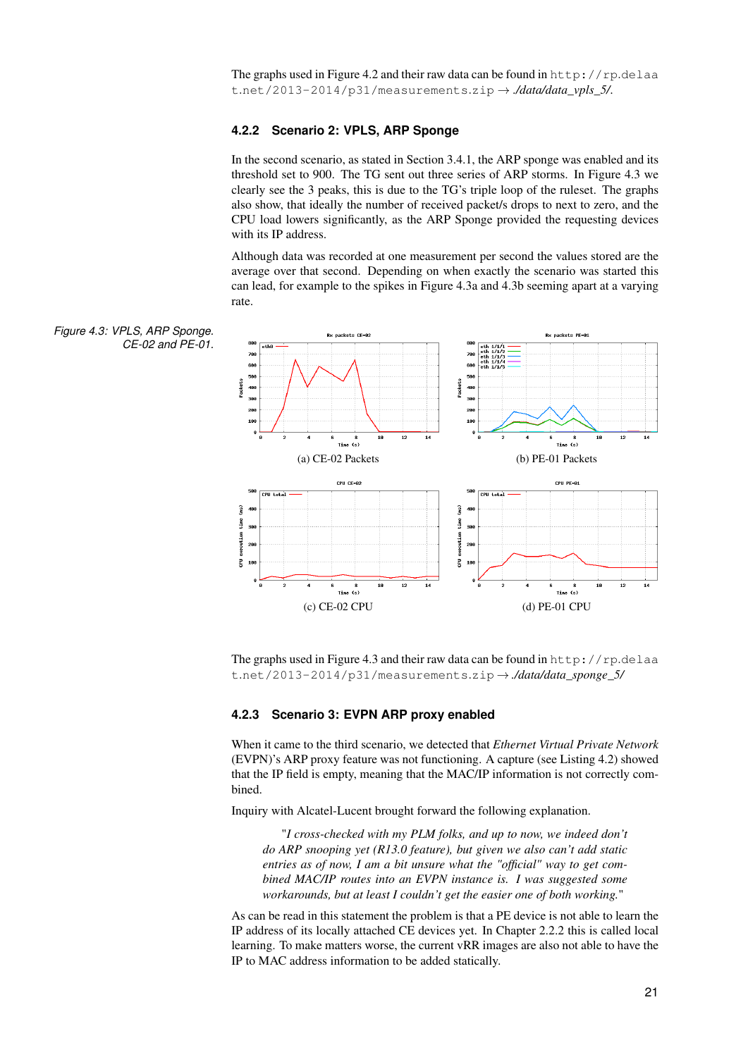The graphs used in Figure 4.2 and their raw data can be found in `http://rp.delaat.net/2013-2014/p31/measurements.zip` → *./data/data_vpls_5/*.

### 4.2.2 Scenario 2: VPLS, ARP Sponge

In the second scenario, as stated in Section 3.4.1, the ARP sponge was enabled and its threshold set to 900. The TG sent out three series of ARP storms. In Figure 4.3 we clearly see the 3 peaks, this is due to the TG's triple loop of the ruleset. The graphs also show, that ideally the number of received packet/s drops to next to zero, and the CPU load lowers significantly, as the ARP Sponge provided the requesting devices with its IP address.

Although data was recorded at one measurement per second the values stored are the average over that second. Depending on when exactly the scenario was started this can lead, for example to the spikes in Figure 4.3a and 4.3b seeming apart at a varying rate.

*Figure 4.3: VPLS, ARP Sponge. CE-02 and PE-01.*

(a) CE-02 Packets

(b) PE-01 Packets

(c) CE-02 CPU

(d) PE-01 CPU

The graphs used in Figure 4.3 and their raw data can be found in `http://rp.delaat.net/2013-2014/p31/measurements.zip` → *./data/data_sponge_5/*

### 4.2.3 Scenario 3: EVPN ARP proxy enabled

When it came to the third scenario, we detected that *Ethernet Virtual Private Network* (EVPN)'s ARP proxy feature was not functioning. A capture (see Listing 4.2) showed that the IP field is empty, meaning that the MAC/IP information is not correctly combined.

Inquiry with Alcatel-Lucent brought forward the following explanation.

> *"I cross-checked with my PLM folks, and up to now, we indeed don't do ARP snooping yet (R13.0 feature), but given we also can't add static entries as of now, I am a bit unsure what the "official" way to get combined MAC/IP routes into an EVPN instance is. I was suggested some workarounds, but at least I couldn't get the easier one of both working."*

As can be read in this statement the problem is that a PE device is not able to learn the IP address of its locally attached CE devices yet. In Chapter 2.2.2 this is called local learning. To make matters worse, the current vRR images are also not able to have the IP to MAC address information to be added statically.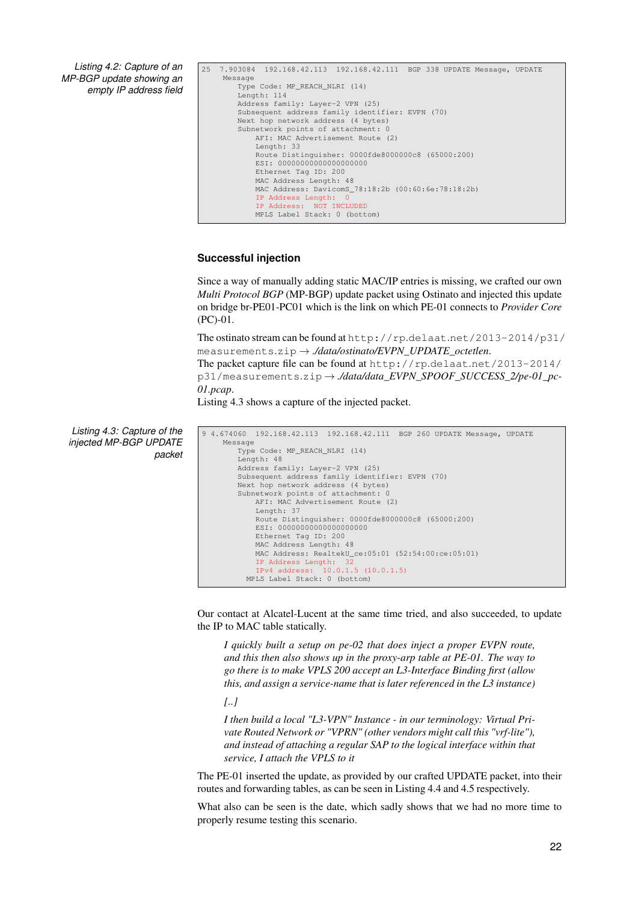Listing 4.2: Capture of an MP-BGP update showing an empty IP address field

```
25  7.903084  192.168.42.113  192.168.42.111  BGP 338 UPDATE Message, UPDATE
    Message
       Type Code: MP_REACH_NLRI (14)
       Length: 114
       Address family: Layer-2 VPN (25)
       Subsequent address family identifier: EVPN (70)
       Next hop network address (4 bytes)
       Subnetwork points of attachment: 0
           AFI: MAC Advertisement Route (2)
           Length: 33
           Route Distinguisher: 0000fde8000000c8 (65000:200)
           ESI: 00000000000000000000
           Ethernet Tag ID: 200
           MAC Address Length: 48
           MAC Address: DavicomS_78:18:2b (00:60:6e:78:18:2b)
           IP Address Length:  0
           IP Address:  NOT INCLUDED
           MPLS Label Stack: 0 (bottom)
```

### Successful injection

Since a way of manually adding static MAC/IP entries is missing, we crafted our own *Multi Protocol BGP* (MP-BGP) update packet using Ostinato and injected this update on bridge br-PE01-PC01 which is the link on which PE-01 connects to *Provider Core* (PC)-01.

The ostinato stream can be found at `http://rp.delaat.net/2013-2014/p31/measurements.zip` → *./data/ostinato/EVPN_UPDATE_octetlen*.
The packet capture file can be found at `http://rp.delaat.net/2013-2014/p31/measurements.zip` → *./data/data_EVPN_SPOOF_SUCCESS_2/pe-01_pc-01.pcap*.
Listing 4.3 shows a capture of the injected packet.

Listing 4.3: Capture of the injected MP-BGP UPDATE packet

```
9 4.674060  192.168.42.113  192.168.42.111  BGP 260 UPDATE Message, UPDATE
    Message
       Type Code: MP_REACH_NLRI (14)
       Length: 48
       Address family: Layer-2 VPN (25)
       Subsequent address family identifier: EVPN (70)
       Next hop network address (4 bytes)
       Subnetwork points of attachment: 0
           AFI: MAC Advertisement Route (2)
           Length: 37
           Route Distinguisher: 0000fde8000000c8 (65000:200)
           ESI: 00000000000000000000
           Ethernet Tag ID: 200
           MAC Address Length: 48
           MAC Address: RealtekU_ce:05:01 (52:54:00:ce:05:01)
           IP Address Length:  32
           IPv4 address:  10.0.1.5 (10.0.1.5)
         MPLS Label Stack: 0 (bottom)
```

Our contact at Alcatel-Lucent at the same time tried, and also succeeded, to update the IP to MAC table statically.

> *I quickly built a setup on pe-02 that does inject a proper EVPN route, and this then also shows up in the proxy-arp table at PE-01. The way to go there is to make VPLS 200 accept an L3-Interface Binding first (allow this, and assign a service-name that is later referenced in the L3 instance)*
>
> *[..]*
>
> *I then build a local "L3-VPN" Instance - in our terminology: Virtual Private Routed Network or "VPRN" (other vendors might call this "vrf-lite"), and instead of attaching a regular SAP to the logical interface within that service, I attach the VPLS to it*

The PE-01 inserted the update, as provided by our crafted UPDATE packet, into their routes and forwarding tables, as can be seen in Listing 4.4 and 4.5 respectively.

What also can be seen is the date, which sadly shows that we had no more time to properly resume testing this scenario.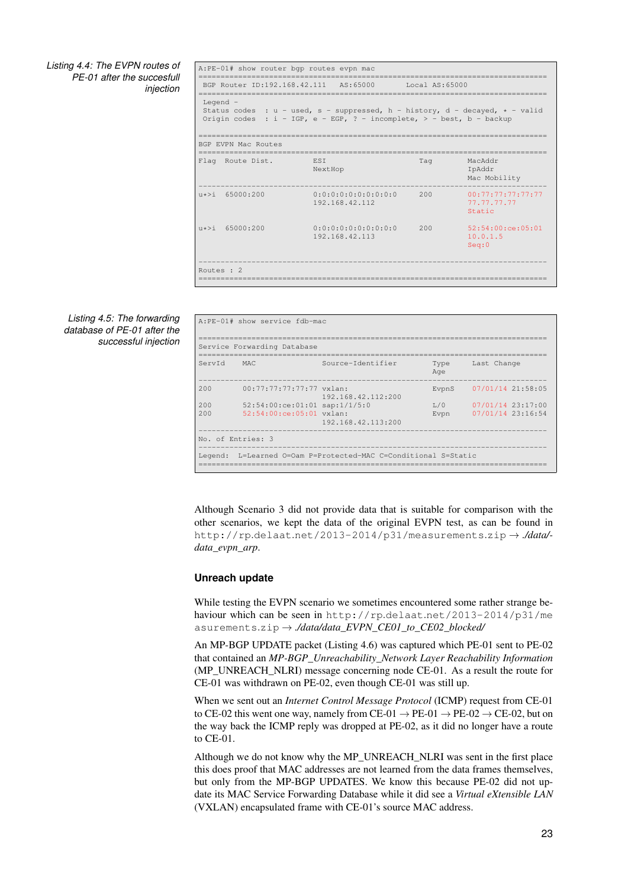Listing 4.4: The EVPN routes of PE-01 after the succesfull injection

```
A:PE-01# show router bgp routes evpn mac
===============================================================================
 BGP Router ID:192.168.42.111    AS:65000       Local AS:65000
===============================================================================
 Legend -
 Status codes  : u - used, s - suppressed, h - history, d - decayed, * - valid
 Origin codes  : i - IGP, e - EGP, ? - incomplete, > - best, b - backup

===============================================================================
BGP EVPN Mac Routes
===============================================================================
Flag  Route Dist.         ESI                     Tag         MacAddr
                          NextHop                             IpAddr
                                                              Mac Mobility
-------------------------------------------------------------------------------
u*>i  65000:200           0:0:0:0:0:0:0:0:0:0     200         00:77:77:77:77:77
                          192.168.42.112                      77.77.77.77
                                                              Static

u*>i  65000:200           0:0:0:0:0:0:0:0:0:0     200         52:54:00:ce:05:01
                          192.168.42.113                      10.0.1.5
                                                              Seq:0

-------------------------------------------------------------------------------
Routes : 2
===============================================================================
```

Listing 4.5: The forwarding database of PE-01 after the successful injection

```
A:PE-01# show service fdb-mac

===============================================================================
Service Forwarding Database
===============================================================================
ServId    MAC               Source-Identifier        Type      Last Change
                                                     Age
-------------------------------------------------------------------------------
200       00:77:77:77:77:77 vxlan:                   EvpnS     07/01/14 21:58:05
                            192.168.42.112:200
200       52:54:00:ce:01:01 sap:1/1/5:0              L/0       07/01/14 23:17:00
200       52:54:00:ce:05:01 vxlan:                   Evpn      07/01/14 23:16:54
                            192.168.42.113:200
-------------------------------------------------------------------------------
No. of Entries: 3
-------------------------------------------------------------------------------
Legend:  L=Learned O=Oam P=Protected-MAC C=Conditional S=Static
===============================================================================
```

Although Scenario 3 did not provide data that is suitable for comparison with the other scenarios, we kept the data of the original EVPN test, as can be found in `http://rp.delaat.net/2013-2014/p31/measurements.zip` → *./data/data_evpn_arp*.

### Unreach update

While testing the EVPN scenario we sometimes encountered some rather strange behaviour which can be seen in `http://rp.delaat.net/2013-2014/p31/measurements.zip` → *./data/data_EVPN_CE01_to_CE02_blocked/*

An MP-BGP UPDATE packet (Listing 4.6) was captured which PE-01 sent to PE-02 that contained an *MP-BGP_Unreachability_Network Layer Reachability Information* (MP_UNREACH_NLRI) message concerning node CE-01. As a result the route for CE-01 was withdrawn on PE-02, even though CE-01 was still up.

When we sent out an *Internet Control Message Protocol* (ICMP) request from CE-01 to CE-02 this went one way, namely from CE-01 → PE-01 → PE-02 → CE-02, but on the way back the ICMP reply was dropped at PE-02, as it did no longer have a route to CE-01.

Although we do not know why the MP_UNREACH_NLRI was sent in the first place this does proof that MAC addresses are not learned from the data frames themselves, but only from the MP-BGP UPDATES. We know this because PE-02 did not update its MAC Service Forwarding Database while it did see a *Virtual eXtensible LAN* (VXLAN) encapsulated frame with CE-01's source MAC address.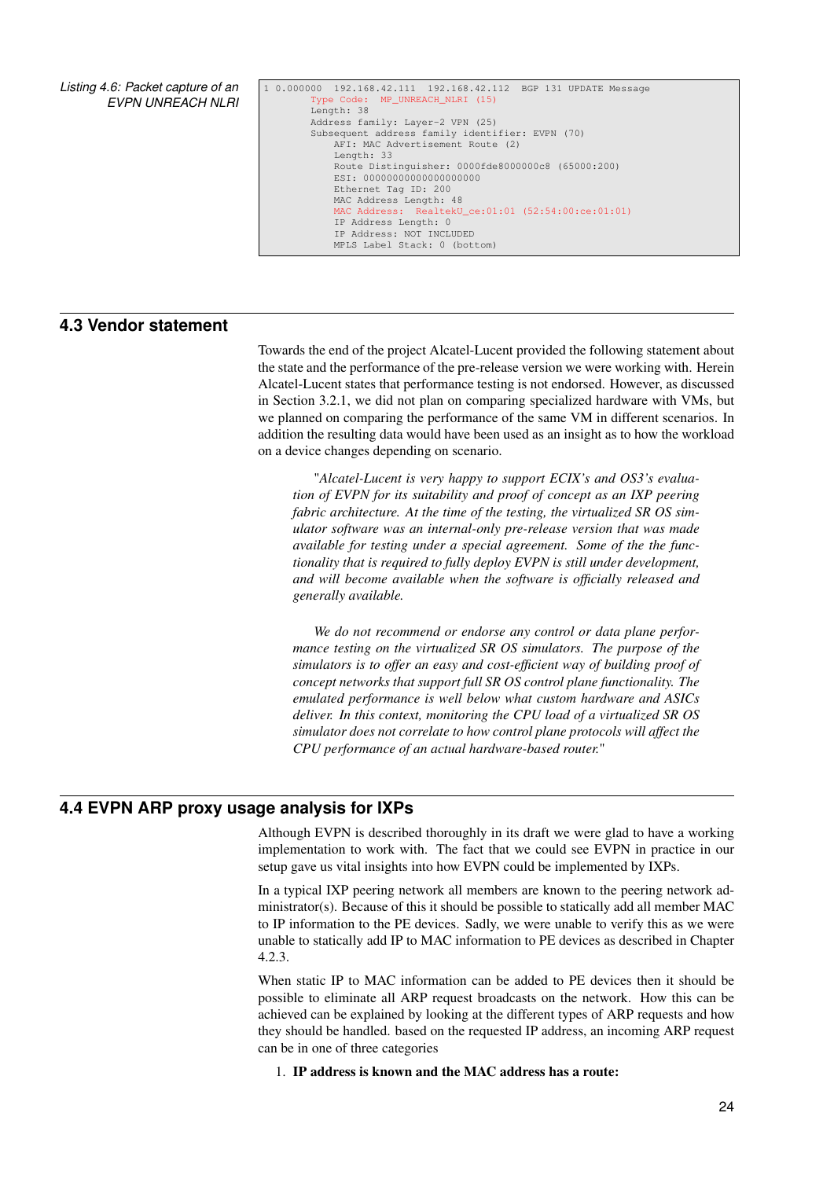Listing 4.6: Packet capture of an EVPN UNREACH NLRI

```
1 0.000000  192.168.42.111  192.168.42.112  BGP 131 UPDATE Message
        Type Code:  MP_UNREACH_NLRI (15)
        Length: 38
        Address family: Layer-2 VPN (25)
        Subsequent address family identifier: EVPN (70)
            AFI: MAC Advertisement Route (2)
            Length: 33
            Route Distinguisher: 0000fde8000000c8 (65000:200)
            ESI: 00000000000000000000
            Ethernet Tag ID: 200
            MAC Address Length: 48
            MAC Address:  RealtekU_ce:01:01 (52:54:00:ce:01:01)
            IP Address Length: 0
            IP Address: NOT INCLUDED
            MPLS Label Stack: 0 (bottom)
```

## 4.3 Vendor statement

Towards the end of the project Alcatel-Lucent provided the following statement about the state and the performance of the pre-release version we were working with. Herein Alcatel-Lucent states that performance testing is not endorsed. However, as discussed in Section 3.2.1, we did not plan on comparing specialized hardware with VMs, but we planned on comparing the performance of the same VM in different scenarios. In addition the resulting data would have been used as an insight as to how the workload on a device changes depending on scenario.

> "*Alcatel-Lucent is very happy to support ECIX's and OS3's evaluation of EVPN for its suitability and proof of concept as an IXP peering fabric architecture. At the time of the testing, the virtualized SR OS simulator software was an internal-only pre-release version that was made available for testing under a special agreement. Some of the the functionality that is required to fully deploy EVPN is still under development, and will become available when the software is officially released and generally available.*
>
> *We do not recommend or endorse any control or data plane performance testing on the virtualized SR OS simulators. The purpose of the simulators is to offer an easy and cost-efficient way of building proof of concept networks that support full SR OS control plane functionality. The emulated performance is well below what custom hardware and ASICs deliver. In this context, monitoring the CPU load of a virtualized SR OS simulator does not correlate to how control plane protocols will affect the CPU performance of an actual hardware-based router.*"

## 4.4 EVPN ARP proxy usage analysis for IXPs

Although EVPN is described thoroughly in its draft we were glad to have a working implementation to work with. The fact that we could see EVPN in practice in our setup gave us vital insights into how EVPN could be implemented by IXPs.

In a typical IXP peering network all members are known to the peering network administrator(s). Because of this it should be possible to statically add all member MAC to IP information to the PE devices. Sadly, we were unable to verify this as we were unable to statically add IP to MAC information to PE devices as described in Chapter 4.2.3.

When static IP to MAC information can be added to PE devices then it should be possible to eliminate all ARP request broadcasts on the network. How this can be achieved can be explained by looking at the different types of ARP requests and how they should be handled. based on the requested IP address, an incoming ARP request can be in one of three categories

1. **IP address is known and the MAC address has a route:**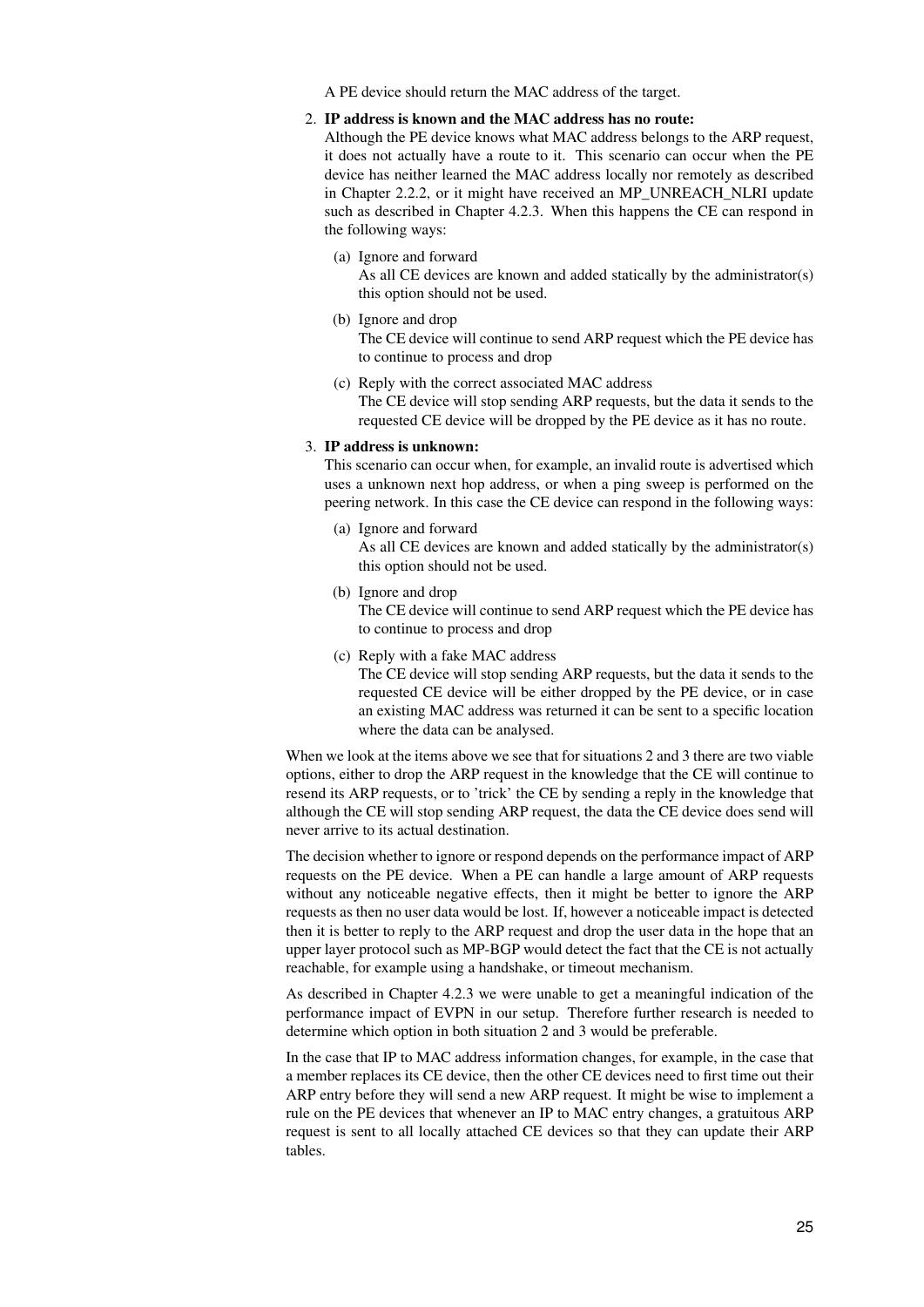A PE device should return the MAC address of the target.

2. **IP address is known and the MAC address has no route:**
   Although the PE device knows what MAC address belongs to the ARP request, it does not actually have a route to it. This scenario can occur when the PE device has neither learned the MAC address locally nor remotely as described in Chapter 2.2.2, or it might have received an MP_UNREACH_NLRI update such as described in Chapter 4.2.3. When this happens the CE can respond in the following ways:

   (a) Ignore and forward
   As all CE devices are known and added statically by the administrator(s) this option should not be used.

   (b) Ignore and drop
   The CE device will continue to send ARP request which the PE device has to continue to process and drop

   (c) Reply with the correct associated MAC address
   The CE device will stop sending ARP requests, but the data it sends to the requested CE device will be dropped by the PE device as it has no route.

3. **IP address is unknown:**
   This scenario can occur when, for example, an invalid route is advertised which uses a unknown next hop address, or when a ping sweep is performed on the peering network. In this case the CE device can respond in the following ways:

   (a) Ignore and forward
   As all CE devices are known and added statically by the administrator(s) this option should not be used.

   (b) Ignore and drop
   The CE device will continue to send ARP request which the PE device has to continue to process and drop

   (c) Reply with a fake MAC address
   The CE device will stop sending ARP requests, but the data it sends to the requested CE device will be either dropped by the PE device, or in case an existing MAC address was returned it can be sent to a specific location where the data can be analysed.

When we look at the items above we see that for situations 2 and 3 there are two viable options, either to drop the ARP request in the knowledge that the CE will continue to resend its ARP requests, or to 'trick' the CE by sending a reply in the knowledge that although the CE will stop sending ARP request, the data the CE device does send will never arrive to its actual destination.

The decision whether to ignore or respond depends on the performance impact of ARP requests on the PE device. When a PE can handle a large amount of ARP requests without any noticeable negative effects, then it might be better to ignore the ARP requests as then no user data would be lost. If, however a noticeable impact is detected then it is better to reply to the ARP request and drop the user data in the hope that an upper layer protocol such as MP-BGP would detect the fact that the CE is not actually reachable, for example using a handshake, or timeout mechanism.

As described in Chapter 4.2.3 we were unable to get a meaningful indication of the performance impact of EVPN in our setup. Therefore further research is needed to determine which option in both situation 2 and 3 would be preferable.

In the case that IP to MAC address information changes, for example, in the case that a member replaces its CE device, then the other CE devices need to first time out their ARP entry before they will send a new ARP request. It might be wise to implement a rule on the PE devices that whenever an IP to MAC entry changes, a gratuitous ARP request is sent to all locally attached CE devices so that they can update their ARP tables.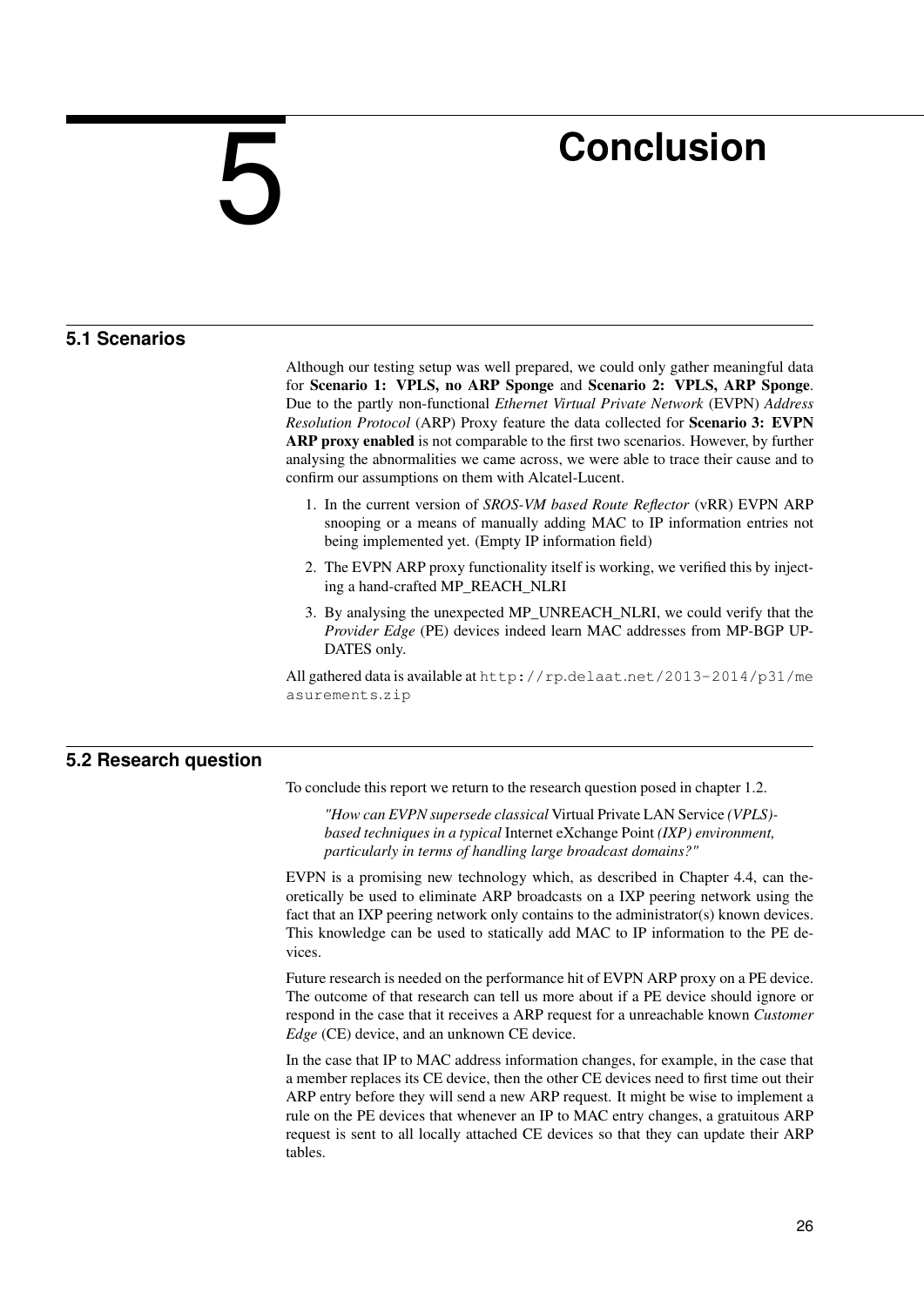# 5 Conclusion

## 5.1 Scenarios

Although our testing setup was well prepared, we could only gather meaningful data for **Scenario 1: VPLS, no ARP Sponge** and **Scenario 2: VPLS, ARP Sponge**. Due to the partly non-functional *Ethernet Virtual Private Network* (EVPN) *Address Resolution Protocol* (ARP) Proxy feature the data collected for **Scenario 3: EVPN ARP proxy enabled** is not comparable to the first two scenarios. However, by further analysing the abnormalities we came across, we were able to trace their cause and to confirm our assumptions on them with Alcatel-Lucent.

1. In the current version of *SROS-VM based Route Reflector* (vRR) EVPN ARP snooping or a means of manually adding MAC to IP information entries not being implemented yet. (Empty IP information field)
2. The EVPN ARP proxy functionality itself is working, we verified this by injecting a hand-crafted MP_REACH_NLRI
3. By analysing the unexpected MP_UNREACH_NLRI, we could verify that the *Provider Edge* (PE) devices indeed learn MAC addresses from MP-BGP UPDATES only.

All gathered data is available at `http://rp.delaat.net/2013-2014/p31/measurements.zip`

## 5.2 Research question

To conclude this report we return to the research question posed in chapter 1.2.

> *"How can EVPN supersede classical* Virtual Private LAN Service *(VPLS)-based techniques in a typical* Internet eXchange Point *(IXP) environment, particularly in terms of handling large broadcast domains?"*

EVPN is a promising new technology which, as described in Chapter 4.4, can theoretically be used to eliminate ARP broadcasts on a IXP peering network using the fact that an IXP peering network only contains to the administrator(s) known devices. This knowledge can be used to statically add MAC to IP information to the PE devices.

Future research is needed on the performance hit of EVPN ARP proxy on a PE device. The outcome of that research can tell us more about if a PE device should ignore or respond in the case that it receives a ARP request for a unreachable known *Customer Edge* (CE) device, and an unknown CE device.

In the case that IP to MAC address information changes, for example, in the case that a member replaces its CE device, then the other CE devices need to first time out their ARP entry before they will send a new ARP request. It might be wise to implement a rule on the PE devices that whenever an IP to MAC entry changes, a gratuitous ARP request is sent to all locally attached CE devices so that they can update their ARP tables.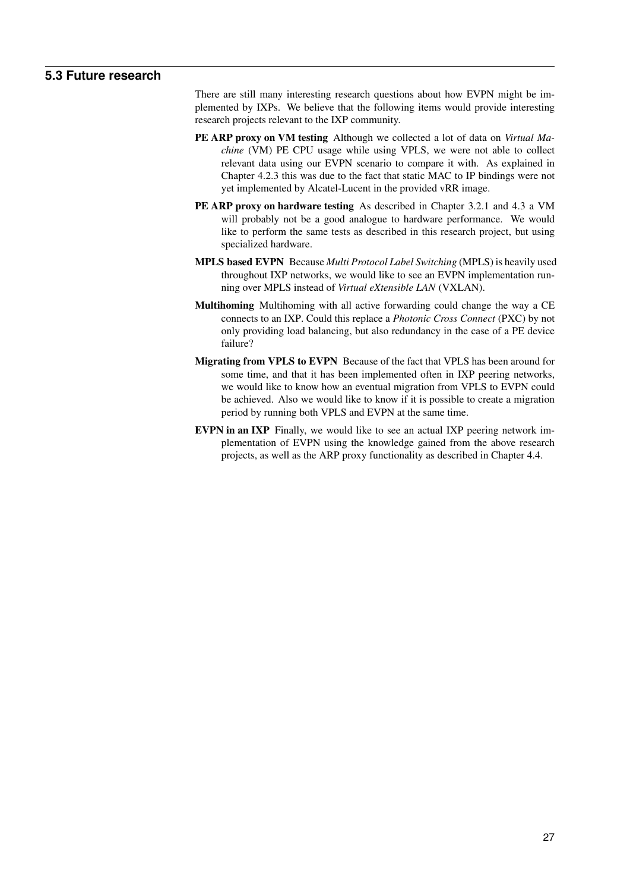## 5.3 Future research

There are still many interesting research questions about how EVPN might be implemented by IXPs. We believe that the following items would provide interesting research projects relevant to the IXP community.

**PE ARP proxy on VM testing** Although we collected a lot of data on *Virtual Machine* (VM) PE CPU usage while using VPLS, we were not able to collect relevant data using our EVPN scenario to compare it with. As explained in Chapter 4.2.3 this was due to the fact that static MAC to IP bindings were not yet implemented by Alcatel-Lucent in the provided vRR image.

**PE ARP proxy on hardware testing** As described in Chapter 3.2.1 and 4.3 a VM will probably not be a good analogue to hardware performance. We would like to perform the same tests as described in this research project, but using specialized hardware.

**MPLS based EVPN** Because *Multi Protocol Label Switching* (MPLS) is heavily used throughout IXP networks, we would like to see an EVPN implementation running over MPLS instead of *Virtual eXtensible LAN* (VXLAN).

**Multihoming** Multihoming with all active forwarding could change the way a CE connects to an IXP. Could this replace a *Photonic Cross Connect* (PXC) by not only providing load balancing, but also redundancy in the case of a PE device failure?

**Migrating from VPLS to EVPN** Because of the fact that VPLS has been around for some time, and that it has been implemented often in IXP peering networks, we would like to know how an eventual migration from VPLS to EVPN could be achieved. Also we would like to know if it is possible to create a migration period by running both VPLS and EVPN at the same time.

**EVPN in an IXP** Finally, we would like to see an actual IXP peering network implementation of EVPN using the knowledge gained from the above research projects, as well as the ARP proxy functionality as described in Chapter 4.4.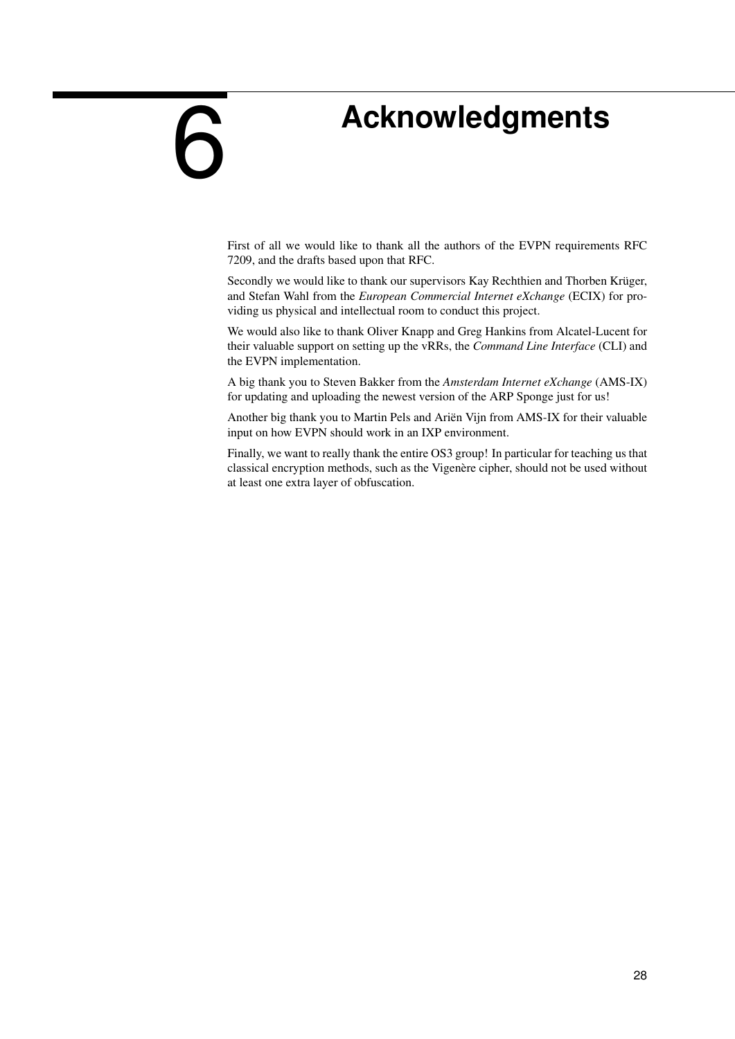# 6 Acknowledgments

First of all we would like to thank all the authors of the EVPN requirements RFC 7209, and the drafts based upon that RFC.

Secondly we would like to thank our supervisors Kay Rechthien and Thorben Krüger, and Stefan Wahl from the *European Commercial Internet eXchange* (ECIX) for providing us physical and intellectual room to conduct this project.

We would also like to thank Oliver Knapp and Greg Hankins from Alcatel-Lucent for their valuable support on setting up the vRRs, the *Command Line Interface* (CLI) and the EVPN implementation.

A big thank you to Steven Bakker from the *Amsterdam Internet eXchange* (AMS-IX) for updating and uploading the newest version of the ARP Sponge just for us!

Another big thank you to Martin Pels and Ariën Vijn from AMS-IX for their valuable input on how EVPN should work in an IXP environment.

Finally, we want to really thank the entire OS3 group! In particular for teaching us that classical encryption methods, such as the Vigenère cipher, should not be used without at least one extra layer of obfuscation.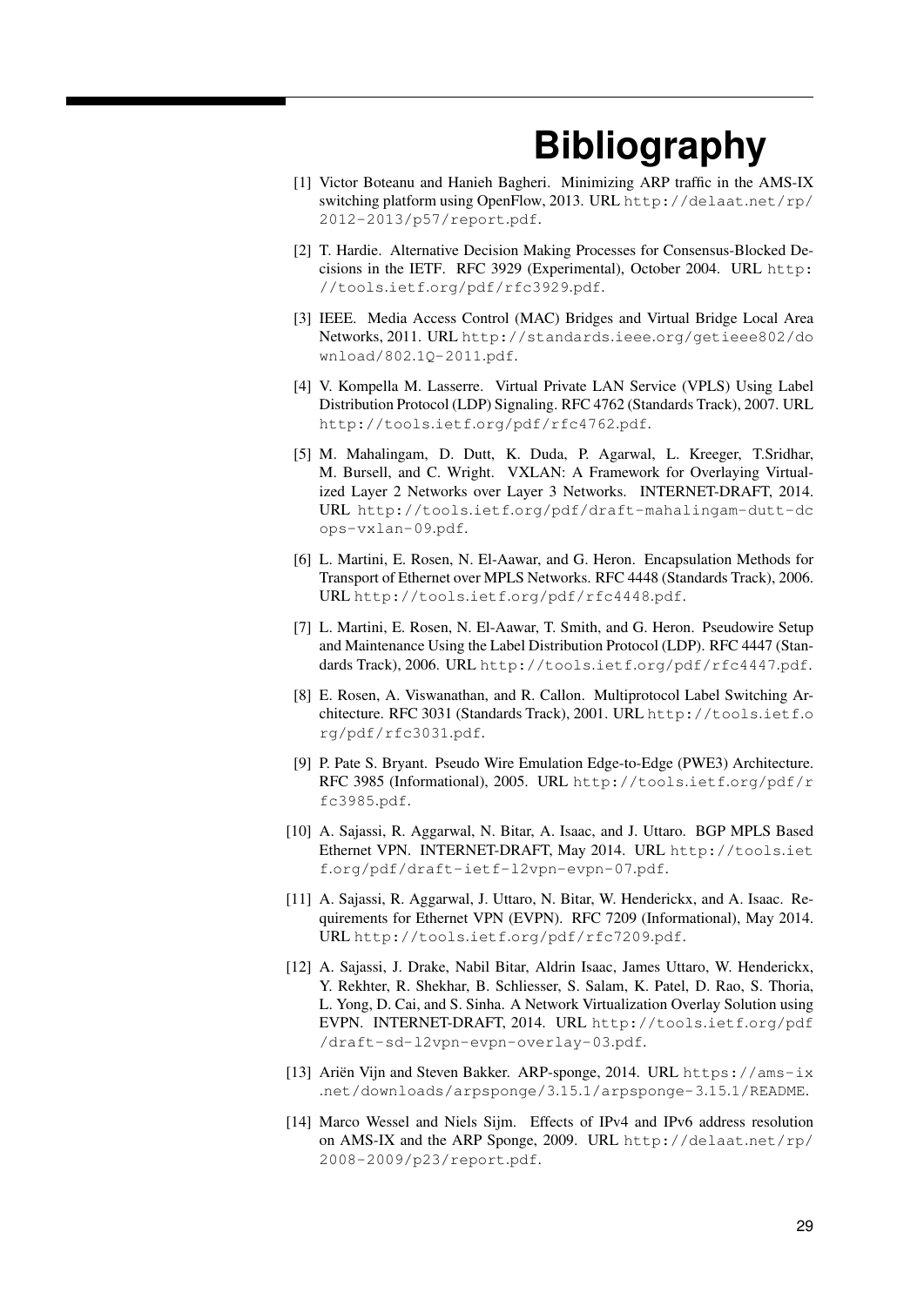# Bibliography

[1] Victor Boteanu and Hanieh Bagheri. Minimizing ARP traffic in the AMS-IX switching platform using OpenFlow, 2013. URL http://delaat.net/rp/2012-2013/p57/report.pdf.

[2] T. Hardie. Alternative Decision Making Processes for Consensus-Blocked Decisions in the IETF. RFC 3929 (Experimental), October 2004. URL http://tools.ietf.org/pdf/rfc3929.pdf.

[3] IEEE. Media Access Control (MAC) Bridges and Virtual Bridge Local Area Networks, 2011. URL http://standards.ieee.org/getieee802/download/802.1Q-2011.pdf.

[4] V. Kompella M. Lasserre. Virtual Private LAN Service (VPLS) Using Label Distribution Protocol (LDP) Signaling. RFC 4762 (Standards Track), 2007. URL http://tools.ietf.org/pdf/rfc4762.pdf.

[5] M. Mahalingam, D. Dutt, K. Duda, P. Agarwal, L. Kreeger, T.Sridhar, M. Bursell, and C. Wright. VXLAN: A Framework for Overlaying Virtualized Layer 2 Networks over Layer 3 Networks. INTERNET-DRAFT, 2014. URL http://tools.ietf.org/pdf/draft-mahalingam-dutt-dcops-vxlan-09.pdf.

[6] L. Martini, E. Rosen, N. El-Aawar, and G. Heron. Encapsulation Methods for Transport of Ethernet over MPLS Networks. RFC 4448 (Standards Track), 2006. URL http://tools.ietf.org/pdf/rfc4448.pdf.

[7] L. Martini, E. Rosen, N. El-Aawar, T. Smith, and G. Heron. Pseudowire Setup and Maintenance Using the Label Distribution Protocol (LDP). RFC 4447 (Standards Track), 2006. URL http://tools.ietf.org/pdf/rfc4447.pdf.

[8] E. Rosen, A. Viswanathan, and R. Callon. Multiprotocol Label Switching Architecture. RFC 3031 (Standards Track), 2001. URL http://tools.ietf.org/pdf/rfc3031.pdf.

[9] P. Pate S. Bryant. Pseudo Wire Emulation Edge-to-Edge (PWE3) Architecture. RFC 3985 (Informational), 2005. URL http://tools.ietf.org/pdf/rfc3985.pdf.

[10] A. Sajassi, R. Aggarwal, N. Bitar, A. Isaac, and J. Uttaro. BGP MPLS Based Ethernet VPN. INTERNET-DRAFT, May 2014. URL http://tools.ietf.org/pdf/draft-ietf-l2vpn-evpn-07.pdf.

[11] A. Sajassi, R. Aggarwal, J. Uttaro, N. Bitar, W. Henderickx, and A. Isaac. Requirements for Ethernet VPN (EVPN). RFC 7209 (Informational), May 2014. URL http://tools.ietf.org/pdf/rfc7209.pdf.

[12] A. Sajassi, J. Drake, Nabil Bitar, Aldrin Isaac, James Uttaro, W. Henderickx, Y. Rekhter, R. Shekhar, B. Schliesser, S. Salam, K. Patel, D. Rao, S. Thoria, L. Yong, D. Cai, and S. Sinha. A Network Virtualization Overlay Solution using EVPN. INTERNET-DRAFT, 2014. URL http://tools.ietf.org/pdf/draft-sd-l2vpn-evpn-overlay-03.pdf.

[13] Ariën Vijn and Steven Bakker. ARP-sponge, 2014. URL https://ams-ix.net/downloads/arpsponge/3.15.1/arpsponge-3.15.1/README.

[14] Marco Wessel and Niels Sijm. Effects of IPv4 and IPv6 address resolution on AMS-IX and the ARP Sponge, 2009. URL http://delaat.net/rp/2008-2009/p23/report.pdf.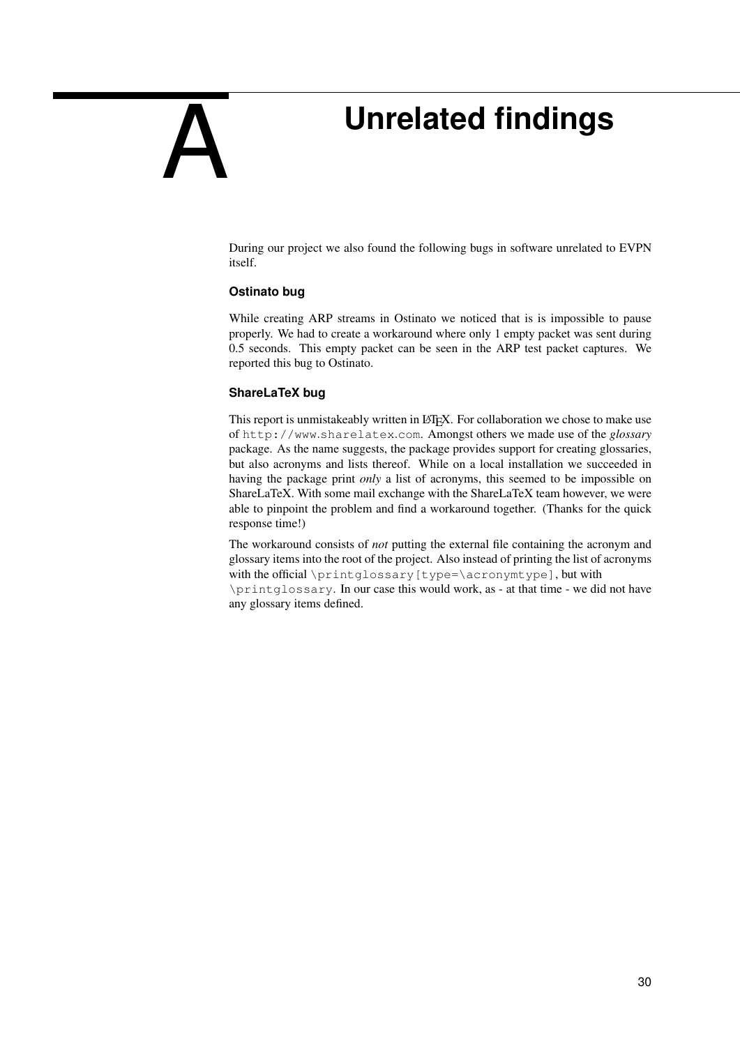# A Unrelated findings

During our project we also found the following bugs in software unrelated to EVPN itself.

### Ostinato bug

While creating ARP streams in Ostinato we noticed that is is impossible to pause properly. We had to create a workaround where only 1 empty packet was sent during 0.5 seconds. This empty packet can be seen in the ARP test packet captures. We reported this bug to Ostinato.

### ShareLaTeX bug

This report is unmistakeably written in LaTeX. For collaboration we chose to make use of `http://www.sharelatex.com`. Amongst others we made use of the *glossary* package. As the name suggests, the package provides support for creating glossaries, but also acronyms and lists thereof. While on a local installation we succeeded in having the package print *only* a list of acronyms, this seemed to be impossible on ShareLaTeX. With some mail exchange with the ShareLaTeX team however, we were able to pinpoint the problem and find a workaround together. (Thanks for the quick response time!)

The workaround consists of *not* putting the external file containing the acronym and glossary items into the root of the project. Also instead of printing the list of acronyms with the official `\printglossary[type=\acronymtype]`, but with `\printglossary`. In our case this would work, as - at that time - we did not have any glossary items defined.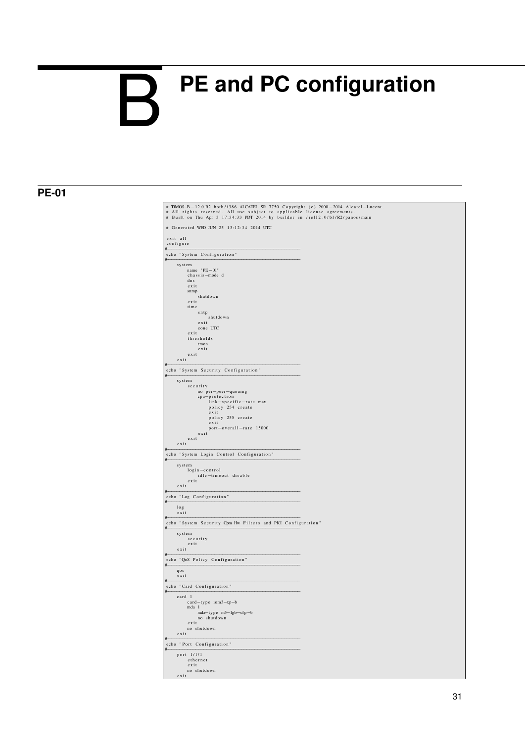# B PE and PC configuration

## PE-01

```
# TiMOS-B-12.0.R2 both/i386 ALCATEL SR 7750 Copyright (c) 2000-2014 Alcatel-Lucent.
# All rights reserved. All use subject to applicable license agreements.
# Built on Thu Apr 3 17:34:33 PDT 2014 by builder in /rel12.0/b1/R2/panos/main

# Generated WED JUN 25 13:12:34 2014 UTC

exit all
configure
#--------------------------------------------------
echo "System Configuration"
#--------------------------------------------------
    system
        name "PE-01"
        chassis-mode d
        dns
        exit
        snmp
            shutdown
        exit
        time
            sntp
                shutdown
            exit
            zone UTC
        exit
        thresholds
            rmon
            exit
        exit
    exit
#--------------------------------------------------
echo "System Security Configuration"
#--------------------------------------------------
    system
        security
            no per-peer-queuing
            cpu-protection
                link-specific-rate max
                policy 254 create
                exit
                policy 255 create
                exit
                port-overall-rate 15000
            exit
        exit
    exit
#--------------------------------------------------
echo "System Login Control Configuration"
#--------------------------------------------------
    system
        login-control
            idle-timeout disable
        exit
    exit
#--------------------------------------------------
echo "Log Configuration"
#--------------------------------------------------
    log
    exit
#--------------------------------------------------
echo "System Security Cpm Hw Filters and PKI Configuration"
#--------------------------------------------------
    system
        security
        exit
    exit
#--------------------------------------------------
echo "QoS Policy Configuration"
#--------------------------------------------------
    qos
    exit
#--------------------------------------------------
echo "Card Configuration"
#--------------------------------------------------
    card 1
        card-type iom3-xp-b
        mda 1
            mda-type m5-1gb-sfp-b
            no shutdown
        exit
        no shutdown
    exit
#--------------------------------------------------
echo "Port Configuration"
#--------------------------------------------------
    port 1/1/1
        ethernet
        exit
        no shutdown
    exit
```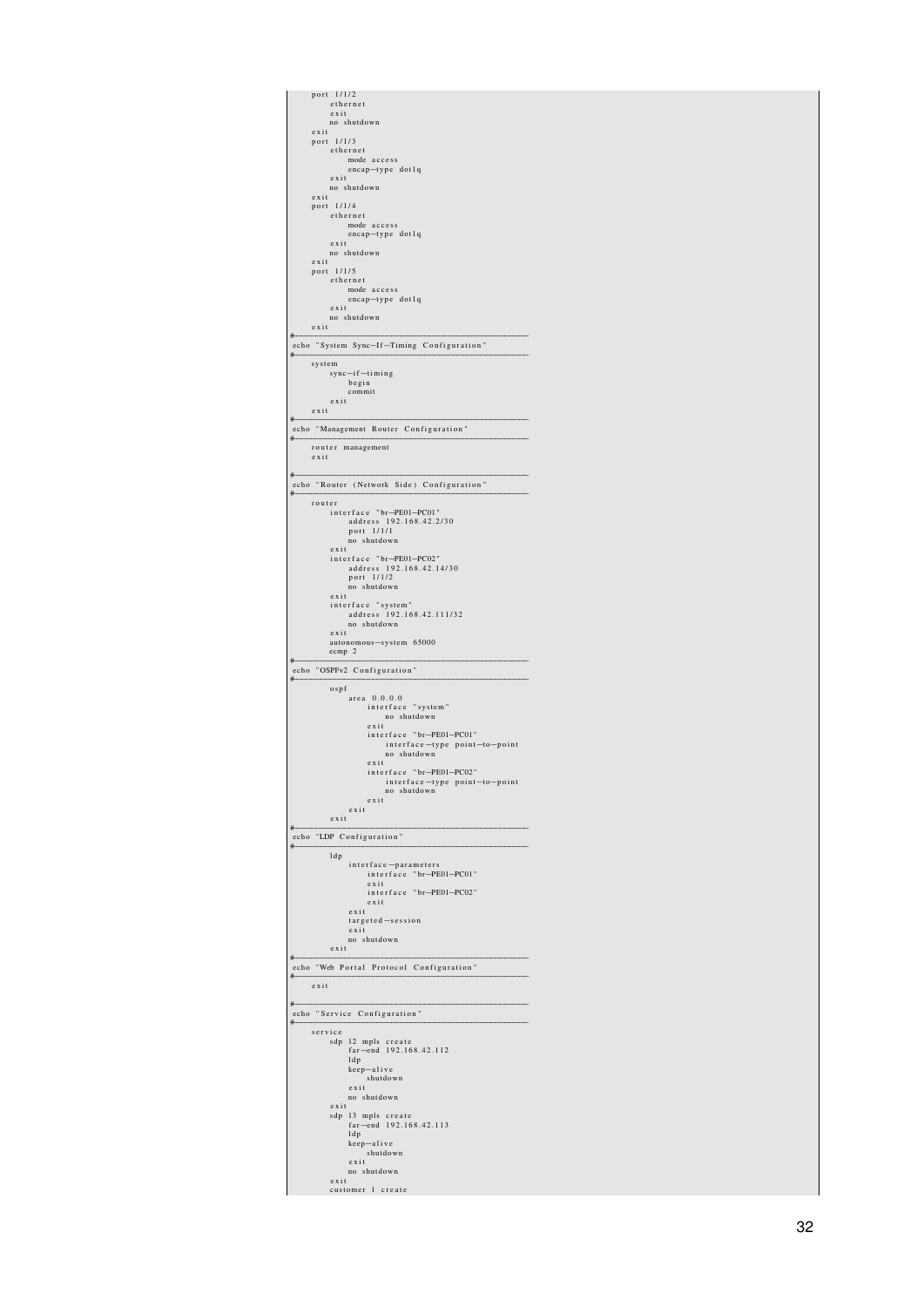```
    port 1/1/2
        ethernet
        exit
        no shutdown
    exit
    port 1/1/3
        ethernet
            mode access
            encap-type dot1q
        exit
        no shutdown
    exit
    port 1/1/4
        ethernet
            mode access
            encap-type dot1q
        exit
        no shutdown
    exit
    port 1/1/5
        ethernet
            mode access
            encap-type dot1q
        exit
        no shutdown
    exit
#--------------------------------------------------
echo "System Sync-If-Timing Configuration"
#--------------------------------------------------
    system
        sync-if-timing
            begin
            commit
        exit
    exit
#--------------------------------------------------
echo "Management Router Configuration"
#--------------------------------------------------
    router management
    exit

#--------------------------------------------------
echo "Router (Network Side) Configuration"
#--------------------------------------------------
    router
        interface "br-PE01-PC01"
            address 192.168.42.2/30
            port 1/1/1
            no shutdown
        exit
        interface "br-PE01-PC02"
            address 192.168.42.14/30
            port 1/1/2
            no shutdown
        exit
        interface "system"
            address 192.168.42.111/32
            no shutdown
        exit
        autonomous-system 65000
        ecmp 2
#--------------------------------------------------
echo "OSPFv2 Configuration"
#--------------------------------------------------
        ospf
            area 0.0.0.0
                interface "system"
                    no shutdown
                exit
                interface "br-PE01-PC01"
                    interface-type point-to-point
                    no shutdown
                exit
                interface "br-PE01-PC02"
                    interface-type point-to-point
                    no shutdown
                exit
            exit
        exit
#--------------------------------------------------
echo "LDP Configuration"
#--------------------------------------------------
        ldp
            interface-parameters
                interface "br-PE01-PC01"
                exit
                interface "br-PE01-PC02"
                exit
            exit
            targeted-session
            exit
            no shutdown
        exit
#--------------------------------------------------
echo "Web Portal Protocol Configuration"
#--------------------------------------------------
    exit

#--------------------------------------------------
echo "Service Configuration"
#--------------------------------------------------
    service
        sdp 12 mpls create
            far-end 192.168.42.112
            ldp
            keep-alive
                shutdown
            exit
            no shutdown
        exit
        sdp 13 mpls create
            far-end 192.168.42.113
            ldp
            keep-alive
                shutdown
            exit
            no shutdown
        exit
        customer 1 create
```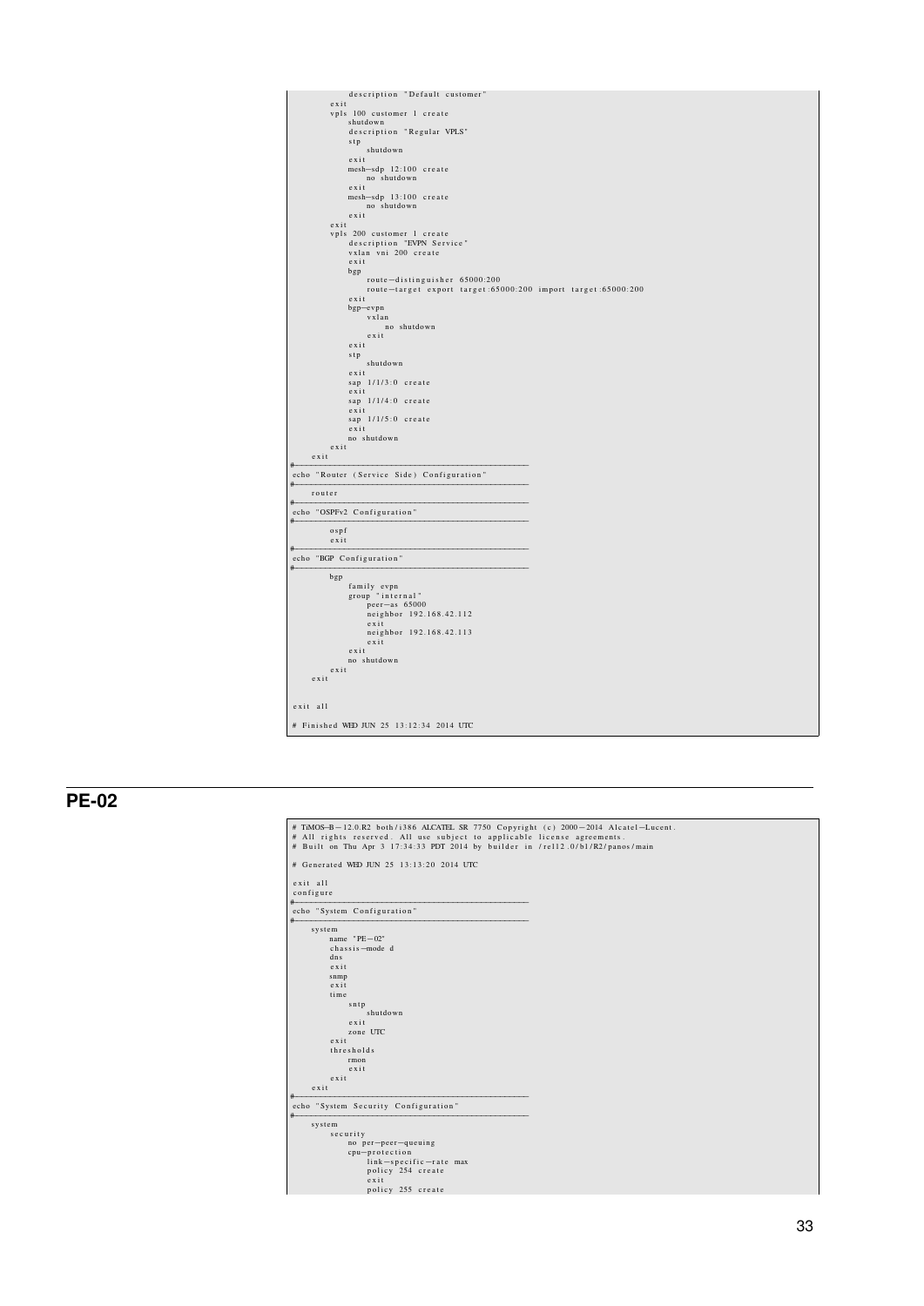```
                description "Default customer"
            exit
            vpls 100 customer 1 create
                shutdown
                description "Regular VPLS"
                stp
                    shutdown
                exit
                mesh-sdp 12:100 create
                    no shutdown
                exit
                mesh-sdp 13:100 create
                    no shutdown
                exit
            exit
            vpls 200 customer 1 create
                description "EVPN Service"
                vxlan vni 200 create
                exit
                bgp
                    route-distinguisher 65000:200
                    route-target export target:65000:200 import target:65000:200
                exit
                bgp-evpn
                    vxlan
                        no shutdown
                    exit
                exit
                stp
                    shutdown
                exit
                sap 1/1/3:0 create
                exit
                sap 1/1/4:0 create
                exit
                sap 1/1/5:0 create
                exit
                no shutdown
            exit
        exit
#--------------------------------------------------
echo "Router (Service Side) Configuration"
#--------------------------------------------------
        router
#--------------------------------------------------
echo "OSPFv2 Configuration"
#--------------------------------------------------
            ospf
            exit
#--------------------------------------------------
echo "BGP Configuration"
#--------------------------------------------------
            bgp
                family evpn
                group "internal"
                    peer-as 65000
                    neighbor 192.168.42.112
                    exit
                    neighbor 192.168.42.113
                    exit
                exit
                no shutdown
            exit
        exit


exit all

# Finished WED JUN 25 13:12:34 2014 UTC
```

## PE-02

```
# TiMOS-B-12.0.R2 both/i386 ALCATEL SR 7750 Copyright (c) 2000-2014 Alcatel-Lucent.
# All rights reserved. All use subject to applicable license agreements.
# Built on Thu Apr 3 17:34:33 PDT 2014 by builder in /rel12.0/b1/R2/panos/main

# Generated WED JUN 25 13:13:20 2014 UTC

exit all
configure
#--------------------------------------------------
echo "System Configuration"
#--------------------------------------------------
    system
        name "PE-02"
        chassis-mode d
        dns
        exit
        snmp
        exit
        time
            sntp
                shutdown
            exit
            zone UTC
        exit
        thresholds
            rmon
            exit
        exit
    exit
#--------------------------------------------------
echo "System Security Configuration"
#--------------------------------------------------
    system
        security
            no per-peer-queuing
            cpu-protection
                link-specific-rate max
                policy 254 create
                exit
                policy 255 create
```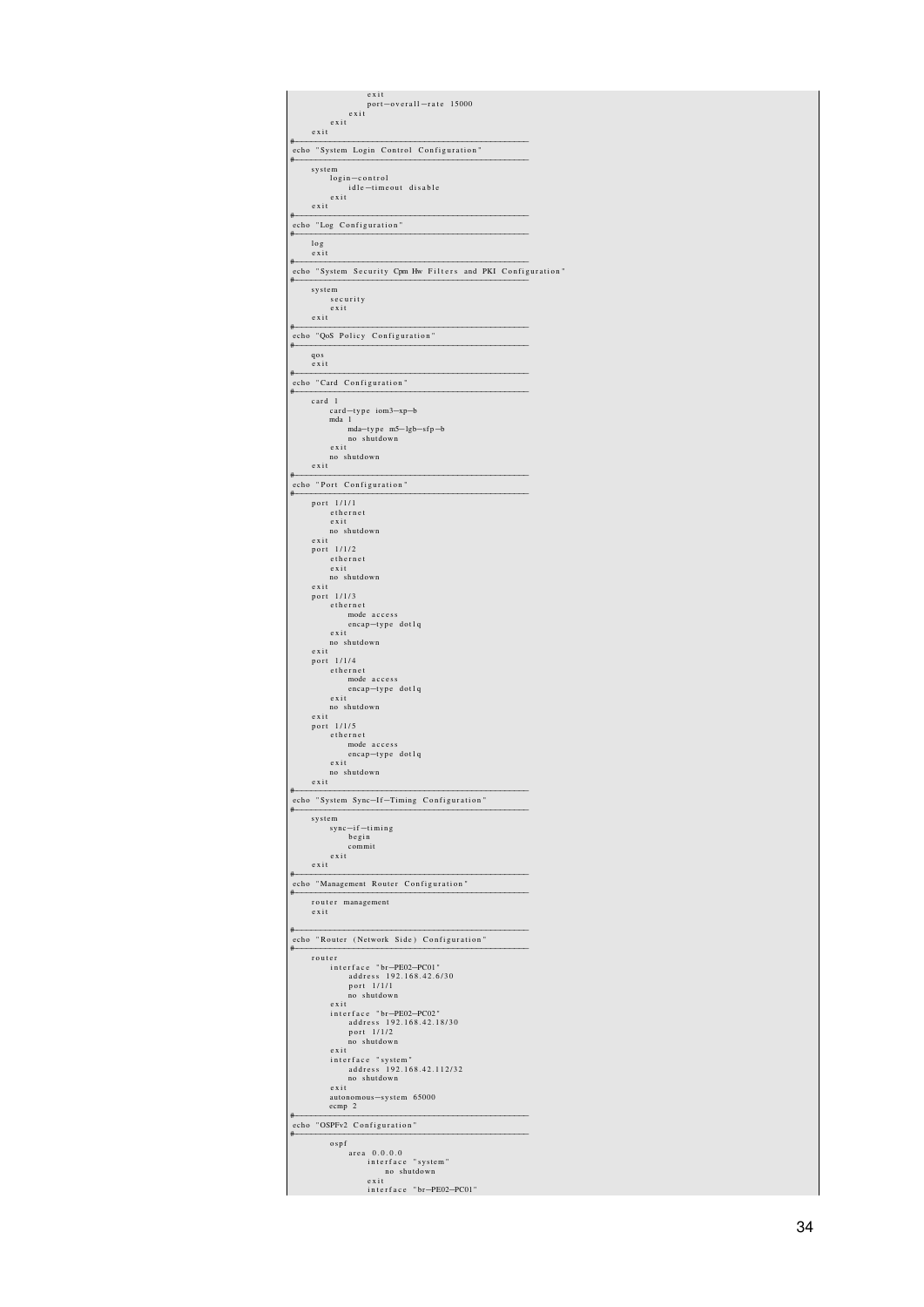```
                    exit
                    port-overall-rate 15000
                exit
            exit
        exit
#--------------------------------------------------
echo "System Login Control Configuration"
#--------------------------------------------------
    system
        login-control
            idle-timeout disable
        exit
    exit
#--------------------------------------------------
echo "Log Configuration"
#--------------------------------------------------
    log
    exit
#--------------------------------------------------
echo "System Security Cpm Hw Filters and PKI Configuration"
#--------------------------------------------------
    system
        security
        exit
    exit
#--------------------------------------------------
echo "QoS Policy Configuration"
#--------------------------------------------------
    qos
    exit
#--------------------------------------------------
echo "Card Configuration"
#--------------------------------------------------
    card 1
        card-type iom3-xp-b
        mda 1
            mda-type m5-1gb-sfp-b
            no shutdown
        exit
        no shutdown
    exit
#--------------------------------------------------
echo "Port Configuration"
#--------------------------------------------------
    port 1/1/1
        ethernet
        exit
        no shutdown
    exit
    port 1/1/2
        ethernet
        exit
        no shutdown
    exit
    port 1/1/3
        ethernet
            mode access
            encap-type dot1q
        exit
        no shutdown
    exit
    port 1/1/4
        ethernet
            mode access
            encap-type dot1q
        exit
        no shutdown
    exit
    port 1/1/5
        ethernet
            mode access
            encap-type dot1q
        exit
        no shutdown
    exit
#--------------------------------------------------
echo "System Sync-If-Timing Configuration"
#--------------------------------------------------
    system
        sync-if-timing
            begin
            commit
        exit
    exit
#--------------------------------------------------
echo "Management Router Configuration"
#--------------------------------------------------
    router management
    exit

#--------------------------------------------------
echo "Router (Network Side) Configuration"
#--------------------------------------------------
    router
        interface "br-PE02-PC01"
            address 192.168.42.6/30
            port 1/1/1
            no shutdown
        exit
        interface "br-PE02-PC02"
            address 192.168.42.18/30
            port 1/1/2
            no shutdown
        exit
        interface "system"
            address 192.168.42.112/32
            no shutdown
        exit
        autonomous-system 65000
        ecmp 2
#--------------------------------------------------
echo "OSPFv2 Configuration"
#--------------------------------------------------
        ospf
            area 0.0.0.0
                interface "system"
                    no shutdown
                exit
                interface "br-PE02-PC01"
```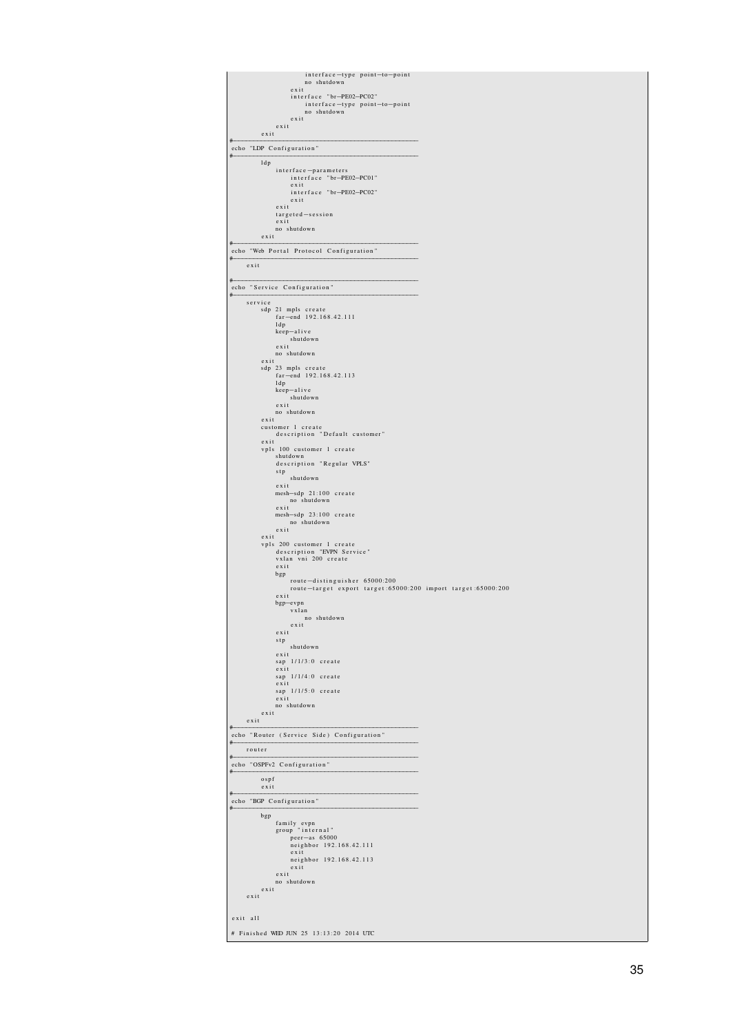```
                    interface-type point-to-point
                    no shutdown
                exit
                interface "br-PE02-PC02"
                    interface-type point-to-point
                    no shutdown
                exit
            exit
        exit
#--------------------------------------------------
echo "LDP Configuration"
#--------------------------------------------------
        ldp
            interface-parameters
                interface "br-PE02-PC01"
                exit
                interface "br-PE02-PC02"
                exit
            exit
            targeted-session
            exit
            no shutdown
        exit
#--------------------------------------------------
echo "Web Portal Protocol Configuration"
#--------------------------------------------------
    exit

#--------------------------------------------------
echo "Service Configuration"
#--------------------------------------------------
    service
        sdp 21 mpls create
            far-end 192.168.42.111
            ldp
            keep-alive
                shutdown
            exit
            no shutdown
        exit
        sdp 23 mpls create
            far-end 192.168.42.113
            ldp
            keep-alive
                shutdown
            exit
            no shutdown
        exit
        customer 1 create
            description "Default customer"
        exit
        vpls 100 customer 1 create
            shutdown
            description "Regular VPLS"
            stp
                shutdown
            exit
            mesh-sdp 21:100 create
                no shutdown
            exit
            mesh-sdp 23:100 create
                no shutdown
            exit
        exit
        vpls 200 customer 1 create
            description "EVPN Service"
            vxlan vni 200 create
            exit
            bgp
                route-distinguisher 65000:200
                route-target export target:65000:200 import target:65000:200
            exit
            bgp-evpn
                vxlan
                    no shutdown
                exit
            exit
            stp
                shutdown
            exit
            sap 1/1/3:0 create
            exit
            sap 1/1/4:0 create
            exit
            sap 1/1/5:0 create
            exit
            no shutdown
        exit
    exit
#--------------------------------------------------
echo "Router (Service Side) Configuration"
#--------------------------------------------------
    router
#--------------------------------------------------
echo "OSPFv2 Configuration"
#--------------------------------------------------
        ospf
        exit
#--------------------------------------------------
echo "BGP Configuration"
#--------------------------------------------------
        bgp
            family evpn
            group "internal"
                peer-as 65000
                neighbor 192.168.42.111
                exit
                neighbor 192.168.42.113
                exit
            exit
            no shutdown
        exit
    exit


exit all

# Finished WED JUN 25 13:13:20 2014 UTC
```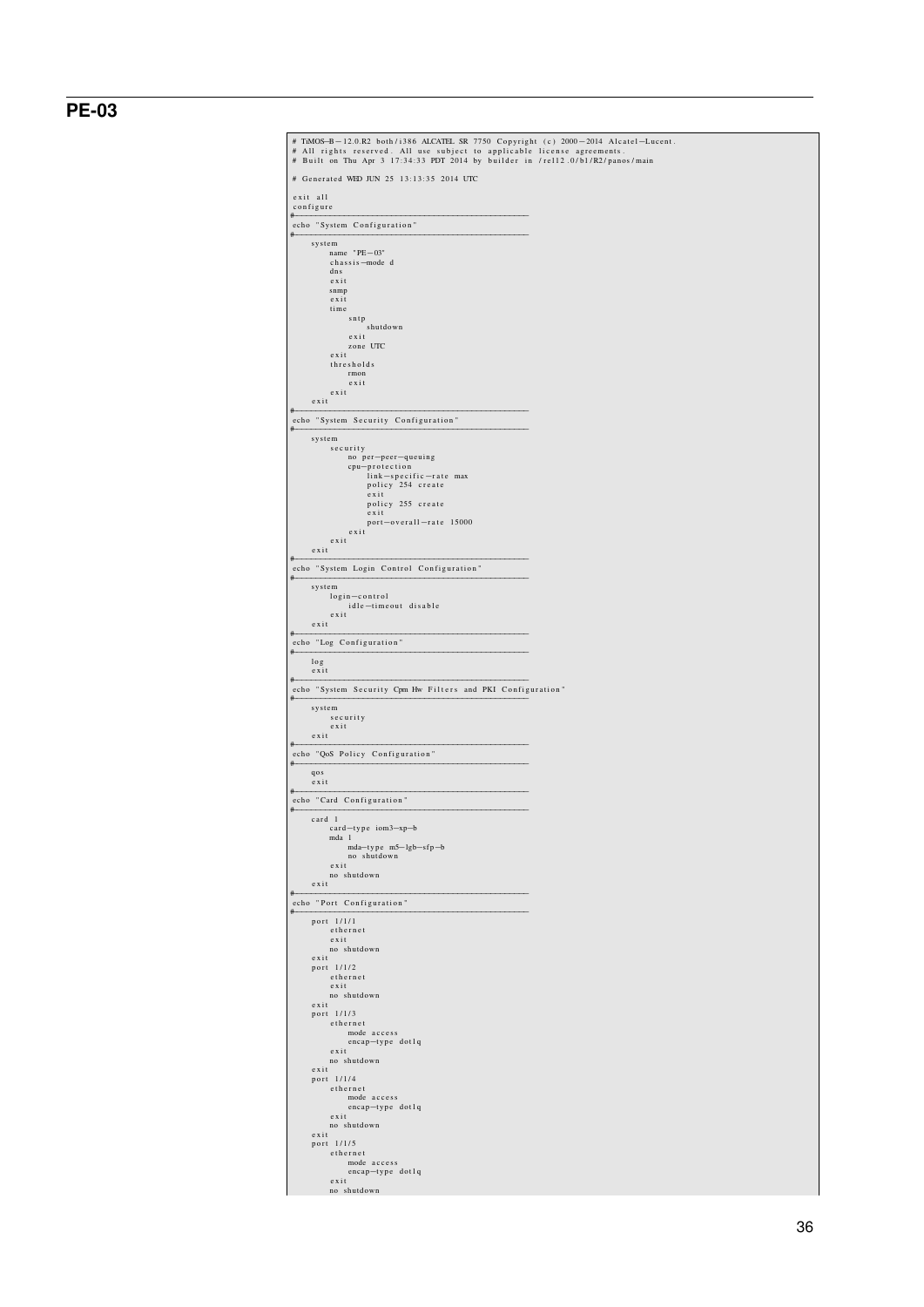## PE-03

```
# TiMOS-B-12.0.R2 both/i386 ALCATEL SR 7750 Copyright (c) 2000-2014 Alcatel-Lucent.
# All rights reserved. All use subject to applicable license agreements.
# Built on Thu Apr 3 17:34:33 PDT 2014 by builder in /rel12.0/b1/R2/panos/main

# Generated WED JUN 25 13:13:35 2014 UTC

exit all
configure
#--------------------------------------------------
echo "System Configuration"
#--------------------------------------------------
    system
        name "PE-03"
        chassis-mode d
        dns
        exit
        snmp
        exit
        time
            sntp
                shutdown
            exit
            zone UTC
        exit
        thresholds
            rmon
            exit
        exit
    exit
#--------------------------------------------------
echo "System Security Configuration"
#--------------------------------------------------
    system
        security
            no per-peer-queuing
            cpu-protection
                link-specific-rate max
                policy 254 create
                exit
                policy 255 create
                exit
                port-overall-rate 15000
            exit
        exit
    exit
#--------------------------------------------------
echo "System Login Control Configuration"
#--------------------------------------------------
    system
        login-control
            idle-timeout disable
        exit
    exit
#--------------------------------------------------
echo "Log Configuration"
#--------------------------------------------------
    log
    exit
#--------------------------------------------------
echo "System Security Cpm Hw Filters and PKI Configuration"
#--------------------------------------------------
    system
        security
        exit
    exit
#--------------------------------------------------
echo "QoS Policy Configuration"
#--------------------------------------------------
    qos
    exit
#--------------------------------------------------
echo "Card Configuration"
#--------------------------------------------------
    card 1
        card-type iom3-xp-b
        mda 1
            mda-type m5-1gb-sfp-b
            no shutdown
        exit
        no shutdown
    exit
#--------------------------------------------------
echo "Port Configuration"
#--------------------------------------------------
    port 1/1/1
        ethernet
        exit
        no shutdown
    exit
    port 1/1/2
        ethernet
        exit
        no shutdown
    exit
    port 1/1/3
        ethernet
            mode access
            encap-type dot1q
        exit
        no shutdown
    exit
    port 1/1/4
        ethernet
            mode access
            encap-type dot1q
        exit
        no shutdown
    exit
    port 1/1/5
        ethernet
            mode access
            encap-type dot1q
        exit
        no shutdown
```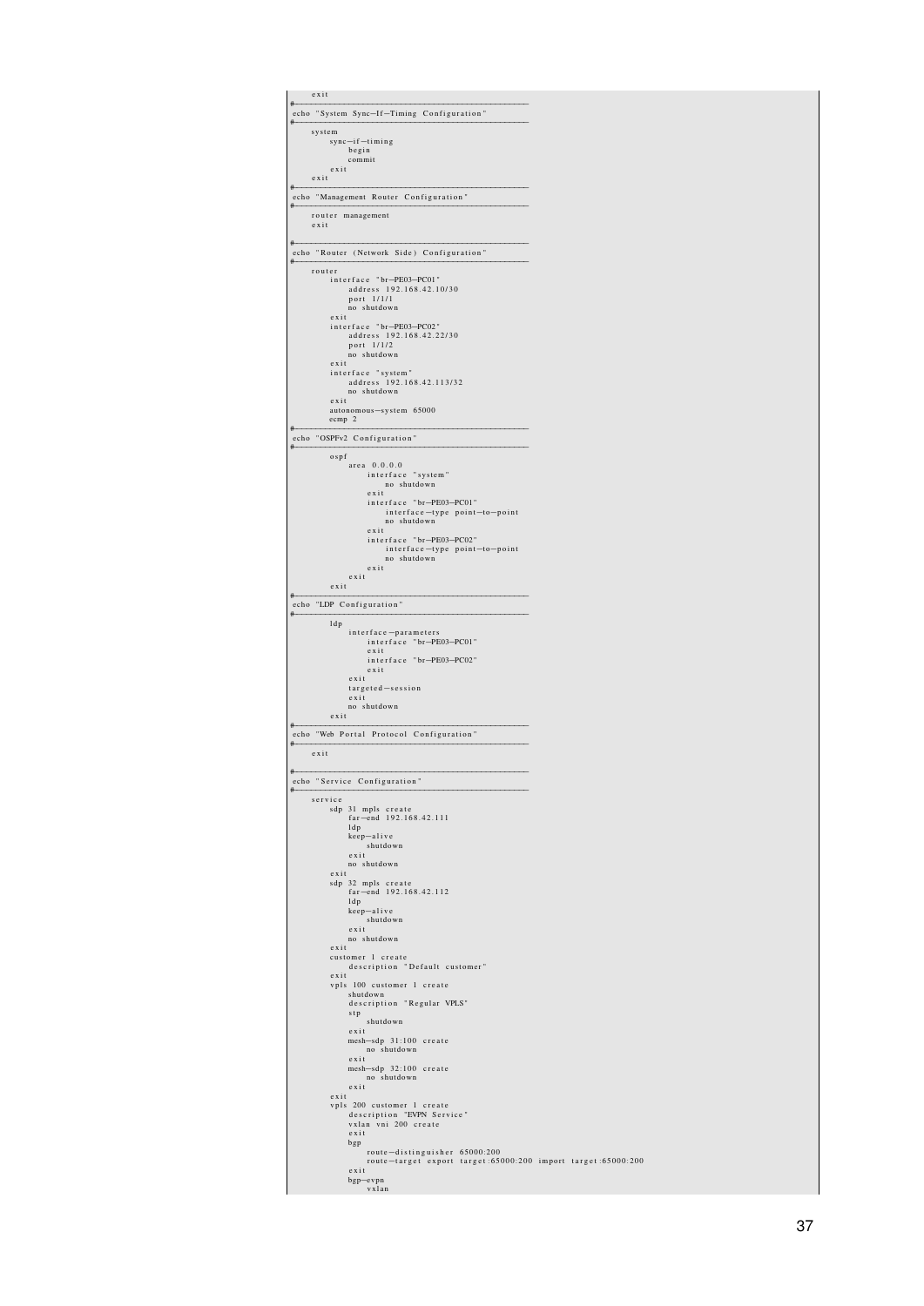```
    exit
#--------------------------------------------------
echo "System Sync-If-Timing Configuration"
#--------------------------------------------------
    system
        sync-if-timing
            begin
            commit
        exit
    exit
#--------------------------------------------------
echo "Management Router Configuration"
#--------------------------------------------------
    router management
    exit

#--------------------------------------------------
echo "Router (Network Side) Configuration"
#--------------------------------------------------
    router
        interface "br-PE03-PC01"
            address 192.168.42.10/30
            port 1/1/1
            no shutdown
        exit
        interface "br-PE03-PC02"
            address 192.168.42.22/30
            port 1/1/2
            no shutdown
        exit
        interface "system"
            address 192.168.42.113/32
            no shutdown
        exit
        autonomous-system 65000
        ecmp 2
#--------------------------------------------------
echo "OSPFv2 Configuration"
#--------------------------------------------------
        ospf
            area 0.0.0.0
                interface "system"
                    no shutdown
                exit
                interface "br-PE03-PC01"
                    interface-type point-to-point
                    no shutdown
                exit
                interface "br-PE03-PC02"
                    interface-type point-to-point
                    no shutdown
                exit
            exit
        exit
#--------------------------------------------------
echo "LDP Configuration"
#--------------------------------------------------
        ldp
            interface-parameters
                interface "br-PE03-PC01"
                exit
                interface "br-PE03-PC02"
                exit
            exit
            targeted-session
            exit
            no shutdown
        exit
#--------------------------------------------------
echo "Web Portal Protocol Configuration"
#--------------------------------------------------
    exit

#--------------------------------------------------
echo "Service Configuration"
#--------------------------------------------------
    service
        sdp 31 mpls create
            far-end 192.168.42.111
            ldp
            keep-alive
                shutdown
            exit
            no shutdown
        exit
        sdp 32 mpls create
            far-end 192.168.42.112
            ldp
            keep-alive
                shutdown
            exit
            no shutdown
        exit
        customer 1 create
            description "Default customer"
        exit
        vpls 100 customer 1 create
            shutdown
            description "Regular VPLS"
            stp
                shutdown
            exit
            mesh-sdp 31:100 create
                no shutdown
            exit
            mesh-sdp 32:100 create
                no shutdown
            exit
        exit
        vpls 200 customer 1 create
            description "EVPN Service"
            vxlan vni 200 create
            exit
            bgp
                route-distinguisher 65000:200
                route-target export target:65000:200 import target:65000:200
            exit
            bgp-evpn
                vxlan
```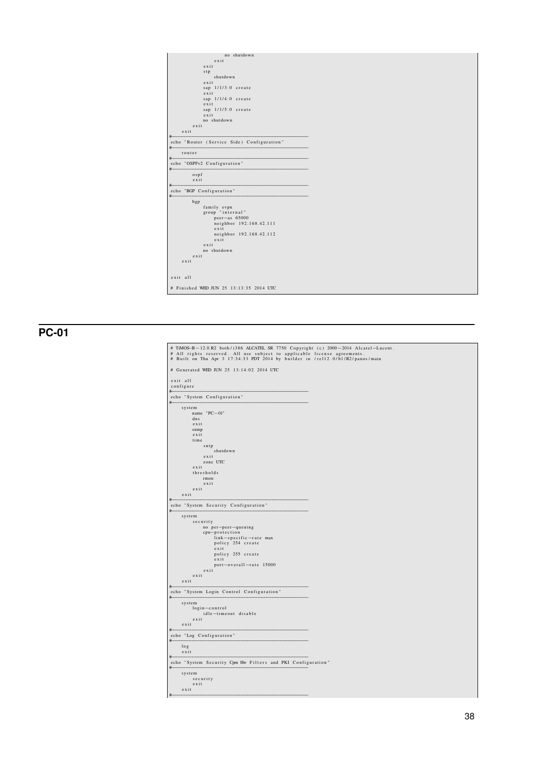```
                        no shutdown
                    exit
                exit
                stp
                    shutdown
                exit
                sap 1/1/3:0 create
                exit
                sap 1/1/4:0 create
                exit
                sap 1/1/5:0 create
                exit
                no shutdown
            exit
        exit
#--------------------------------------------------
echo "Router (Service Side) Configuration"
#--------------------------------------------------
    router
#--------------------------------------------------
echo "OSPFv2 Configuration"
#--------------------------------------------------
            ospf
            exit
#--------------------------------------------------
echo "BGP Configuration"
#--------------------------------------------------
            bgp
                family evpn
                group "internal"
                    peer-as 65000
                    neighbor 192.168.42.111
                    exit
                    neighbor 192.168.42.112
                    exit
                exit
                no shutdown
            exit
        exit


exit all

# Finished WED JUN 25 13:13:35 2014 UTC
```

## PC-01

```
# TiMOS-B-12.0.R2 both/i386 ALCATEL SR 7750 Copyright (c) 2000-2014 Alcatel-Lucent.
# All rights reserved. All use subject to applicable license agreements.
# Built on Thu Apr 3 17:34:33 PDT 2014 by builder in /rel12.0/b1/R2/panos/main

# Generated WED JUN 25 13:14:02 2014 UTC

exit all
configure
#--------------------------------------------------
echo "System Configuration"
#--------------------------------------------------
    system
        name "PC-01"
        dns
        exit
        snmp
        exit
        time
            sntp
                shutdown
            exit
            zone UTC
        exit
        thresholds
            rmon
            exit
        exit
    exit
#--------------------------------------------------
echo "System Security Configuration"
#--------------------------------------------------
    system
        security
            no per-peer-queuing
            cpu-protection
                link-specific-rate max
                policy 254 create
                exit
                policy 255 create
                exit
                port-overall-rate 15000
            exit
        exit
    exit
#--------------------------------------------------
echo "System Login Control Configuration"
#--------------------------------------------------
    system
        login-control
            idle-timeout disable
        exit
    exit
#--------------------------------------------------
echo "Log Configuration"
#--------------------------------------------------
    log
    exit
#--------------------------------------------------
echo "System Security Cpm Hw Filters and PKI Configuration"
#--------------------------------------------------
    system
        security
        exit
    exit
#--------------------------------------------------
```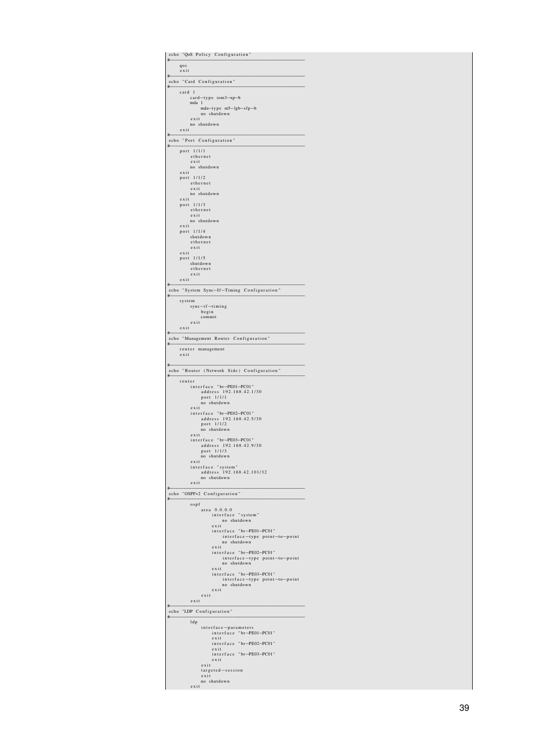```
echo "QoS Policy Configuration"
#--------------------------------------------------
    qos
    exit
#--------------------------------------------------
echo "Card Configuration"
#--------------------------------------------------
    card 1
        card-type iom3-xp-b
        mda 1
            mda-type m5-1gb-sfp-b
            no shutdown
        exit
        no shutdown
    exit
#--------------------------------------------------
echo "Port Configuration"
#--------------------------------------------------
    port 1/1/1
        ethernet
        exit
        no shutdown
    exit
    port 1/1/2
        ethernet
        exit
        no shutdown
    exit
    port 1/1/3
        ethernet
        exit
        no shutdown
    exit
    port 1/1/4
        shutdown
        ethernet
        exit
    exit
    port 1/1/5
        shutdown
        ethernet
        exit
    exit
#--------------------------------------------------
echo "System Sync-If-Timing Configuration"
#--------------------------------------------------
    system
        sync-if-timing
            begin
            commit
        exit
    exit
#--------------------------------------------------
echo "Management Router Configuration"
#--------------------------------------------------
    router management
    exit

#--------------------------------------------------
echo "Router (Network Side) Configuration"
#--------------------------------------------------
    router
        interface "br-PE01-PC01"
            address 192.168.42.1/30
            port 1/1/1
            no shutdown
        exit
        interface "br-PE02-PC01"
            address 192.168.42.5/30
            port 1/1/2
            no shutdown
        exit
        interface "br-PE03-PC01"
            address 192.168.42.9/30
            port 1/1/3
            no shutdown
        exit
        interface "system"
            address 192.168.42.101/32
            no shutdown
        exit
#--------------------------------------------------
echo "OSPFv2 Configuration"
#--------------------------------------------------
        ospf
            area 0.0.0.0
                interface "system"
                    no shutdown
                exit
                interface "br-PE01-PC01"
                    interface-type point-to-point
                    no shutdown
                exit
                interface "br-PE02-PC01"
                    interface-type point-to-point
                    no shutdown
                exit
                interface "br-PE03-PC01"
                    interface-type point-to-point
                    no shutdown
                exit
            exit
        exit
#--------------------------------------------------
echo "LDP Configuration"
#--------------------------------------------------
        ldp
            interface-parameters
                interface "br-PE01-PC01"
                exit
                interface "br-PE02-PC01"
                exit
                interface "br-PE03-PC01"
                exit
            exit
            targeted-session
            exit
            no shutdown
        exit
```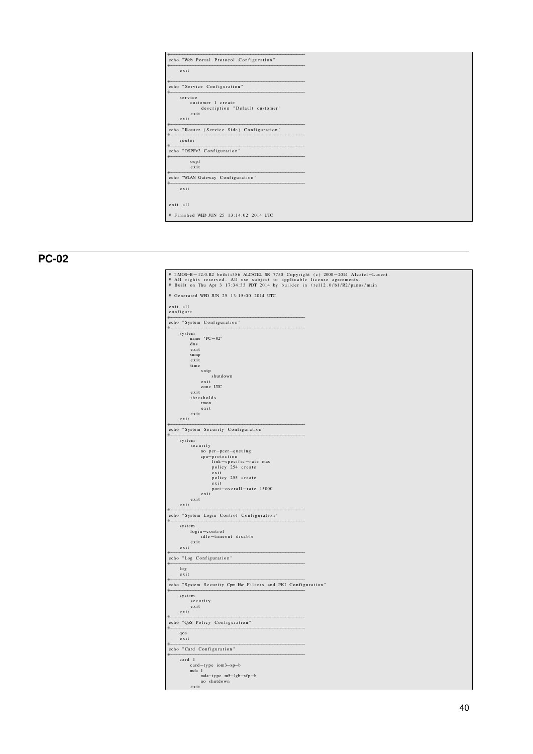```
#--------------------------------------------------
echo "Web Portal Protocol Configuration"
#--------------------------------------------------
    exit

#--------------------------------------------------
echo "Service Configuration"
#--------------------------------------------------
    service
        customer 1 create
            description "Default customer"
        exit
    exit
#--------------------------------------------------
echo "Router (Service Side) Configuration"
#--------------------------------------------------
    router
#--------------------------------------------------
echo "OSPFv2 Configuration"
#--------------------------------------------------
        ospf
        exit
#--------------------------------------------------
echo "WLAN Gateway Configuration"
#--------------------------------------------------
    exit


exit all

# Finished WED JUN 25 13:14:02 2014 UTC
```

## PC-02

```
# TiMOS-B-12.0.R2 both/i386 ALCATEL SR 7750 Copyright (c) 2000-2014 Alcatel-Lucent.
# All rights reserved. All use subject to applicable license agreements.
# Built on Thu Apr 3 17:34:33 PDT 2014 by builder in /rel12.0/b1/R2/panos/main

# Generated WED JUN 25 13:15:00 2014 UTC

exit all
configure
#--------------------------------------------------
echo "System Configuration"
#--------------------------------------------------
    system
        name "PC-02"
        dns
        exit
        snmp
        exit
        time
            sntp
                shutdown
            exit
            zone UTC
        exit
        thresholds
            rmon
            exit
        exit
    exit
#--------------------------------------------------
echo "System Security Configuration"
#--------------------------------------------------
    system
        security
            no per-peer-queuing
            cpu-protection
                link-specific-rate max
                policy 254 create
                exit
                policy 255 create
                exit
                port-overall-rate 15000
            exit
        exit
    exit
#--------------------------------------------------
echo "System Login Control Configuration"
#--------------------------------------------------
    system
        login-control
            idle-timeout disable
        exit
    exit
#--------------------------------------------------
echo "Log Configuration"
#--------------------------------------------------
    log
    exit
#--------------------------------------------------
echo "System Security Cpm Hw Filters and PKI Configuration"
#--------------------------------------------------
    system
        security
        exit
    exit
#--------------------------------------------------
echo "QoS Policy Configuration"
#--------------------------------------------------
    qos
    exit
#--------------------------------------------------
echo "Card Configuration"
#--------------------------------------------------
    card 1
        card-type iom3-xp-b
        mda 1
            mda-type m5-1gb-sfp-b
            no shutdown
        exit
```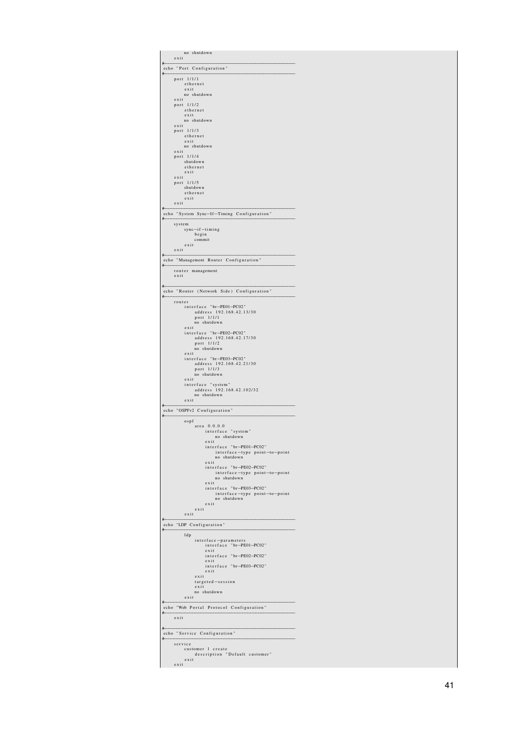```
        no shutdown
    exit
#--------------------------------------------------
echo "Port Configuration"
#--------------------------------------------------
    port 1/1/1
        ethernet
        exit
        no shutdown
    exit
    port 1/1/2
        ethernet
        exit
        no shutdown
    exit
    port 1/1/3
        ethernet
        exit
        no shutdown
    exit
    port 1/1/4
        shutdown
        ethernet
        exit
    exit
    port 1/1/5
        shutdown
        ethernet
        exit
    exit
#--------------------------------------------------
echo "System Sync-If-Timing Configuration"
#--------------------------------------------------
    system
        sync-if-timing
            begin
            commit
        exit
    exit
#--------------------------------------------------
echo "Management Router Configuration"
#--------------------------------------------------
    router management
    exit

#--------------------------------------------------
echo "Router (Network Side) Configuration"
#--------------------------------------------------
    router
        interface "br-PE01-PC02"
            address 192.168.42.13/30
            port 1/1/1
            no shutdown
        exit
        interface "br-PE02-PC02"
            address 192.168.42.17/30
            port 1/1/2
            no shutdown
        exit
        interface "br-PE03-PC02"
            address 192.168.42.21/30
            port 1/1/3
            no shutdown
        exit
        interface "system"
            address 192.168.42.102/32
            no shutdown
        exit
#--------------------------------------------------
echo "OSPFv2 Configuration"
#--------------------------------------------------
        ospf
            area 0.0.0.0
                interface "system"
                    no shutdown
                exit
                interface "br-PE01-PC02"
                    interface-type point-to-point
                    no shutdown
                exit
                interface "br-PE02-PC02"
                    interface-type point-to-point
                    no shutdown
                exit
                interface "br-PE03-PC02"
                    interface-type point-to-point
                    no shutdown
                exit
            exit
        exit
#--------------------------------------------------
echo "LDP Configuration"
#--------------------------------------------------
        ldp
            interface-parameters
                interface "br-PE01-PC02"
                exit
                interface "br-PE02-PC02"
                exit
                interface "br-PE03-PC02"
                exit
            exit
            targeted-session
            exit
            no shutdown
        exit
#--------------------------------------------------
echo "Web Portal Protocol Configuration"
#--------------------------------------------------
    exit

#--------------------------------------------------
echo "Service Configuration"
#--------------------------------------------------
    service
        customer 1 create
            description "Default customer"
        exit
    exit
```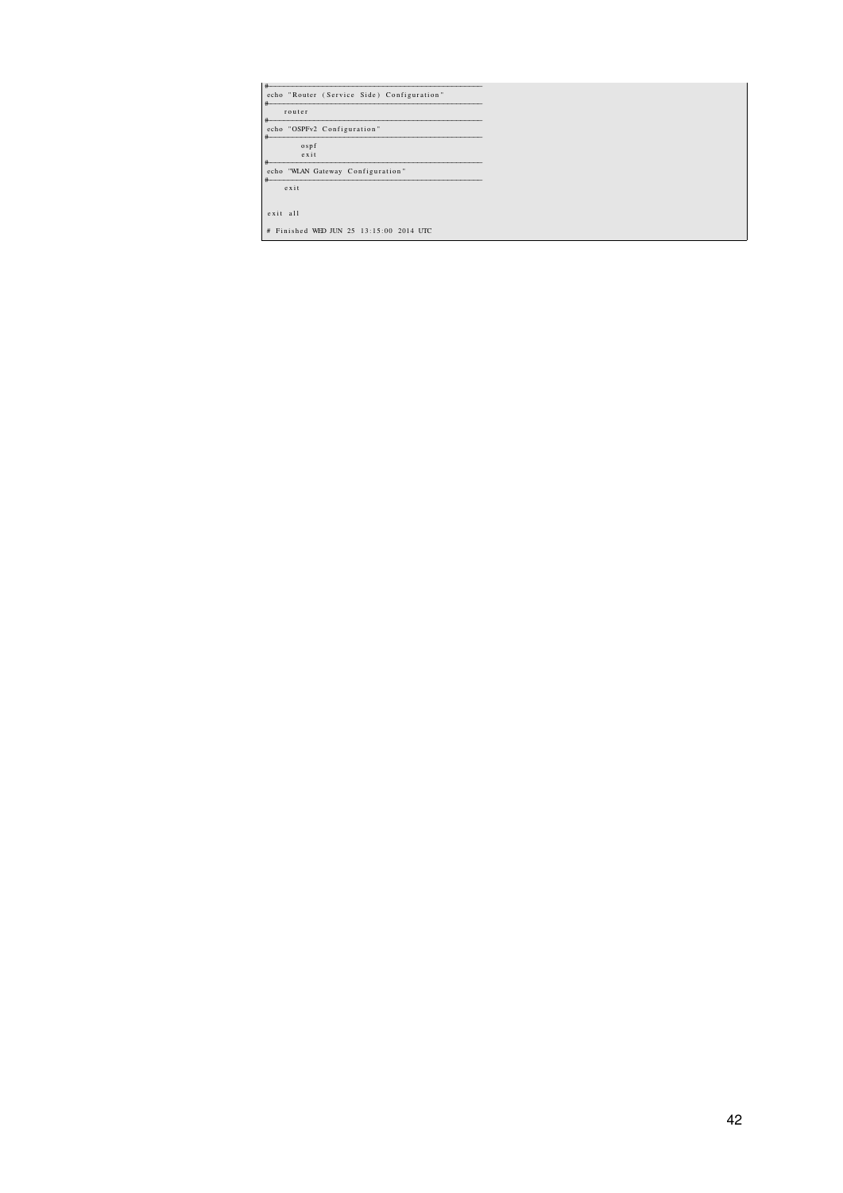```
#--------------------------------------------------
echo "Router (Service Side) Configuration"
#--------------------------------------------------
    router
#--------------------------------------------------
echo "OSPFv2 Configuration"
#--------------------------------------------------
        ospf
        exit
#--------------------------------------------------
echo "WLAN Gateway Configuration"
#--------------------------------------------------
    exit


exit all

# Finished WED JUN 25 13:15:00 2014 UTC
```